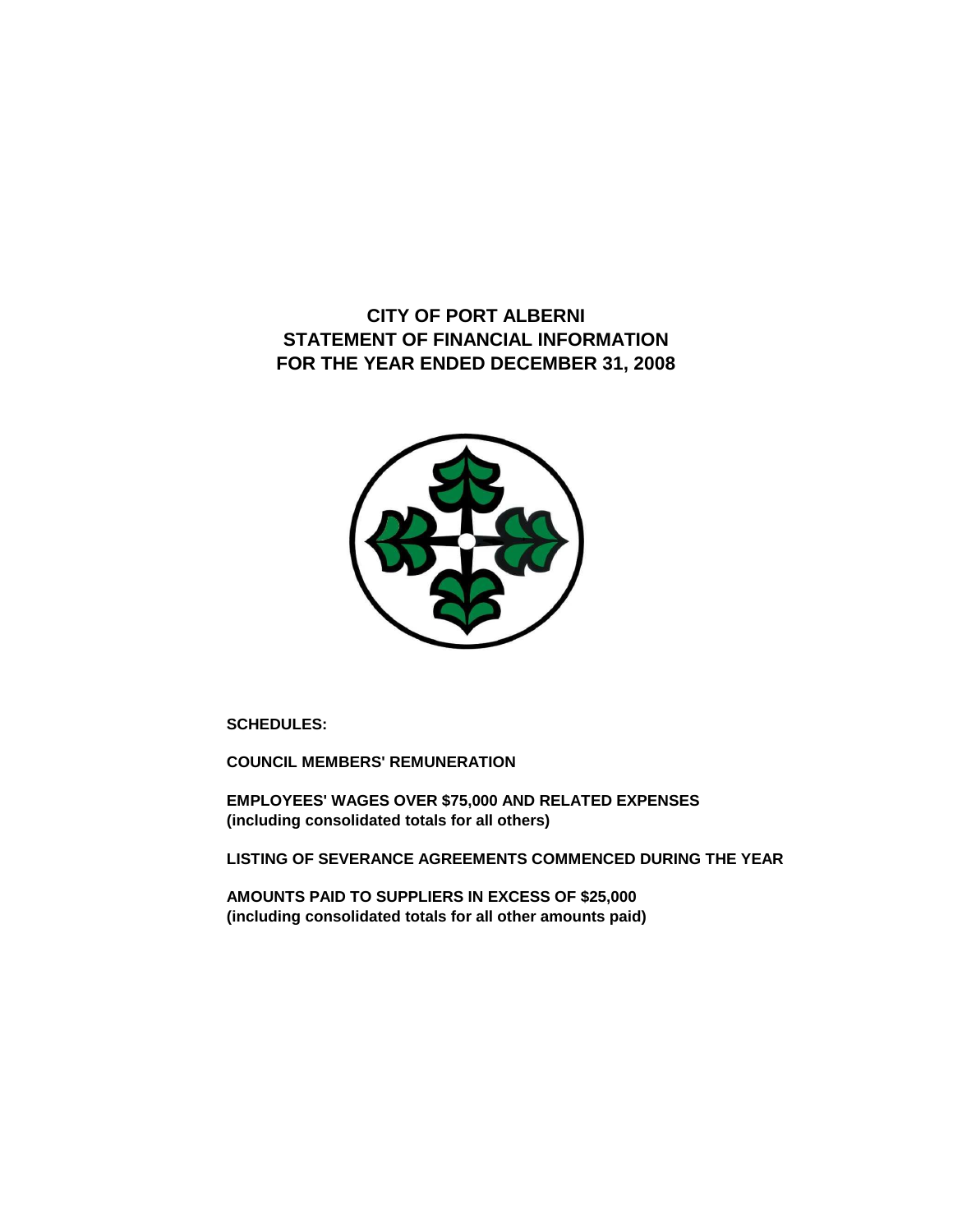# CITY OF PORT ALBERNI
# STATEMENT OF FINANCIAL INFORMATION
# FOR THE YEAR ENDED DECEMBER 31, 2008

**SCHEDULES:**

**COUNCIL MEMBERS' REMUNERATION**

**EMPLOYEES' WAGES OVER $75,000 AND RELATED EXPENSES**
**(including consolidated totals for all others)**

**LISTING OF SEVERANCE AGREEMENTS COMMENCED DURING THE YEAR**

**AMOUNTS PAID TO SUPPLIERS IN EXCESS OF $25,000**
**(including consolidated totals for all other amounts paid)**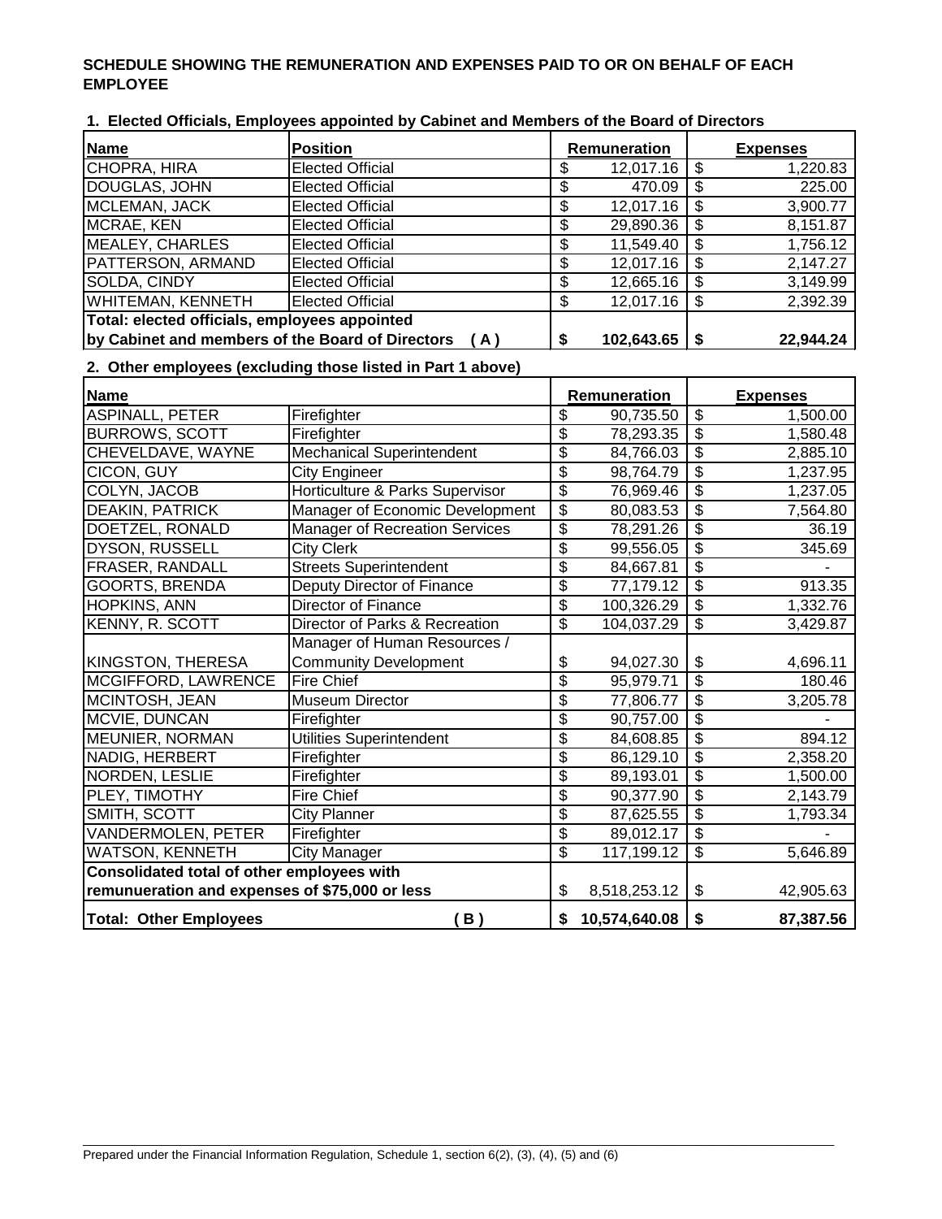**SCHEDULE SHOWING THE REMUNERATION AND EXPENSES PAID TO OR ON BEHALF OF EACH EMPLOYEE**

**1. Elected Officials, Employees appointed by Cabinet and Members of the Board of Directors**

| Name | Position | Remuneration | Expenses |
|---|---|---|---|
| CHOPRA, HIRA | Elected Official | $ 12,017.16 | $ 1,220.83 |
| DOUGLAS, JOHN | Elected Official | $ 470.09 | $ 225.00 |
| MCLEMAN, JACK | Elected Official | $ 12,017.16 | $ 3,900.77 |
| MCRAE, KEN | Elected Official | $ 29,890.36 | $ 8,151.87 |
| MEALEY, CHARLES | Elected Official | $ 11,549.40 | $ 1,756.12 |
| PATTERSON, ARMAND | Elected Official | $ 12,017.16 | $ 2,147.27 |
| SOLDA, CINDY | Elected Official | $ 12,665.16 | $ 3,149.99 |
| WHITEMAN, KENNETH | Elected Official | $ 12,017.16 | $ 2,392.39 |
| **Total: elected officials, employees appointed by Cabinet and members of the Board of Directors (A)** | | **$ 102,643.65** | **$ 22,944.24** |

**2. Other employees (excluding those listed in Part 1 above)**

| Name | | Remuneration | Expenses |
|---|---|---|---|
| ASPINALL, PETER | Firefighter | $ 90,735.50 | $ 1,500.00 |
| BURROWS, SCOTT | Firefighter | $ 78,293.35 | $ 1,580.48 |
| CHEVELDAVE, WAYNE | Mechanical Superintendent | $ 84,766.03 | $ 2,885.10 |
| CICON, GUY | City Engineer | $ 98,764.79 | $ 1,237.95 |
| COLYN, JACOB | Horticulture & Parks Supervisor | $ 76,969.46 | $ 1,237.05 |
| DEAKIN, PATRICK | Manager of Economic Development | $ 80,083.53 | $ 7,564.80 |
| DOETZEL, RONALD | Manager of Recreation Services | $ 78,291.26 | $ 36.19 |
| DYSON, RUSSELL | City Clerk | $ 99,556.05 | $ 345.69 |
| FRASER, RANDALL | Streets Superintendent | $ 84,667.81 | $ - |
| GOORTS, BRENDA | Deputy Director of Finance | $ 77,179.12 | $ 913.35 |
| HOPKINS, ANN | Director of Finance | $ 100,326.29 | $ 1,332.76 |
| KENNY, R. SCOTT | Director of Parks & Recreation | $ 104,037.29 | $ 3,429.87 |
| KINGSTON, THERESA | Manager of Human Resources / Community Development | $ 94,027.30 | $ 4,696.11 |
| MCGIFFORD, LAWRENCE | Fire Chief | $ 95,979.71 | $ 180.46 |
| MCINTOSH, JEAN | Museum Director | $ 77,806.77 | $ 3,205.78 |
| MCVIE, DUNCAN | Firefighter | $ 90,757.00 | $ - |
| MEUNIER, NORMAN | Utilities Superintendent | $ 84,608.85 | $ 894.12 |
| NADIG, HERBERT | Firefighter | $ 86,129.10 | $ 2,358.20 |
| NORDEN, LESLIE | Firefighter | $ 89,193.01 | $ 1,500.00 |
| PLEY, TIMOTHY | Fire Chief | $ 90,377.90 | $ 2,143.79 |
| SMITH, SCOTT | City Planner | $ 87,625.55 | $ 1,793.34 |
| VANDERMOLEN, PETER | Firefighter | $ 89,012.17 | $ - |
| WATSON, KENNETH | City Manager | $ 117,199.12 | $ 5,646.89 |
| **Consolidated total of other employees with remunueration and expenses of $75,000 or less** | | $ 8,518,253.12 | $ 42,905.63 |
| **Total: Other Employees (B)** | | **$ 10,574,640.08** | **$ 87,387.56** |

Prepared under the Financial Information Regulation, Schedule 1, section 6(2), (3), (4), (5) and (6)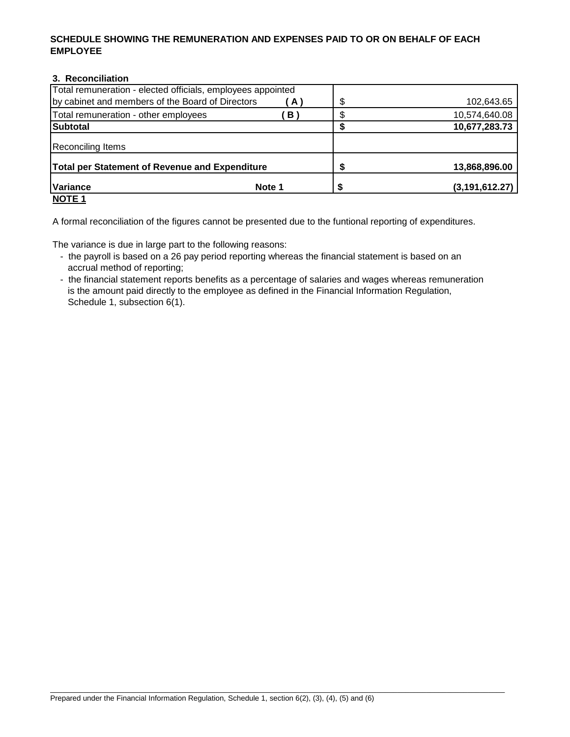**SCHEDULE SHOWING THE REMUNERATION AND EXPENSES PAID TO OR ON BEHALF OF EACH EMPLOYEE**

**3. Reconciliation**

| | | |
|---|---|---|
| Total remuneration - elected officials, employees appointed by cabinet and members of the Board of Directors ( A ) | $ | 102,643.65 |
| Total remuneration - other employees ( B ) | $ | 10,574,640.08 |
| **Subtotal** | **$** | **10,677,283.73** |
| Reconciling Items | | |
| **Total per Statement of Revenue and Expenditure** | **$** | **13,868,896.00** |
| **Variance** **Note 1** | **$** | **(3,191,612.27)** |

**NOTE 1**

A formal reconciliation of the figures cannot be presented due to the funtional reporting of expenditures.

The variance is due in large part to the following reasons:

- the payroll is based on a 26 pay period reporting whereas the financial statement is based on an accrual method of reporting;
- the financial statement reports benefits as a percentage of salaries and wages whereas remuneration is the amount paid directly to the employee as defined in the Financial Information Regulation, Schedule 1, subsection 6(1).

Prepared under the Financial Information Regulation, Schedule 1, section 6(2), (3), (4), (5) and (6)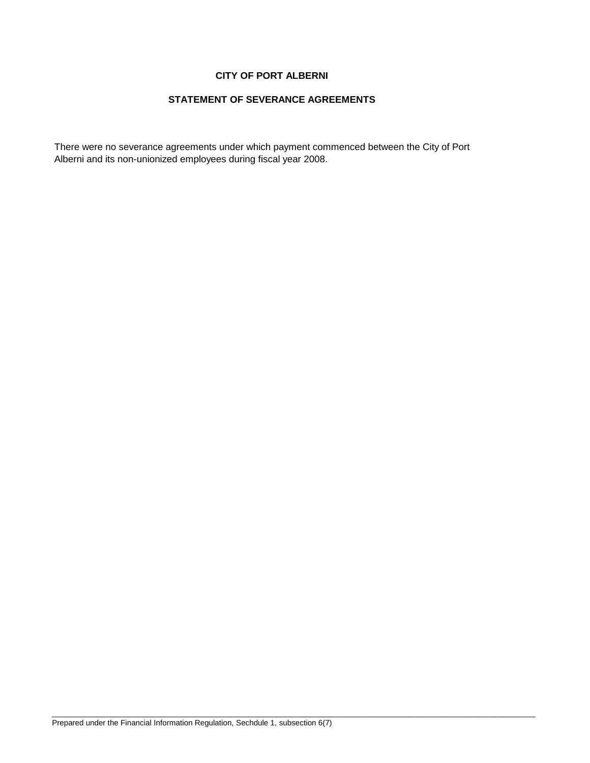**CITY OF PORT ALBERNI**

**STATEMENT OF SEVERANCE AGREEMENTS**

There were no severance agreements under which payment commenced between the City of Port Alberni and its non-unionized employees during fiscal year 2008.

Prepared under the Financial Information Regulation, Sechdule 1, subsection 6(7)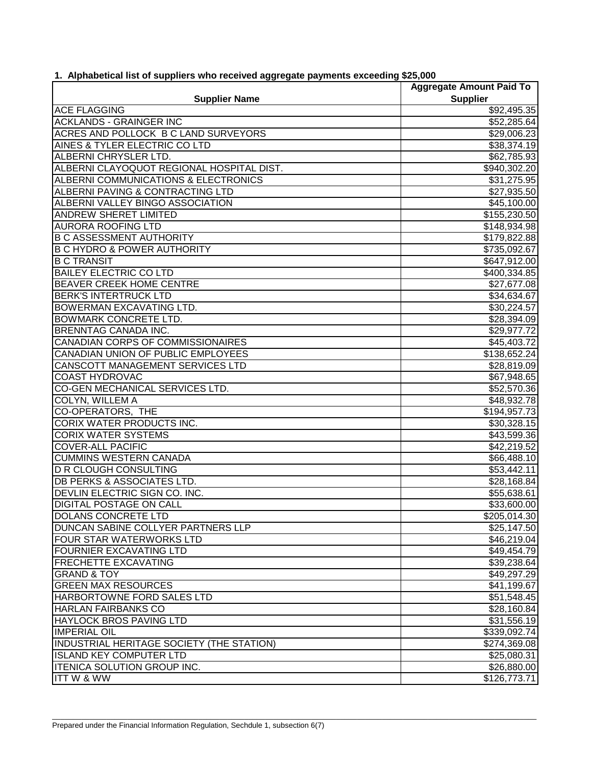**1. Alphabetical list of suppliers who received aggregate payments exceeding $25,000**

| Supplier Name | Aggregate Amount Paid To Supplier |
|---|---|
| ACE FLAGGING | $92,495.35 |
| ACKLANDS - GRAINGER INC | $52,285.64 |
| ACRES AND POLLOCK B C LAND SURVEYORS | $29,006.23 |
| AINES & TYLER ELECTRIC CO LTD | $38,374.19 |
| ALBERNI CHRYSLER LTD. | $62,785.93 |
| ALBERNI CLAYOQUOT REGIONAL HOSPITAL DIST. | $940,302.20 |
| ALBERNI COMMUNICATIONS & ELECTRONICS | $31,275.95 |
| ALBERNI PAVING & CONTRACTING LTD | $27,935.50 |
| ALBERNI VALLEY BINGO ASSOCIATION | $45,100.00 |
| ANDREW SHERET LIMITED | $155,230.50 |
| AURORA ROOFING LTD | $148,934.98 |
| B C ASSESSMENT AUTHORITY | $179,822.88 |
| B C HYDRO & POWER AUTHORITY | $735,092.67 |
| B C TRANSIT | $647,912.00 |
| BAILEY ELECTRIC CO LTD | $400,334.85 |
| BEAVER CREEK HOME CENTRE | $27,677.08 |
| BERK'S INTERTRUCK LTD | $34,634.67 |
| BOWERMAN EXCAVATING LTD. | $30,224.57 |
| BOWMARK CONCRETE LTD. | $28,394.09 |
| BRENNTAG CANADA INC. | $29,977.72 |
| CANADIAN CORPS OF COMMISSIONAIRES | $45,403.72 |
| CANADIAN UNION OF PUBLIC EMPLOYEES | $138,652.24 |
| CANSCOTT MANAGEMENT SERVICES LTD | $28,819.09 |
| COAST HYDROVAC | $67,948.65 |
| CO-GEN MECHANICAL SERVICES LTD. | $52,570.36 |
| COLYN, WILLEM A | $48,932.78 |
| CO-OPERATORS, THE | $194,957.73 |
| CORIX WATER PRODUCTS INC. | $30,328.15 |
| CORIX WATER SYSTEMS | $43,599.36 |
| COVER-ALL PACIFIC | $42,219.52 |
| CUMMINS WESTERN CANADA | $66,488.10 |
| D R CLOUGH CONSULTING | $53,442.11 |
| DB PERKS & ASSOCIATES LTD. | $28,168.84 |
| DEVLIN ELECTRIC SIGN CO. INC. | $55,638.61 |
| DIGITAL POSTAGE ON CALL | $33,600.00 |
| DOLANS CONCRETE LTD | $205,014.30 |
| DUNCAN SABINE COLLYER PARTNERS LLP | $25,147.50 |
| FOUR STAR WATERWORKS LTD | $46,219.04 |
| FOURNIER EXCAVATING LTD | $49,454.79 |
| FRECHETTE EXCAVATING | $39,238.64 |
| GRAND & TOY | $49,297.29 |
| GREEN MAX RESOURCES | $41,199.67 |
| HARBORTOWNE FORD SALES LTD | $51,548.45 |
| HARLAN FAIRBANKS CO | $28,160.84 |
| HAYLOCK BROS PAVING LTD | $31,556.19 |
| IMPERIAL OIL | $339,092.74 |
| INDUSTRIAL HERITAGE SOCIETY (THE STATION) | $274,369.08 |
| ISLAND KEY COMPUTER LTD | $25,080.31 |
| ITENICA SOLUTION GROUP INC. | $26,880.00 |
| ITT W & WW | $126,773.71 |

Prepared under the Financial Information Regulation, Sechdule 1, subsection 6(7)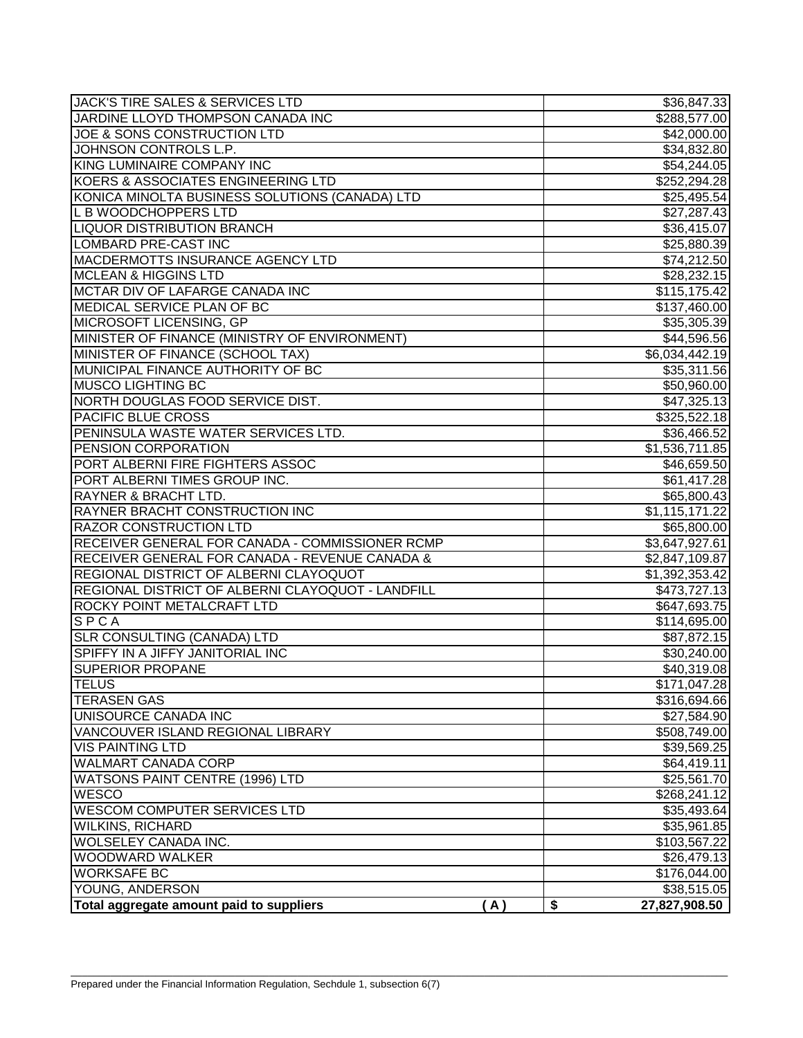| | |
|---|---|
| JACK'S TIRE SALES & SERVICES LTD | $36,847.33 |
| JARDINE LLOYD THOMPSON CANADA INC | $288,577.00 |
| JOE & SONS CONSTRUCTION LTD | $42,000.00 |
| JOHNSON CONTROLS L.P. | $34,832.80 |
| KING LUMINAIRE COMPANY INC | $54,244.05 |
| KOERS & ASSOCIATES ENGINEERING LTD | $252,294.28 |
| KONICA MINOLTA BUSINESS SOLUTIONS (CANADA) LTD | $25,495.54 |
| L B WOODCHOPPERS LTD | $27,287.43 |
| LIQUOR DISTRIBUTION BRANCH | $36,415.07 |
| LOMBARD PRE-CAST INC | $25,880.39 |
| MACDERMOTTS INSURANCE AGENCY LTD | $74,212.50 |
| MCLEAN & HIGGINS LTD | $28,232.15 |
| MCTAR DIV OF LAFARGE CANADA INC | $115,175.42 |
| MEDICAL SERVICE PLAN OF BC | $137,460.00 |
| MICROSOFT LICENSING, GP | $35,305.39 |
| MINISTER OF FINANCE (MINISTRY OF ENVIRONMENT) | $44,596.56 |
| MINISTER OF FINANCE (SCHOOL TAX) | $6,034,442.19 |
| MUNICIPAL FINANCE AUTHORITY OF BC | $35,311.56 |
| MUSCO LIGHTING BC | $50,960.00 |
| NORTH DOUGLAS FOOD SERVICE DIST. | $47,325.13 |
| PACIFIC BLUE CROSS | $325,522.18 |
| PENINSULA WASTE WATER SERVICES LTD. | $36,466.52 |
| PENSION CORPORATION | $1,536,711.85 |
| PORT ALBERNI FIRE FIGHTERS ASSOC | $46,659.50 |
| PORT ALBERNI TIMES GROUP INC. | $61,417.28 |
| RAYNER & BRACHT LTD. | $65,800.43 |
| RAYNER BRACHT CONSTRUCTION INC | $1,115,171.22 |
| RAZOR CONSTRUCTION LTD | $65,800.00 |
| RECEIVER GENERAL FOR CANADA - COMMISSIONER RCMP | $3,647,927.61 |
| RECEIVER GENERAL FOR CANADA - REVENUE CANADA & | $2,847,109.87 |
| REGIONAL DISTRICT OF ALBERNI CLAYOQUOT | $1,392,353.42 |
| REGIONAL DISTRICT OF ALBERNI CLAYOQUOT - LANDFILL | $473,727.13 |
| ROCKY POINT METALCRAFT LTD | $647,693.75 |
| S P C A | $114,695.00 |
| SLR CONSULTING (CANADA) LTD | $87,872.15 |
| SPIFFY IN A JIFFY JANITORIAL INC | $30,240.00 |
| SUPERIOR PROPANE | $40,319.08 |
| TELUS | $171,047.28 |
| TERASEN GAS | $316,694.66 |
| UNISOURCE CANADA INC | $27,584.90 |
| VANCOUVER ISLAND REGIONAL LIBRARY | $508,749.00 |
| VIS PAINTING LTD | $39,569.25 |
| WALMART CANADA CORP | $64,419.11 |
| WATSONS PAINT CENTRE (1996) LTD | $25,561.70 |
| WESCO | $268,241.12 |
| WESCOM COMPUTER SERVICES LTD | $35,493.64 |
| WILKINS, RICHARD | $35,961.85 |
| WOLSELEY CANADA INC. | $103,567.22 |
| WOODWARD WALKER | $26,479.13 |
| WORKSAFE BC | $176,044.00 |
| YOUNG, ANDERSON | $38,515.05 |
| **Total aggregate amount paid to suppliers (A)** | **$ 27,827,908.50** |

Prepared under the Financial Information Regulation, Sechdule 1, subsection 6(7)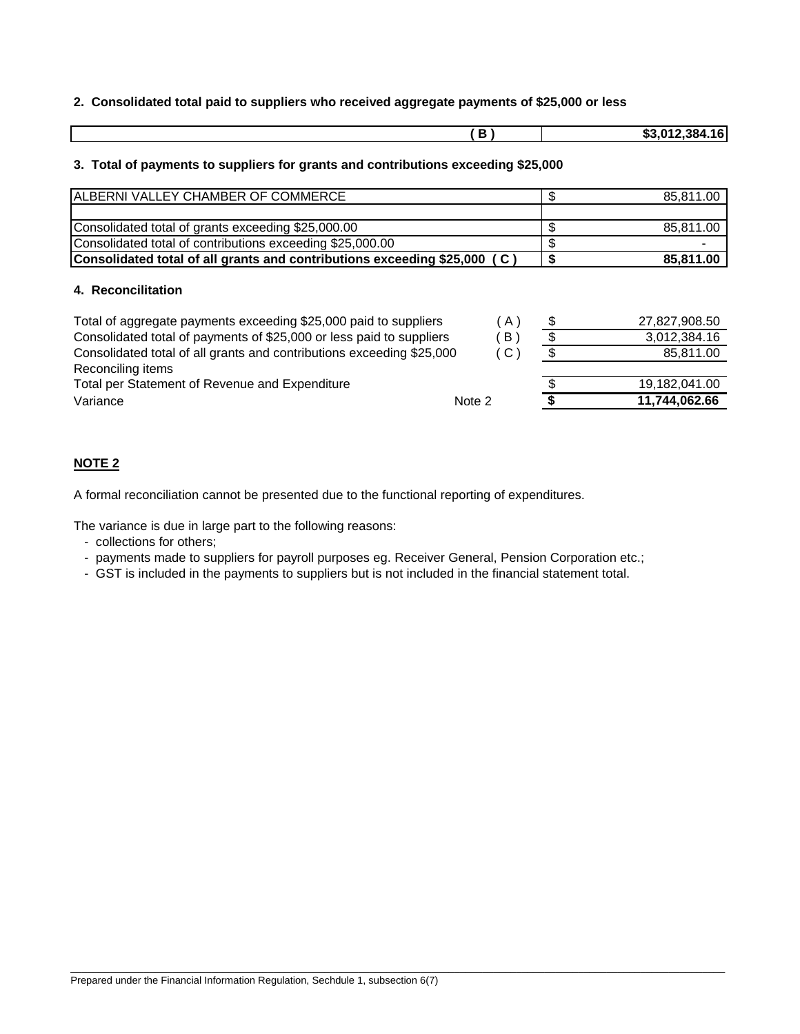**2. Consolidated total paid to suppliers who received aggregate payments of $25,000 or less**

| ( B ) | $3,012,384.16 |
|---|---|

**3. Total of payments to suppliers for grants and contributions exceeding $25,000**

| | | |
|---|---|---|
| ALBERNI VALLEY CHAMBER OF COMMERCE | $ | 85,811.00 |
| | | |
| Consolidated total of grants exceeding $25,000.00 | $ | 85,811.00 |
| Consolidated total of contributions exceeding $25,000.00 | $ | - |
| **Consolidated total of all grants and contributions exceeding $25,000 ( C )** | **$** | **85,811.00** |

**4. Reconcilitation**

| | | | |
|---|---|---|---|
| Total of aggregate payments exceeding $25,000 paid to suppliers | ( A ) | $ | 27,827,908.50 |
| Consolidated total of payments of $25,000 or less paid to suppliers | ( B ) | $ | 3,012,384.16 |
| Consolidated total of all grants and contributions exceeding $25,000 | ( C ) | $ | 85,811.00 |
| Reconciling items | | | |
| Total per Statement of Revenue and Expenditure | | $ | 19,182,041.00 |
| Variance | Note 2 | **$** | **11,744,062.66** |

**NOTE 2**

A formal reconciliation cannot be presented due to the functional reporting of expenditures.

The variance is due in large part to the following reasons:

- collections for others;
- payments made to suppliers for payroll purposes eg. Receiver General, Pension Corporation etc.;
- GST is included in the payments to suppliers but is not included in the financial statement total.

Prepared under the Financial Information Regulation, Sechdule 1, subsection 6(7)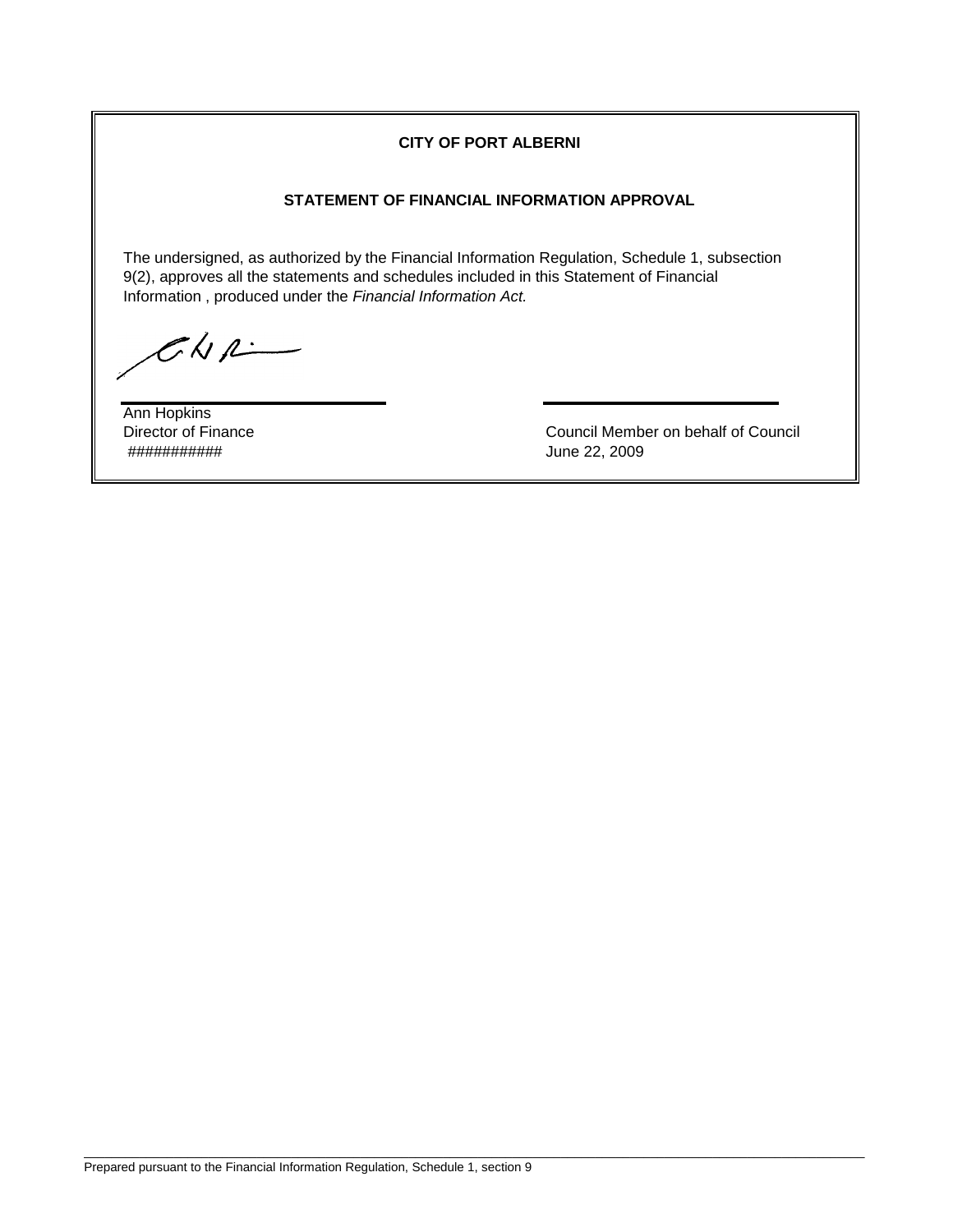**CITY OF PORT ALBERNI**

**STATEMENT OF FINANCIAL INFORMATION APPROVAL**

The undersigned, as authorized by the Financial Information Regulation, Schedule 1, subsection 9(2), approves all the statements and schedules included in this Statement of Financial Information , produced under the *Financial Information Act.*

| | |
|---|---|
| Ann Hopkins | |
| Director of Finance | Council Member on behalf of Council |
| ########### | June 22, 2009 |

Prepared pursuant to the Financial Information Regulation, Schedule 1, section 9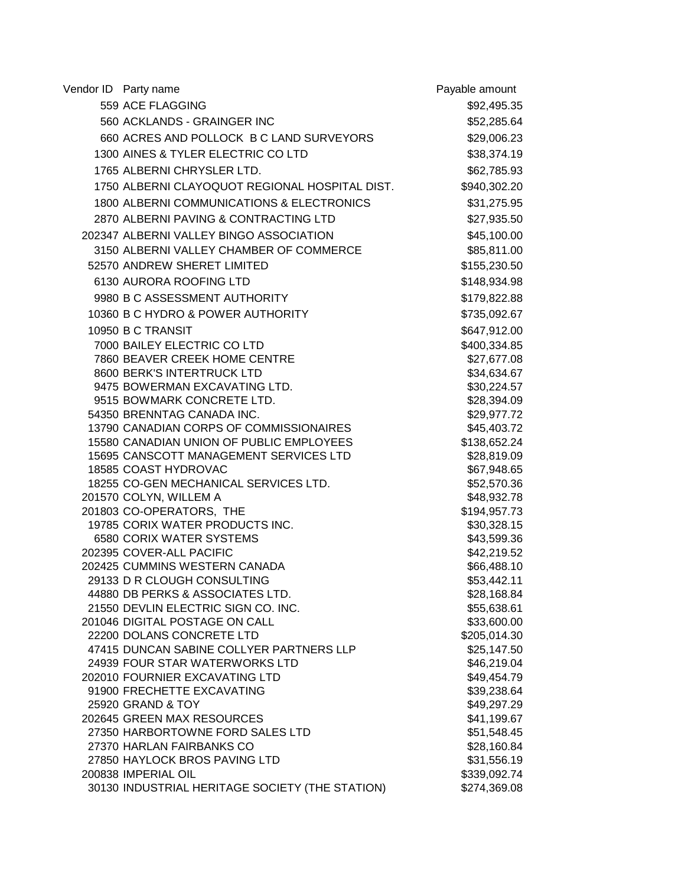| Vendor ID | Party name | Payable amount |
|---|---|---|
| 559 | ACE FLAGGING | $92,495.35 |
| 560 | ACKLANDS - GRAINGER INC | $52,285.64 |
| 660 | ACRES AND POLLOCK B C LAND SURVEYORS | $29,006.23 |
| 1300 | AINES & TYLER ELECTRIC CO LTD | $38,374.19 |
| 1765 | ALBERNI CHRYSLER LTD. | $62,785.93 |
| 1750 | ALBERNI CLAYOQUOT REGIONAL HOSPITAL DIST. | $940,302.20 |
| 1800 | ALBERNI COMMUNICATIONS & ELECTRONICS | $31,275.95 |
| 2870 | ALBERNI PAVING & CONTRACTING LTD | $27,935.50 |
| 202347 | ALBERNI VALLEY BINGO ASSOCIATION | $45,100.00 |
| 3150 | ALBERNI VALLEY CHAMBER OF COMMERCE | $85,811.00 |
| 52570 | ANDREW SHERET LIMITED | $155,230.50 |
| 6130 | AURORA ROOFING LTD | $148,934.98 |
| 9980 | B C ASSESSMENT AUTHORITY | $179,822.88 |
| 10360 | B C HYDRO & POWER AUTHORITY | $735,092.67 |
| 10950 | B C TRANSIT | $647,912.00 |
| 7000 | BAILEY ELECTRIC CO LTD | $400,334.85 |
| 7860 | BEAVER CREEK HOME CENTRE | $27,677.08 |
| 8600 | BERK'S INTERTRUCK LTD | $34,634.67 |
| 9475 | BOWERMAN EXCAVATING LTD. | $30,224.57 |
| 9515 | BOWMARK CONCRETE LTD. | $28,394.09 |
| 54350 | BRENNTAG CANADA INC. | $29,977.72 |
| 13790 | CANADIAN CORPS OF COMMISSIONAIRES | $45,403.72 |
| 15580 | CANADIAN UNION OF PUBLIC EMPLOYEES | $138,652.24 |
| 15695 | CANSCOTT MANAGEMENT SERVICES LTD | $28,819.09 |
| 18585 | COAST HYDROVAC | $67,948.65 |
| 18255 | CO-GEN MECHANICAL SERVICES LTD. | $52,570.36 |
| 201570 | COLYN, WILLEM A | $48,932.78 |
| 201803 | CO-OPERATORS, THE | $194,957.73 |
| 19785 | CORIX WATER PRODUCTS INC. | $30,328.15 |
| 6580 | CORIX WATER SYSTEMS | $43,599.36 |
| 202395 | COVER-ALL PACIFIC | $42,219.52 |
| 202425 | CUMMINS WESTERN CANADA | $66,488.10 |
| 29133 | D R CLOUGH CONSULTING | $53,442.11 |
| 44880 | DB PERKS & ASSOCIATES LTD. | $28,168.84 |
| 21550 | DEVLIN ELECTRIC SIGN CO. INC. | $55,638.61 |
| 201046 | DIGITAL POSTAGE ON CALL | $33,600.00 |
| 22200 | DOLANS CONCRETE LTD | $205,014.30 |
| 47415 | DUNCAN SABINE COLLYER PARTNERS LLP | $25,147.50 |
| 24939 | FOUR STAR WATERWORKS LTD | $46,219.04 |
| 202010 | FOURNIER EXCAVATING LTD | $49,454.79 |
| 91900 | FRECHETTE EXCAVATING | $39,238.64 |
| 25920 | GRAND & TOY | $49,297.29 |
| 202645 | GREEN MAX RESOURCES | $41,199.67 |
| 27350 | HARBORTOWNE FORD SALES LTD | $51,548.45 |
| 27370 | HARLAN FAIRBANKS CO | $28,160.84 |
| 27850 | HAYLOCK BROS PAVING LTD | $31,556.19 |
| 200838 | IMPERIAL OIL | $339,092.74 |
| 30130 | INDUSTRIAL HERITAGE SOCIETY (THE STATION) | $274,369.08 |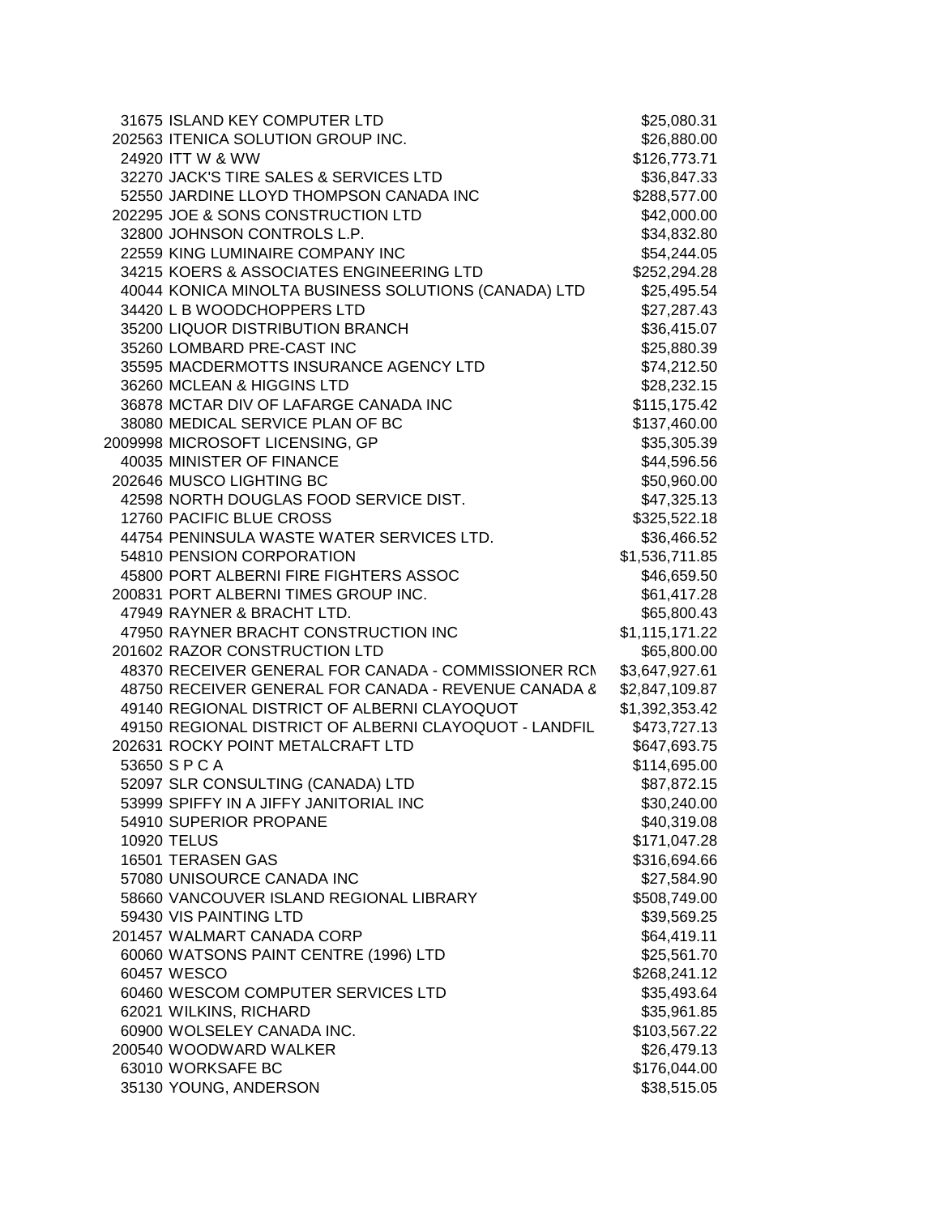| | | |
|---|---|---|
| 31675 | ISLAND KEY COMPUTER LTD | $25,080.31 |
| 202563 | ITENICA SOLUTION GROUP INC. | $26,880.00 |
| 24920 | ITT W & WW | $126,773.71 |
| 32270 | JACK'S TIRE SALES & SERVICES LTD | $36,847.33 |
| 52550 | JARDINE LLOYD THOMPSON CANADA INC | $288,577.00 |
| 202295 | JOE & SONS CONSTRUCTION LTD | $42,000.00 |
| 32800 | JOHNSON CONTROLS L.P. | $34,832.80 |
| 22559 | KING LUMINAIRE COMPANY INC | $54,244.05 |
| 34215 | KOERS & ASSOCIATES ENGINEERING LTD | $252,294.28 |
| 40044 | KONICA MINOLTA BUSINESS SOLUTIONS (CANADA) LTD | $25,495.54 |
| 34420 | L B WOODCHOPPERS LTD | $27,287.43 |
| 35200 | LIQUOR DISTRIBUTION BRANCH | $36,415.07 |
| 35260 | LOMBARD PRE-CAST INC | $25,880.39 |
| 35595 | MACDERMOTTS INSURANCE AGENCY LTD | $74,212.50 |
| 36260 | MCLEAN & HIGGINS LTD | $28,232.15 |
| 36878 | MCTAR DIV OF LAFARGE CANADA INC | $115,175.42 |
| 38080 | MEDICAL SERVICE PLAN OF BC | $137,460.00 |
| 2009998 | MICROSOFT LICENSING, GP | $35,305.39 |
| 40035 | MINISTER OF FINANCE | $44,596.56 |
| 202646 | MUSCO LIGHTING BC | $50,960.00 |
| 42598 | NORTH DOUGLAS FOOD SERVICE DIST. | $47,325.13 |
| 12760 | PACIFIC BLUE CROSS | $325,522.18 |
| 44754 | PENINSULA WASTE WATER SERVICES LTD. | $36,466.52 |
| 54810 | PENSION CORPORATION | $1,536,711.85 |
| 45800 | PORT ALBERNI FIRE FIGHTERS ASSOC | $46,659.50 |
| 200831 | PORT ALBERNI TIMES GROUP INC. | $61,417.28 |
| 47949 | RAYNER & BRACHT LTD. | $65,800.43 |
| 47950 | RAYNER BRACHT CONSTRUCTION INC | $1,115,171.22 |
| 201602 | RAZOR CONSTRUCTION LTD | $65,800.00 |
| 48370 | RECEIVER GENERAL FOR CANADA - COMMISSIONER RCM | $3,647,927.61 |
| 48750 | RECEIVER GENERAL FOR CANADA - REVENUE CANADA & | $2,847,109.87 |
| 49140 | REGIONAL DISTRICT OF ALBERNI CLAYOQUOT | $1,392,353.42 |
| 49150 | REGIONAL DISTRICT OF ALBERNI CLAYOQUOT - LANDFIL | $473,727.13 |
| 202631 | ROCKY POINT METALCRAFT LTD | $647,693.75 |
| 53650 | S P C A | $114,695.00 |
| 52097 | SLR CONSULTING (CANADA) LTD | $87,872.15 |
| 53999 | SPIFFY IN A JIFFY JANITORIAL INC | $30,240.00 |
| 54910 | SUPERIOR PROPANE | $40,319.08 |
| 10920 | TELUS | $171,047.28 |
| 16501 | TERASEN GAS | $316,694.66 |
| 57080 | UNISOURCE CANADA INC | $27,584.90 |
| 58660 | VANCOUVER ISLAND REGIONAL LIBRARY | $508,749.00 |
| 59430 | VIS PAINTING LTD | $39,569.25 |
| 201457 | WALMART CANADA CORP | $64,419.11 |
| 60060 | WATSONS PAINT CENTRE (1996) LTD | $25,561.70 |
| 60457 | WESCO | $268,241.12 |
| 60460 | WESCOM COMPUTER SERVICES LTD | $35,493.64 |
| 62021 | WILKINS, RICHARD | $35,961.85 |
| 60900 | WOLSELEY CANADA INC. | $103,567.22 |
| 200540 | WOODWARD WALKER | $26,479.13 |
| 63010 | WORKSAFE BC | $176,044.00 |
| 35130 | YOUNG, ANDERSON | $38,515.05 |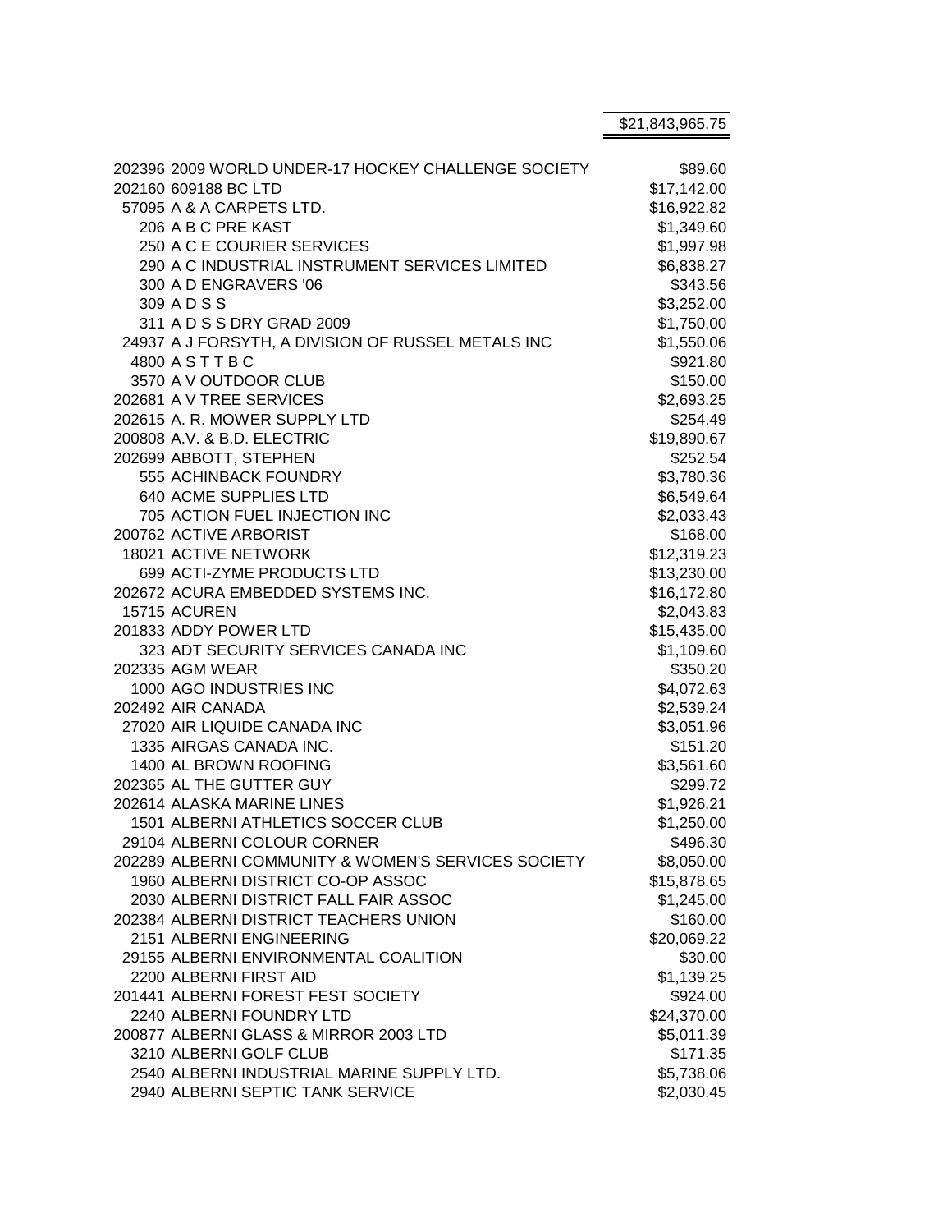| | | |
|---|---|---|
| | | $21,843,965.75 |
| 202396 | 2009 WORLD UNDER-17 HOCKEY CHALLENGE SOCIETY | $89.60 |
| 202160 | 609188 BC LTD | $17,142.00 |
| 57095 | A & A CARPETS LTD. | $16,922.82 |
| 206 | A B C PRE KAST | $1,349.60 |
| 250 | A C E COURIER SERVICES | $1,997.98 |
| 290 | A C INDUSTRIAL INSTRUMENT SERVICES LIMITED | $6,838.27 |
| 300 | A D ENGRAVERS '06 | $343.56 |
| 309 | A D S S | $3,252.00 |
| 311 | A D S S DRY GRAD 2009 | $1,750.00 |
| 24937 | A J FORSYTH, A DIVISION OF RUSSEL METALS INC | $1,550.06 |
| 4800 | A S T T B C | $921.80 |
| 3570 | A V OUTDOOR CLUB | $150.00 |
| 202681 | A V TREE SERVICES | $2,693.25 |
| 202615 | A. R. MOWER SUPPLY LTD | $254.49 |
| 200808 | A.V. & B.D. ELECTRIC | $19,890.67 |
| 202699 | ABBOTT, STEPHEN | $252.54 |
| 555 | ACHINBACK FOUNDRY | $3,780.36 |
| 640 | ACME SUPPLIES LTD | $6,549.64 |
| 705 | ACTION FUEL INJECTION INC | $2,033.43 |
| 200762 | ACTIVE ARBORIST | $168.00 |
| 18021 | ACTIVE NETWORK | $12,319.23 |
| 699 | ACTI-ZYME PRODUCTS LTD | $13,230.00 |
| 202672 | ACURA EMBEDDED SYSTEMS INC. | $16,172.80 |
| 15715 | ACUREN | $2,043.83 |
| 201833 | ADDY POWER LTD | $15,435.00 |
| 323 | ADT SECURITY SERVICES CANADA INC | $1,109.60 |
| 202335 | AGM WEAR | $350.20 |
| 1000 | AGO INDUSTRIES INC | $4,072.63 |
| 202492 | AIR CANADA | $2,539.24 |
| 27020 | AIR LIQUIDE CANADA INC | $3,051.96 |
| 1335 | AIRGAS CANADA INC. | $151.20 |
| 1400 | AL BROWN ROOFING | $3,561.60 |
| 202365 | AL THE GUTTER GUY | $299.72 |
| 202614 | ALASKA MARINE LINES | $1,926.21 |
| 1501 | ALBERNI ATHLETICS SOCCER CLUB | $1,250.00 |
| 29104 | ALBERNI COLOUR CORNER | $496.30 |
| 202289 | ALBERNI COMMUNITY & WOMEN'S SERVICES SOCIETY | $8,050.00 |
| 1960 | ALBERNI DISTRICT CO-OP ASSOC | $15,878.65 |
| 2030 | ALBERNI DISTRICT FALL FAIR ASSOC | $1,245.00 |
| 202384 | ALBERNI DISTRICT TEACHERS UNION | $160.00 |
| 2151 | ALBERNI ENGINEERING | $20,069.22 |
| 29155 | ALBERNI ENVIRONMENTAL COALITION | $30.00 |
| 2200 | ALBERNI FIRST AID | $1,139.25 |
| 201441 | ALBERNI FOREST FEST SOCIETY | $924.00 |
| 2240 | ALBERNI FOUNDRY LTD | $24,370.00 |
| 200877 | ALBERNI GLASS & MIRROR 2003 LTD | $5,011.39 |
| 3210 | ALBERNI GOLF CLUB | $171.35 |
| 2540 | ALBERNI INDUSTRIAL MARINE SUPPLY LTD. | $5,738.06 |
| 2940 | ALBERNI SEPTIC TANK SERVICE | $2,030.45 |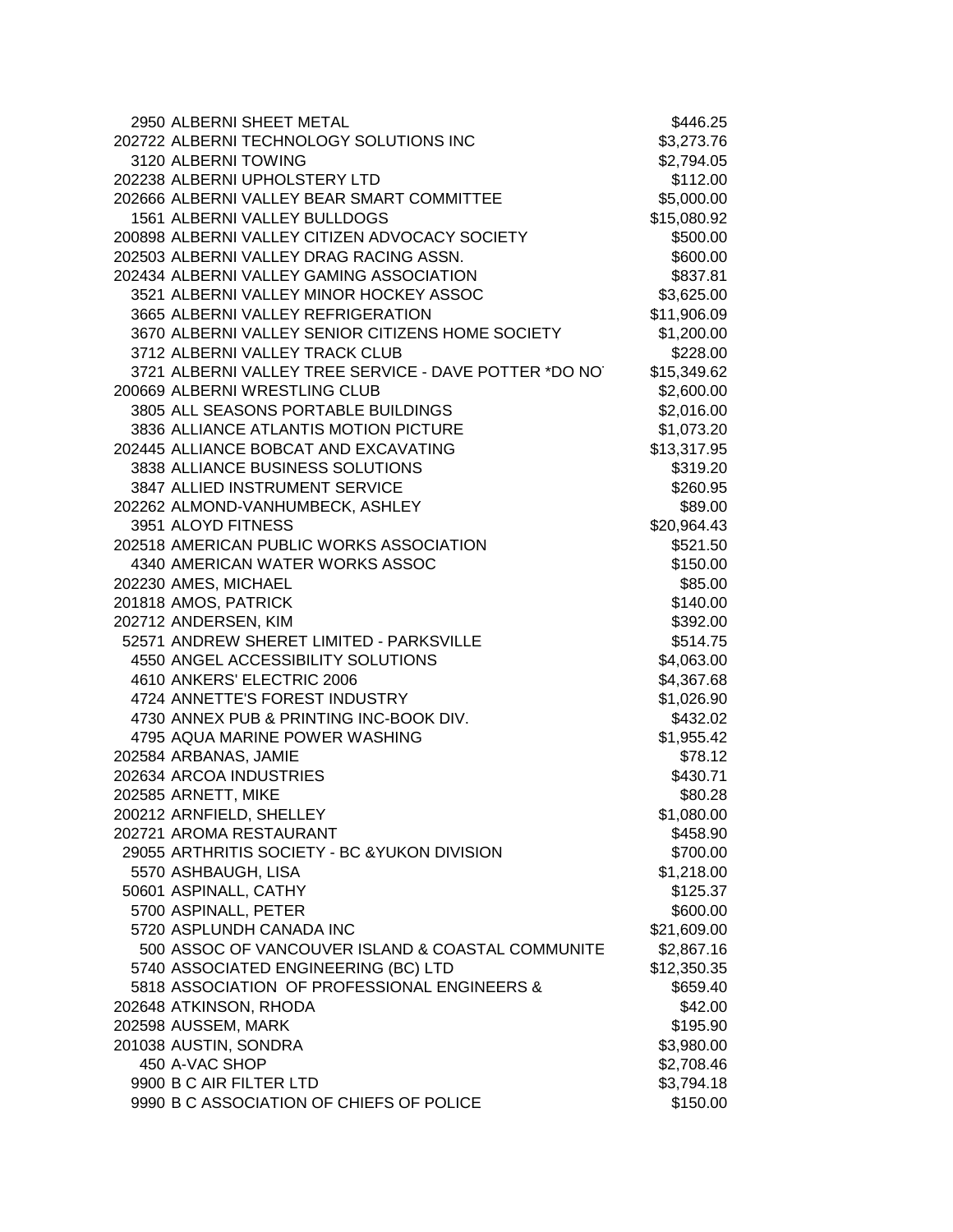| | | |
|---|---|---|
| 2950 | ALBERNI SHEET METAL | $446.25 |
| 202722 | ALBERNI TECHNOLOGY SOLUTIONS INC | $3,273.76 |
| 3120 | ALBERNI TOWING | $2,794.05 |
| 202238 | ALBERNI UPHOLSTERY LTD | $112.00 |
| 202666 | ALBERNI VALLEY BEAR SMART COMMITTEE | $5,000.00 |
| 1561 | ALBERNI VALLEY BULLDOGS | $15,080.92 |
| 200898 | ALBERNI VALLEY CITIZEN ADVOCACY SOCIETY | $500.00 |
| 202503 | ALBERNI VALLEY DRAG RACING ASSN. | $600.00 |
| 202434 | ALBERNI VALLEY GAMING ASSOCIATION | $837.81 |
| 3521 | ALBERNI VALLEY MINOR HOCKEY ASSOC | $3,625.00 |
| 3665 | ALBERNI VALLEY REFRIGERATION | $11,906.09 |
| 3670 | ALBERNI VALLEY SENIOR CITIZENS HOME SOCIETY | $1,200.00 |
| 3712 | ALBERNI VALLEY TRACK CLUB | $228.00 |
| 3721 | ALBERNI VALLEY TREE SERVICE - DAVE POTTER *DO NO | $15,349.62 |
| 200669 | ALBERNI WRESTLING CLUB | $2,600.00 |
| 3805 | ALL SEASONS PORTABLE BUILDINGS | $2,016.00 |
| 3836 | ALLIANCE ATLANTIS MOTION PICTURE | $1,073.20 |
| 202445 | ALLIANCE BOBCAT AND EXCAVATING | $13,317.95 |
| 3838 | ALLIANCE BUSINESS SOLUTIONS | $319.20 |
| 3847 | ALLIED INSTRUMENT SERVICE | $260.95 |
| 202262 | ALMOND-VANHUMBECK, ASHLEY | $89.00 |
| 3951 | ALOYD FITNESS | $20,964.43 |
| 202518 | AMERICAN PUBLIC WORKS ASSOCIATION | $521.50 |
| 4340 | AMERICAN WATER WORKS ASSOC | $150.00 |
| 202230 | AMES, MICHAEL | $85.00 |
| 201818 | AMOS, PATRICK | $140.00 |
| 202712 | ANDERSEN, KIM | $392.00 |
| 52571 | ANDREW SHERET LIMITED - PARKSVILLE | $514.75 |
| 4550 | ANGEL ACCESSIBILITY SOLUTIONS | $4,063.00 |
| 4610 | ANKERS' ELECTRIC 2006 | $4,367.68 |
| 4724 | ANNETTE'S FOREST INDUSTRY | $1,026.90 |
| 4730 | ANNEX PUB & PRINTING INC-BOOK DIV. | $432.02 |
| 4795 | AQUA MARINE POWER WASHING | $1,955.42 |
| 202584 | ARBANAS, JAMIE | $78.12 |
| 202634 | ARCOA INDUSTRIES | $430.71 |
| 202585 | ARNETT, MIKE | $80.28 |
| 200212 | ARNFIELD, SHELLEY | $1,080.00 |
| 202721 | AROMA RESTAURANT | $458.90 |
| 29055 | ARTHRITIS SOCIETY - BC &YUKON DIVISION | $700.00 |
| 5570 | ASHBAUGH, LISA | $1,218.00 |
| 50601 | ASPINALL, CATHY | $125.37 |
| 5700 | ASPINALL, PETER | $600.00 |
| 5720 | ASPLUNDH CANADA INC | $21,609.00 |
| 500 | ASSOC OF VANCOUVER ISLAND & COASTAL COMMUNITE | $2,867.16 |
| 5740 | ASSOCIATED ENGINEERING (BC) LTD | $12,350.35 |
| 5818 | ASSOCIATION OF PROFESSIONAL ENGINEERS & | $659.40 |
| 202648 | ATKINSON, RHODA | $42.00 |
| 202598 | AUSSEM, MARK | $195.90 |
| 201038 | AUSTIN, SONDRA | $3,980.00 |
| 450 | A-VAC SHOP | $2,708.46 |
| 9900 | B C AIR FILTER LTD | $3,794.18 |
| 9990 | B C ASSOCIATION OF CHIEFS OF POLICE | $150.00 |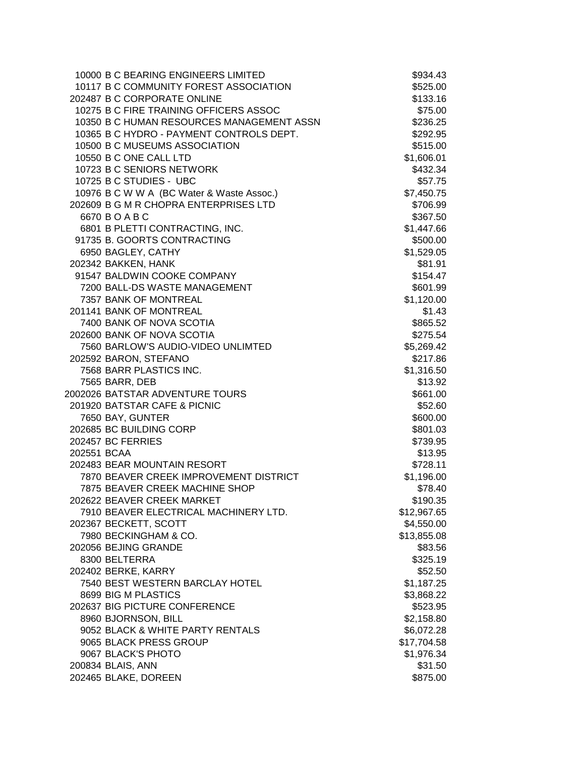| | | |
|---|---|---|
| 10000 | B C BEARING ENGINEERS LIMITED | $934.43 |
| 10117 | B C COMMUNITY FOREST ASSOCIATION | $525.00 |
| 202487 | B C CORPORATE ONLINE | $133.16 |
| 10275 | B C FIRE TRAINING OFFICERS ASSOC | $75.00 |
| 10350 | B C HUMAN RESOURCES MANAGEMENT ASSN | $236.25 |
| 10365 | B C HYDRO - PAYMENT CONTROLS DEPT. | $292.95 |
| 10500 | B C MUSEUMS ASSOCIATION | $515.00 |
| 10550 | B C ONE CALL LTD | $1,606.01 |
| 10723 | B C SENIORS NETWORK | $432.34 |
| 10725 | B C STUDIES - UBC | $57.75 |
| 10976 | B C W W A (BC Water & Waste Assoc.) | $7,450.75 |
| 202609 | B G M R CHOPRA ENTERPRISES LTD | $706.99 |
| 6670 | B O A B C | $367.50 |
| 6801 | B PLETTI CONTRACTING, INC. | $1,447.66 |
| 91735 | B. GOORTS CONTRACTING | $500.00 |
| 6950 | BAGLEY, CATHY | $1,529.05 |
| 202342 | BAKKEN, HANK | $81.91 |
| 91547 | BALDWIN COOKE COMPANY | $154.47 |
| 7200 | BALL-DS WASTE MANAGEMENT | $601.99 |
| 7357 | BANK OF MONTREAL | $1,120.00 |
| 201141 | BANK OF MONTREAL | $1.43 |
| 7400 | BANK OF NOVA SCOTIA | $865.52 |
| 202600 | BANK OF NOVA SCOTIA | $275.54 |
| 7560 | BARLOW'S AUDIO-VIDEO UNLIMTED | $5,269.42 |
| 202592 | BARON, STEFANO | $217.86 |
| 7568 | BARR PLASTICS INC. | $1,316.50 |
| 7565 | BARR, DEB | $13.92 |
| 2002026 | BATSTAR ADVENTURE TOURS | $661.00 |
| 201920 | BATSTAR CAFE & PICNIC | $52.60 |
| 7650 | BAY, GUNTER | $600.00 |
| 202685 | BC BUILDING CORP | $801.03 |
| 202457 | BC FERRIES | $739.95 |
| 202551 | BCAA | $13.95 |
| 202483 | BEAR MOUNTAIN RESORT | $728.11 |
| 7870 | BEAVER CREEK IMPROVEMENT DISTRICT | $1,196.00 |
| 7875 | BEAVER CREEK MACHINE SHOP | $78.40 |
| 202622 | BEAVER CREEK MARKET | $190.35 |
| 7910 | BEAVER ELECTRICAL MACHINERY LTD. | $12,967.65 |
| 202367 | BECKETT, SCOTT | $4,550.00 |
| 7980 | BECKINGHAM & CO. | $13,855.08 |
| 202056 | BEJING GRANDE | $83.56 |
| 8300 | BELTERRA | $325.19 |
| 202402 | BERKE, KARRY | $52.50 |
| 7540 | BEST WESTERN BARCLAY HOTEL | $1,187.25 |
| 8699 | BIG M PLASTICS | $3,868.22 |
| 202637 | BIG PICTURE CONFERENCE | $523.95 |
| 8960 | BJORNSON, BILL | $2,158.80 |
| 9052 | BLACK & WHITE PARTY RENTALS | $6,072.28 |
| 9065 | BLACK PRESS GROUP | $17,704.58 |
| 9067 | BLACK'S PHOTO | $1,976.34 |
| 200834 | BLAIS, ANN | $31.50 |
| 202465 | BLAKE, DOREEN | $875.00 |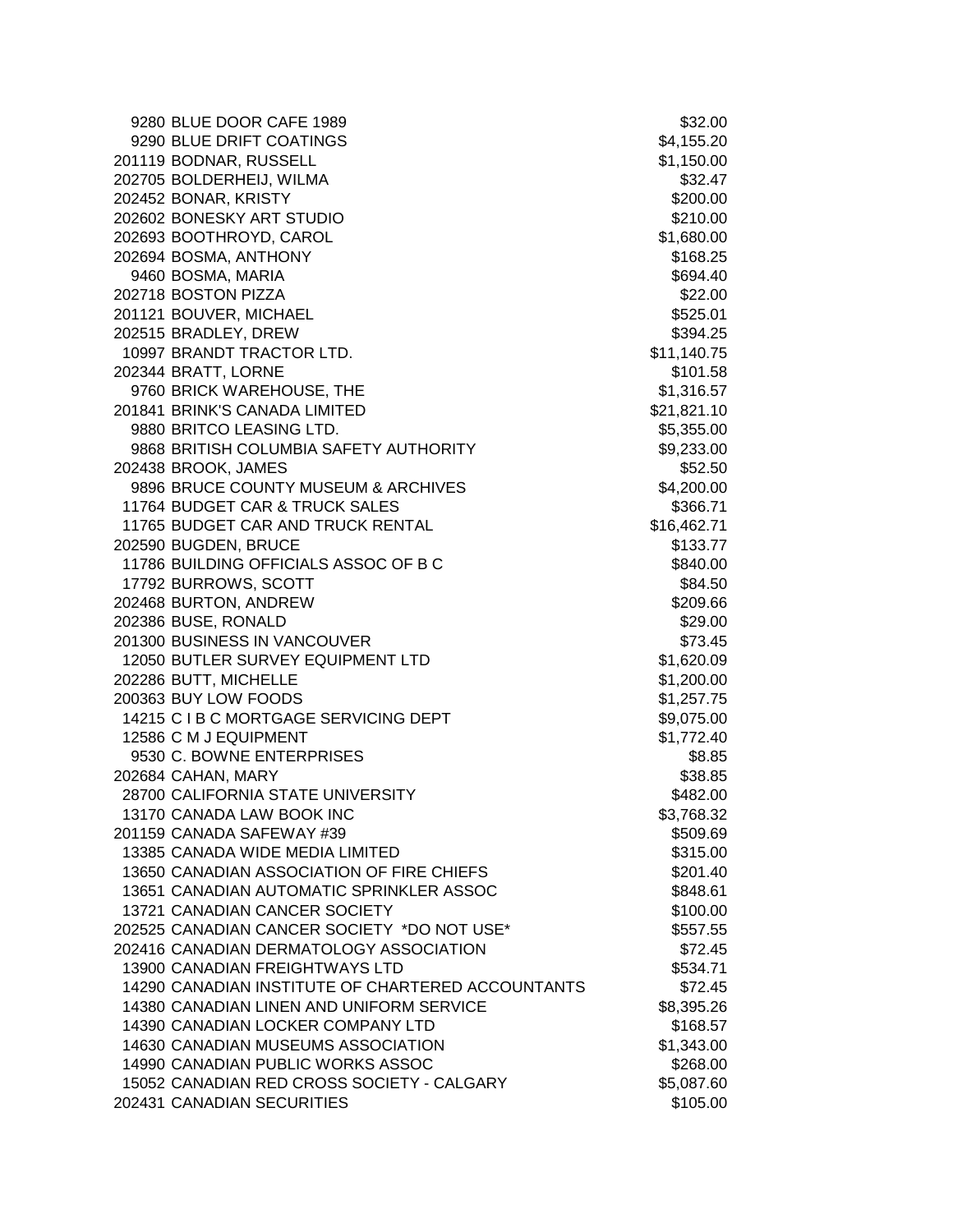| | | |
|---|---|---|
| 9280 | BLUE DOOR CAFE 1989 | $32.00 |
| 9290 | BLUE DRIFT COATINGS | $4,155.20 |
| 201119 | BODNAR, RUSSELL | $1,150.00 |
| 202705 | BOLDERHEIJ, WILMA | $32.47 |
| 202452 | BONAR, KRISTY | $200.00 |
| 202602 | BONESKY ART STUDIO | $210.00 |
| 202693 | BOOTHROYD, CAROL | $1,680.00 |
| 202694 | BOSMA, ANTHONY | $168.25 |
| 9460 | BOSMA, MARIA | $694.40 |
| 202718 | BOSTON PIZZA | $22.00 |
| 201121 | BOUVER, MICHAEL | $525.01 |
| 202515 | BRADLEY, DREW | $394.25 |
| 10997 | BRANDT TRACTOR LTD. | $11,140.75 |
| 202344 | BRATT, LORNE | $101.58 |
| 9760 | BRICK WAREHOUSE, THE | $1,316.57 |
| 201841 | BRINK'S CANADA LIMITED | $21,821.10 |
| 9880 | BRITCO LEASING LTD. | $5,355.00 |
| 9868 | BRITISH COLUMBIA SAFETY AUTHORITY | $9,233.00 |
| 202438 | BROOK, JAMES | $52.50 |
| 9896 | BRUCE COUNTY MUSEUM & ARCHIVES | $4,200.00 |
| 11764 | BUDGET CAR & TRUCK SALES | $366.71 |
| 11765 | BUDGET CAR AND TRUCK RENTAL | $16,462.71 |
| 202590 | BUGDEN, BRUCE | $133.77 |
| 11786 | BUILDING OFFICIALS ASSOC OF B C | $840.00 |
| 17792 | BURROWS, SCOTT | $84.50 |
| 202468 | BURTON, ANDREW | $209.66 |
| 202386 | BUSE, RONALD | $29.00 |
| 201300 | BUSINESS IN VANCOUVER | $73.45 |
| 12050 | BUTLER SURVEY EQUIPMENT LTD | $1,620.09 |
| 202286 | BUTT, MICHELLE | $1,200.00 |
| 200363 | BUY LOW FOODS | $1,257.75 |
| 14215 | C I B C MORTGAGE SERVICING DEPT | $9,075.00 |
| 12586 | C M J EQUIPMENT | $1,772.40 |
| 9530 | C. BOWNE ENTERPRISES | $8.85 |
| 202684 | CAHAN, MARY | $38.85 |
| 28700 | CALIFORNIA STATE UNIVERSITY | $482.00 |
| 13170 | CANADA LAW BOOK INC | $3,768.32 |
| 201159 | CANADA SAFEWAY #39 | $509.69 |
| 13385 | CANADA WIDE MEDIA LIMITED | $315.00 |
| 13650 | CANADIAN ASSOCIATION OF FIRE CHIEFS | $201.40 |
| 13651 | CANADIAN AUTOMATIC SPRINKLER ASSOC | $848.61 |
| 13721 | CANADIAN CANCER SOCIETY | $100.00 |
| 202525 | CANADIAN CANCER SOCIETY *DO NOT USE* | $557.55 |
| 202416 | CANADIAN DERMATOLOGY ASSOCIATION | $72.45 |
| 13900 | CANADIAN FREIGHTWAYS LTD | $534.71 |
| 14290 | CANADIAN INSTITUTE OF CHARTERED ACCOUNTANTS | $72.45 |
| 14380 | CANADIAN LINEN AND UNIFORM SERVICE | $8,395.26 |
| 14390 | CANADIAN LOCKER COMPANY LTD | $168.57 |
| 14630 | CANADIAN MUSEUMS ASSOCIATION | $1,343.00 |
| 14990 | CANADIAN PUBLIC WORKS ASSOC | $268.00 |
| 15052 | CANADIAN RED CROSS SOCIETY - CALGARY | $5,087.60 |
| 202431 | CANADIAN SECURITIES | $105.00 |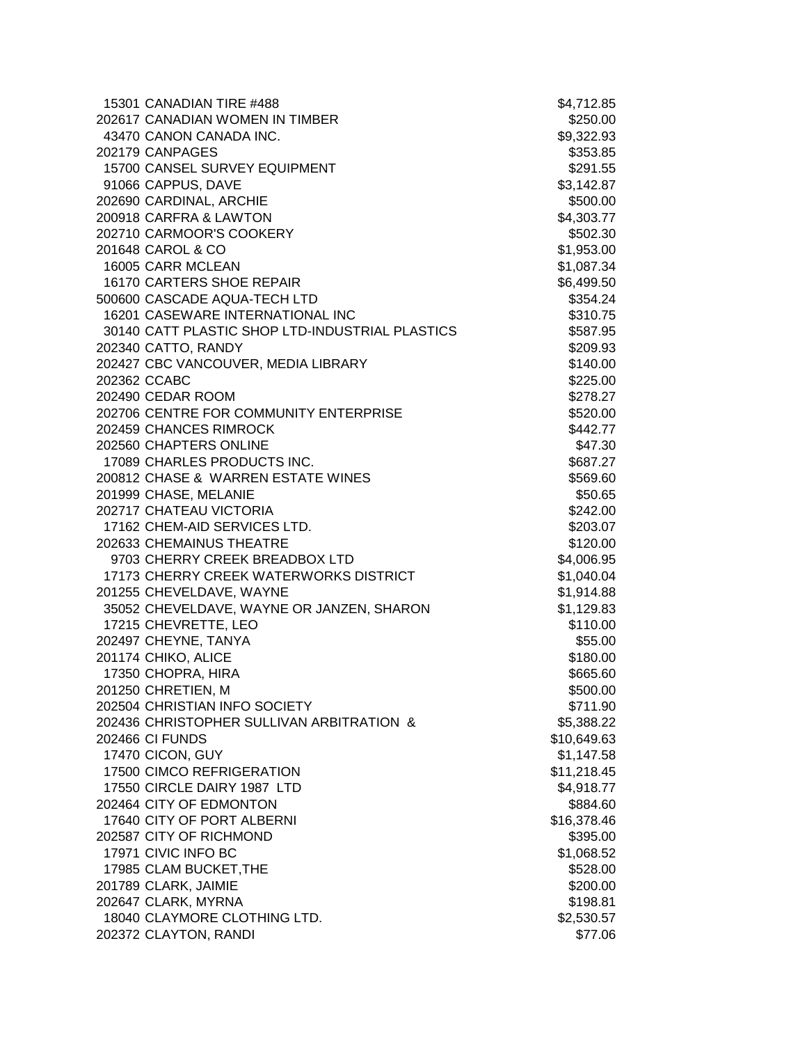| | | |
|---|---|---|
| 15301 | CANADIAN TIRE #488 | $4,712.85 |
| 202617 | CANADIAN WOMEN IN TIMBER | $250.00 |
| 43470 | CANON CANADA INC. | $9,322.93 |
| 202179 | CANPAGES | $353.85 |
| 15700 | CANSEL SURVEY EQUIPMENT | $291.55 |
| 91066 | CAPPUS, DAVE | $3,142.87 |
| 202690 | CARDINAL, ARCHIE | $500.00 |
| 200918 | CARFRA & LAWTON | $4,303.77 |
| 202710 | CARMOOR'S COOKERY | $502.30 |
| 201648 | CAROL & CO | $1,953.00 |
| 16005 | CARR MCLEAN | $1,087.34 |
| 16170 | CARTERS SHOE REPAIR | $6,499.50 |
| 500600 | CASCADE AQUA-TECH LTD | $354.24 |
| 16201 | CASEWARE INTERNATIONAL INC | $310.75 |
| 30140 | CATT PLASTIC SHOP LTD-INDUSTRIAL PLASTICS | $587.95 |
| 202340 | CATTO, RANDY | $209.93 |
| 202427 | CBC VANCOUVER, MEDIA LIBRARY | $140.00 |
| 202362 | CCABC | $225.00 |
| 202490 | CEDAR ROOM | $278.27 |
| 202706 | CENTRE FOR COMMUNITY ENTERPRISE | $520.00 |
| 202459 | CHANCES RIMROCK | $442.77 |
| 202560 | CHAPTERS ONLINE | $47.30 |
| 17089 | CHARLES PRODUCTS INC. | $687.27 |
| 200812 | CHASE & WARREN ESTATE WINES | $569.60 |
| 201999 | CHASE, MELANIE | $50.65 |
| 202717 | CHATEAU VICTORIA | $242.00 |
| 17162 | CHEM-AID SERVICES LTD. | $203.07 |
| 202633 | CHEMAINUS THEATRE | $120.00 |
| 9703 | CHERRY CREEK BREADBOX LTD | $4,006.95 |
| 17173 | CHERRY CREEK WATERWORKS DISTRICT | $1,040.04 |
| 201255 | CHEVELDAVE, WAYNE | $1,914.88 |
| 35052 | CHEVELDAVE, WAYNE OR JANZEN, SHARON | $1,129.83 |
| 17215 | CHEVRETTE, LEO | $110.00 |
| 202497 | CHEYNE, TANYA | $55.00 |
| 201174 | CHIKO, ALICE | $180.00 |
| 17350 | CHOPRA, HIRA | $665.60 |
| 201250 | CHRETIEN, M | $500.00 |
| 202504 | CHRISTIAN INFO SOCIETY | $711.90 |
| 202436 | CHRISTOPHER SULLIVAN ARBITRATION & | $5,388.22 |
| 202466 | CI FUNDS | $10,649.63 |
| 17470 | CICON, GUY | $1,147.58 |
| 17500 | CIMCO REFRIGERATION | $11,218.45 |
| 17550 | CIRCLE DAIRY 1987 LTD | $4,918.77 |
| 202464 | CITY OF EDMONTON | $884.60 |
| 17640 | CITY OF PORT ALBERNI | $16,378.46 |
| 202587 | CITY OF RICHMOND | $395.00 |
| 17971 | CIVIC INFO BC | $1,068.52 |
| 17985 | CLAM BUCKET,THE | $528.00 |
| 201789 | CLARK, JAIMIE | $200.00 |
| 202647 | CLARK, MYRNA | $198.81 |
| 18040 | CLAYMORE CLOTHING LTD. | $2,530.57 |
| 202372 | CLAYTON, RANDI | $77.06 |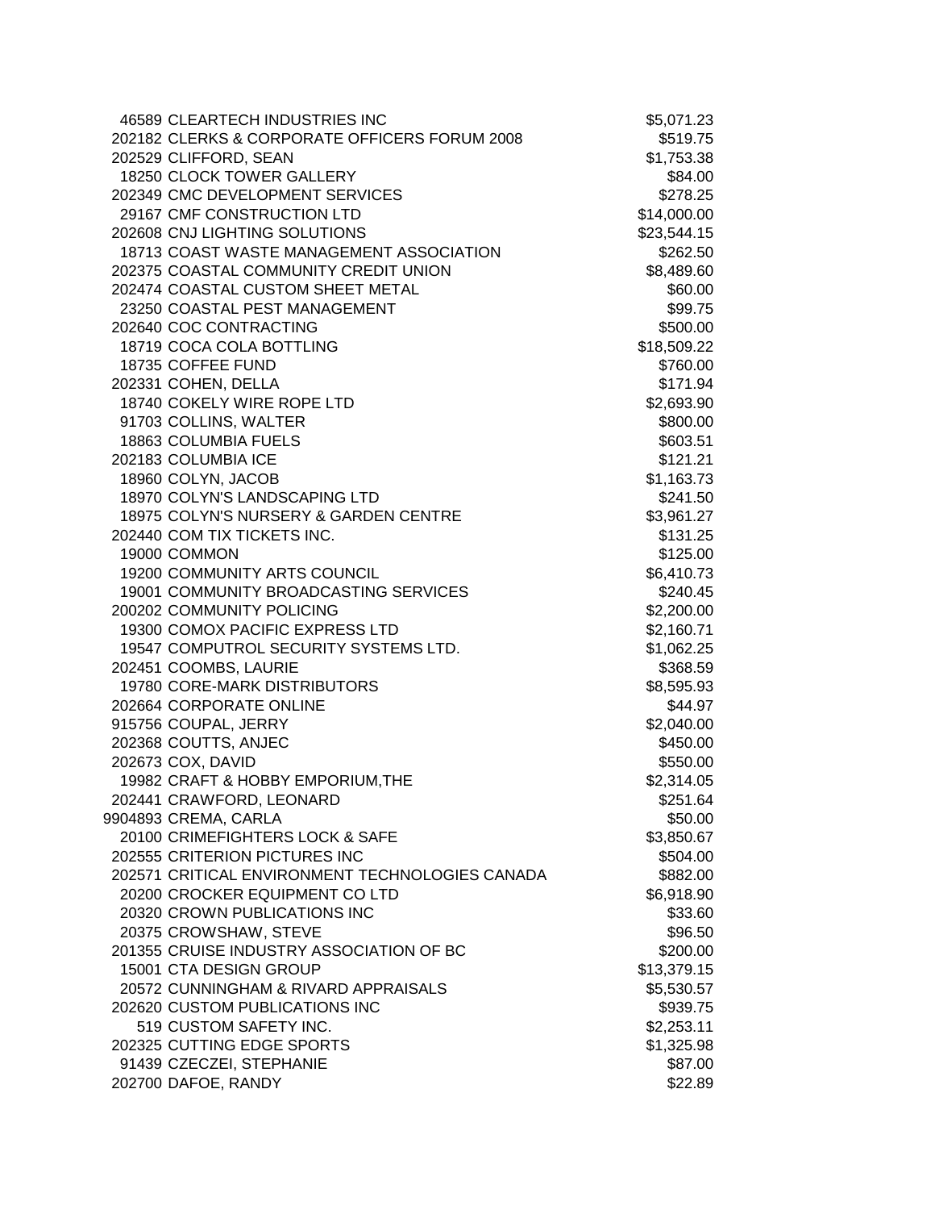| | | |
|---|---|---|
| 46589 | CLEARTECH INDUSTRIES INC | $5,071.23 |
| 202182 | CLERKS & CORPORATE OFFICERS FORUM 2008 | $519.75 |
| 202529 | CLIFFORD, SEAN | $1,753.38 |
| 18250 | CLOCK TOWER GALLERY | $84.00 |
| 202349 | CMC DEVELOPMENT SERVICES | $278.25 |
| 29167 | CMF CONSTRUCTION LTD | $14,000.00 |
| 202608 | CNJ LIGHTING SOLUTIONS | $23,544.15 |
| 18713 | COAST WASTE MANAGEMENT ASSOCIATION | $262.50 |
| 202375 | COASTAL COMMUNITY CREDIT UNION | $8,489.60 |
| 202474 | COASTAL CUSTOM SHEET METAL | $60.00 |
| 23250 | COASTAL PEST MANAGEMENT | $99.75 |
| 202640 | COC CONTRACTING | $500.00 |
| 18719 | COCA COLA BOTTLING | $18,509.22 |
| 18735 | COFFEE FUND | $760.00 |
| 202331 | COHEN, DELLA | $171.94 |
| 18740 | COKELY WIRE ROPE LTD | $2,693.90 |
| 91703 | COLLINS, WALTER | $800.00 |
| 18863 | COLUMBIA FUELS | $603.51 |
| 202183 | COLUMBIA ICE | $121.21 |
| 18960 | COLYN, JACOB | $1,163.73 |
| 18970 | COLYN'S LANDSCAPING LTD | $241.50 |
| 18975 | COLYN'S NURSERY & GARDEN CENTRE | $3,961.27 |
| 202440 | COM TIX TICKETS INC. | $131.25 |
| 19000 | COMMON | $125.00 |
| 19200 | COMMUNITY ARTS COUNCIL | $6,410.73 |
| 19001 | COMMUNITY BROADCASTING SERVICES | $240.45 |
| 200202 | COMMUNITY POLICING | $2,200.00 |
| 19300 | COMOX PACIFIC EXPRESS LTD | $2,160.71 |
| 19547 | COMPUTROL SECURITY SYSTEMS LTD. | $1,062.25 |
| 202451 | COOMBS, LAURIE | $368.59 |
| 19780 | CORE-MARK DISTRIBUTORS | $8,595.93 |
| 202664 | CORPORATE ONLINE | $44.97 |
| 915756 | COUPAL, JERRY | $2,040.00 |
| 202368 | COUTTS, ANJEC | $450.00 |
| 202673 | COX, DAVID | $550.00 |
| 19982 | CRAFT & HOBBY EMPORIUM,THE | $2,314.05 |
| 202441 | CRAWFORD, LEONARD | $251.64 |
| 9904893 | CREMA, CARLA | $50.00 |
| 20100 | CRIMEFIGHTERS LOCK & SAFE | $3,850.67 |
| 202555 | CRITERION PICTURES INC | $504.00 |
| 202571 | CRITICAL ENVIRONMENT TECHNOLOGIES CANADA | $882.00 |
| 20200 | CROCKER EQUIPMENT CO LTD | $6,918.90 |
| 20320 | CROWN PUBLICATIONS INC | $33.60 |
| 20375 | CROWSHAW, STEVE | $96.50 |
| 201355 | CRUISE INDUSTRY ASSOCIATION OF BC | $200.00 |
| 15001 | CTA DESIGN GROUP | $13,379.15 |
| 20572 | CUNNINGHAM & RIVARD APPRAISALS | $5,530.57 |
| 202620 | CUSTOM PUBLICATIONS INC | $939.75 |
| 519 | CUSTOM SAFETY INC. | $2,253.11 |
| 202325 | CUTTING EDGE SPORTS | $1,325.98 |
| 91439 | CZECZEI, STEPHANIE | $87.00 |
| 202700 | DAFOE, RANDY | $22.89 |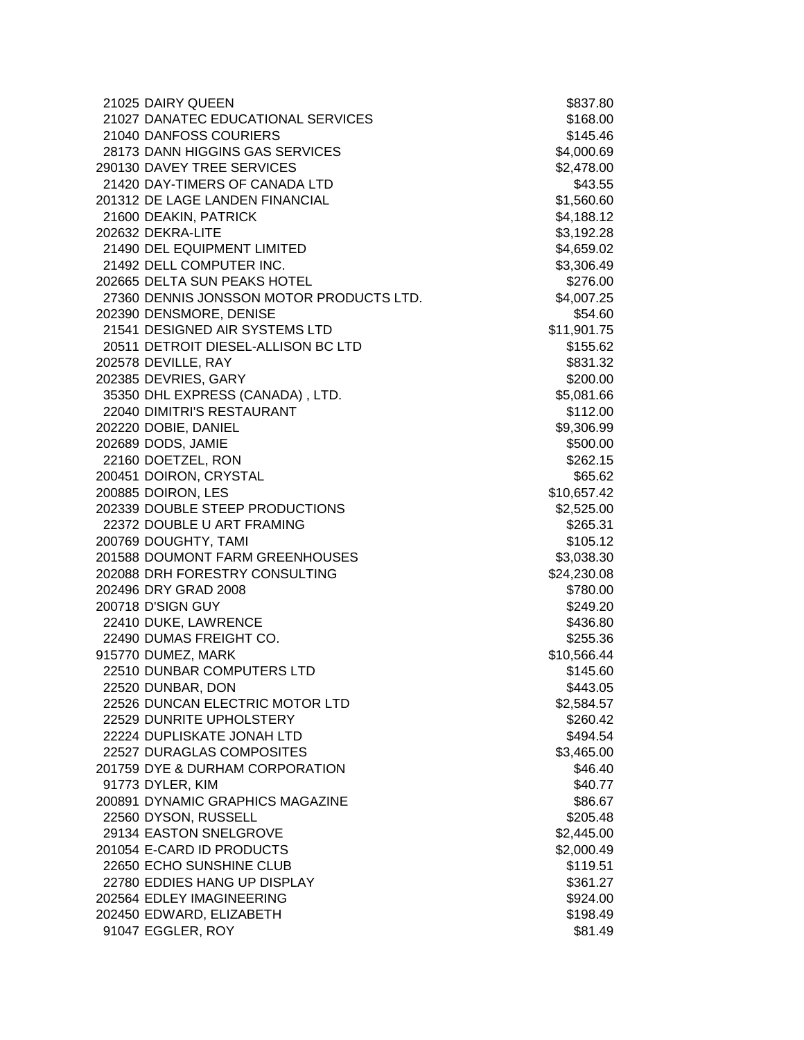| | | |
|---|---|---|
| 21025 | DAIRY QUEEN | $837.80 |
| 21027 | DANATEC EDUCATIONAL SERVICES | $168.00 |
| 21040 | DANFOSS COURIERS | $145.46 |
| 28173 | DANN HIGGINS GAS SERVICES | $4,000.69 |
| 290130 | DAVEY TREE SERVICES | $2,478.00 |
| 21420 | DAY-TIMERS OF CANADA LTD | $43.55 |
| 201312 | DE LAGE LANDEN FINANCIAL | $1,560.60 |
| 21600 | DEAKIN, PATRICK | $4,188.12 |
| 202632 | DEKRA-LITE | $3,192.28 |
| 21490 | DEL EQUIPMENT LIMITED | $4,659.02 |
| 21492 | DELL COMPUTER INC. | $3,306.49 |
| 202665 | DELTA SUN PEAKS HOTEL | $276.00 |
| 27360 | DENNIS JONSSON MOTOR PRODUCTS LTD. | $4,007.25 |
| 202390 | DENSMORE, DENISE | $54.60 |
| 21541 | DESIGNED AIR SYSTEMS LTD | $11,901.75 |
| 20511 | DETROIT DIESEL-ALLISON BC LTD | $155.62 |
| 202578 | DEVILLE, RAY | $831.32 |
| 202385 | DEVRIES, GARY | $200.00 |
| 35350 | DHL EXPRESS (CANADA) , LTD. | $5,081.66 |
| 22040 | DIMITRI'S RESTAURANT | $112.00 |
| 202220 | DOBIE, DANIEL | $9,306.99 |
| 202689 | DODS, JAMIE | $500.00 |
| 22160 | DOETZEL, RON | $262.15 |
| 200451 | DOIRON, CRYSTAL | $65.62 |
| 200885 | DOIRON, LES | $10,657.42 |
| 202339 | DOUBLE STEEP PRODUCTIONS | $2,525.00 |
| 22372 | DOUBLE U ART FRAMING | $265.31 |
| 200769 | DOUGHTY, TAMI | $105.12 |
| 201588 | DOUMONT FARM GREENHOUSES | $3,038.30 |
| 202088 | DRH FORESTRY CONSULTING | $24,230.08 |
| 202496 | DRY GRAD 2008 | $780.00 |
| 200718 | D'SIGN GUY | $249.20 |
| 22410 | DUKE, LAWRENCE | $436.80 |
| 22490 | DUMAS FREIGHT CO. | $255.36 |
| 915770 | DUMEZ, MARK | $10,566.44 |
| 22510 | DUNBAR COMPUTERS LTD | $145.60 |
| 22520 | DUNBAR, DON | $443.05 |
| 22526 | DUNCAN ELECTRIC MOTOR LTD | $2,584.57 |
| 22529 | DUNRITE UPHOLSTERY | $260.42 |
| 22224 | DUPLISKATE JONAH LTD | $494.54 |
| 22527 | DURAGLAS COMPOSITES | $3,465.00 |
| 201759 | DYE & DURHAM CORPORATION | $46.40 |
| 91773 | DYLER, KIM | $40.77 |
| 200891 | DYNAMIC GRAPHICS MAGAZINE | $86.67 |
| 22560 | DYSON, RUSSELL | $205.48 |
| 29134 | EASTON SNELGROVE | $2,445.00 |
| 201054 | E-CARD ID PRODUCTS | $2,000.49 |
| 22650 | ECHO SUNSHINE CLUB | $119.51 |
| 22780 | EDDIES HANG UP DISPLAY | $361.27 |
| 202564 | EDLEY IMAGINEERING | $924.00 |
| 202450 | EDWARD, ELIZABETH | $198.49 |
| 91047 | EGGLER, ROY | $81.49 |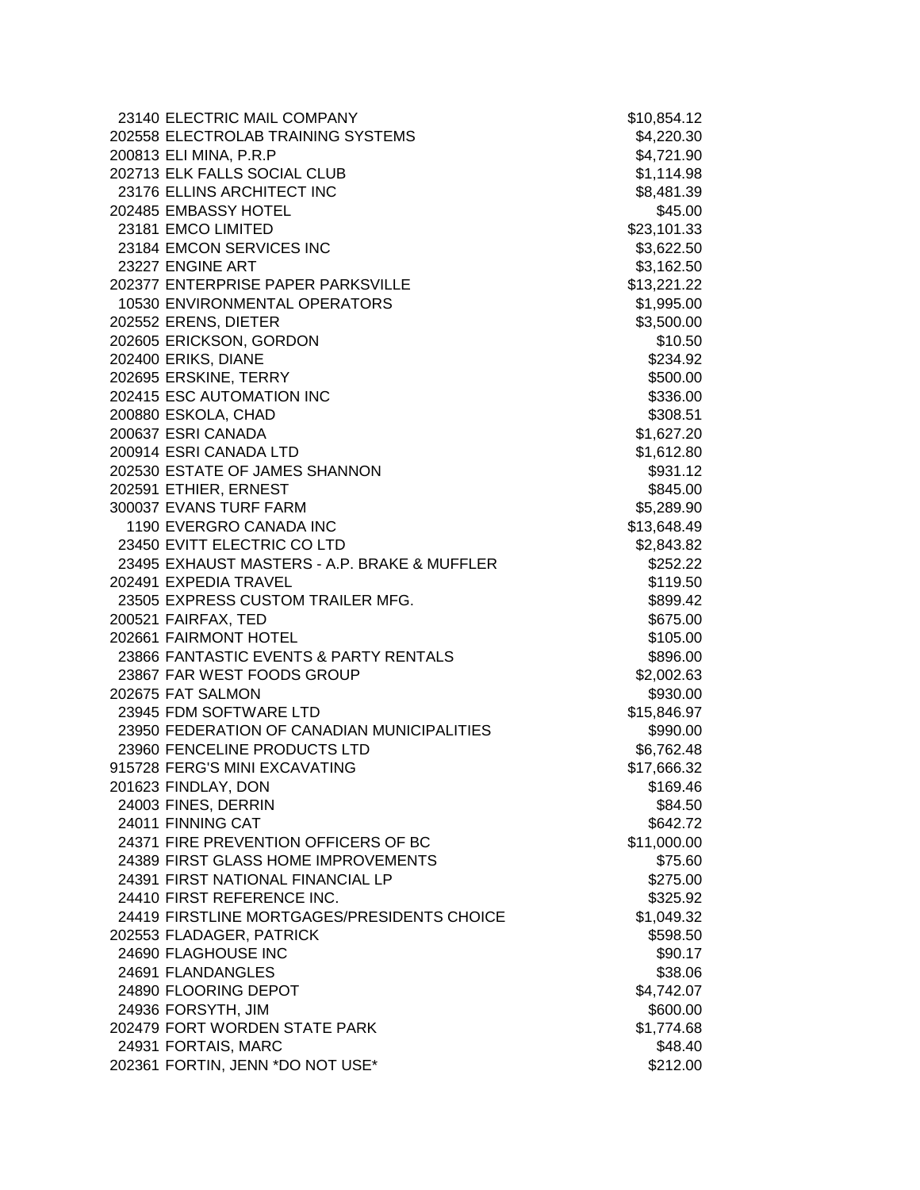| | | |
|---|---|---|
| 23140 | ELECTRIC MAIL COMPANY | $10,854.12 |
| 202558 | ELECTROLAB TRAINING SYSTEMS | $4,220.30 |
| 200813 | ELI MINA, P.R.P | $4,721.90 |
| 202713 | ELK FALLS SOCIAL CLUB | $1,114.98 |
| 23176 | ELLINS ARCHITECT INC | $8,481.39 |
| 202485 | EMBASSY HOTEL | $45.00 |
| 23181 | EMCO LIMITED | $23,101.33 |
| 23184 | EMCON SERVICES INC | $3,622.50 |
| 23227 | ENGINE ART | $3,162.50 |
| 202377 | ENTERPRISE PAPER PARKSVILLE | $13,221.22 |
| 10530 | ENVIRONMENTAL OPERATORS | $1,995.00 |
| 202552 | ERENS, DIETER | $3,500.00 |
| 202605 | ERICKSON, GORDON | $10.50 |
| 202400 | ERIKS, DIANE | $234.92 |
| 202695 | ERSKINE, TERRY | $500.00 |
| 202415 | ESC AUTOMATION INC | $336.00 |
| 200880 | ESKOLA, CHAD | $308.51 |
| 200637 | ESRI CANADA | $1,627.20 |
| 200914 | ESRI CANADA LTD | $1,612.80 |
| 202530 | ESTATE OF JAMES SHANNON | $931.12 |
| 202591 | ETHIER, ERNEST | $845.00 |
| 300037 | EVANS TURF FARM | $5,289.90 |
| 1190 | EVERGRO CANADA INC | $13,648.49 |
| 23450 | EVITT ELECTRIC CO LTD | $2,843.82 |
| 23495 | EXHAUST MASTERS - A.P. BRAKE & MUFFLER | $252.22 |
| 202491 | EXPEDIA TRAVEL | $119.50 |
| 23505 | EXPRESS CUSTOM TRAILER MFG. | $899.42 |
| 200521 | FAIRFAX, TED | $675.00 |
| 202661 | FAIRMONT HOTEL | $105.00 |
| 23866 | FANTASTIC EVENTS & PARTY RENTALS | $896.00 |
| 23867 | FAR WEST FOODS GROUP | $2,002.63 |
| 202675 | FAT SALMON | $930.00 |
| 23945 | FDM SOFTWARE LTD | $15,846.97 |
| 23950 | FEDERATION OF CANADIAN MUNICIPALITIES | $990.00 |
| 23960 | FENCELINE PRODUCTS LTD | $6,762.48 |
| 915728 | FERG'S MINI EXCAVATING | $17,666.32 |
| 201623 | FINDLAY, DON | $169.46 |
| 24003 | FINES, DERRIN | $84.50 |
| 24011 | FINNING CAT | $642.72 |
| 24371 | FIRE PREVENTION OFFICERS OF BC | $11,000.00 |
| 24389 | FIRST GLASS HOME IMPROVEMENTS | $75.60 |
| 24391 | FIRST NATIONAL FINANCIAL LP | $275.00 |
| 24410 | FIRST REFERENCE INC. | $325.92 |
| 24419 | FIRSTLINE MORTGAGES/PRESIDENTS CHOICE | $1,049.32 |
| 202553 | FLADAGER, PATRICK | $598.50 |
| 24690 | FLAGHOUSE INC | $90.17 |
| 24691 | FLANDANGLES | $38.06 |
| 24890 | FLOORING DEPOT | $4,742.07 |
| 24936 | FORSYTH, JIM | $600.00 |
| 202479 | FORT WORDEN STATE PARK | $1,774.68 |
| 24931 | FORTAIS, MARC | $48.40 |
| 202361 | FORTIN, JENN *DO NOT USE* | $212.00 |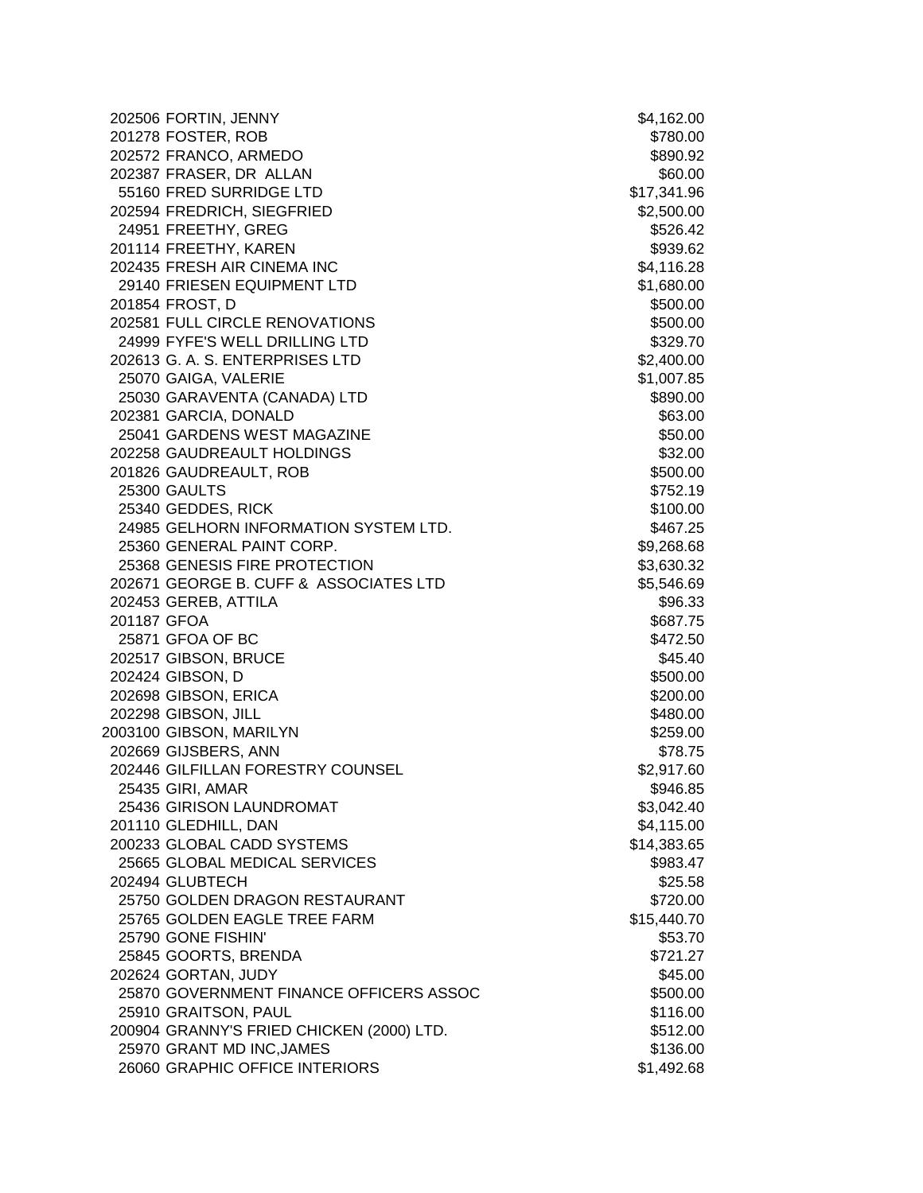| | | |
|---|---|---|
| 202506 | FORTIN, JENNY | $4,162.00 |
| 201278 | FOSTER, ROB | $780.00 |
| 202572 | FRANCO, ARMEDO | $890.92 |
| 202387 | FRASER, DR ALLAN | $60.00 |
| 55160 | FRED SURRIDGE LTD | $17,341.96 |
| 202594 | FREDRICH, SIEGFRIED | $2,500.00 |
| 24951 | FREETHY, GREG | $526.42 |
| 201114 | FREETHY, KAREN | $939.62 |
| 202435 | FRESH AIR CINEMA INC | $4,116.28 |
| 29140 | FRIESEN EQUIPMENT LTD | $1,680.00 |
| 201854 | FROST, D | $500.00 |
| 202581 | FULL CIRCLE RENOVATIONS | $500.00 |
| 24999 | FYFE'S WELL DRILLING LTD | $329.70 |
| 202613 | G. A. S. ENTERPRISES LTD | $2,400.00 |
| 25070 | GAIGA, VALERIE | $1,007.85 |
| 25030 | GARAVENTA (CANADA) LTD | $890.00 |
| 202381 | GARCIA, DONALD | $63.00 |
| 25041 | GARDENS WEST MAGAZINE | $50.00 |
| 202258 | GAUDREAULT HOLDINGS | $32.00 |
| 201826 | GAUDREAULT, ROB | $500.00 |
| 25300 | GAULTS | $752.19 |
| 25340 | GEDDES, RICK | $100.00 |
| 24985 | GELHORN INFORMATION SYSTEM LTD. | $467.25 |
| 25360 | GENERAL PAINT CORP. | $9,268.68 |
| 25368 | GENESIS FIRE PROTECTION | $3,630.32 |
| 202671 | GEORGE B. CUFF & ASSOCIATES LTD | $5,546.69 |
| 202453 | GEREB, ATTILA | $96.33 |
| 201187 | GFOA | $687.75 |
| 25871 | GFOA OF BC | $472.50 |
| 202517 | GIBSON, BRUCE | $45.40 |
| 202424 | GIBSON, D | $500.00 |
| 202698 | GIBSON, ERICA | $200.00 |
| 202298 | GIBSON, JILL | $480.00 |
| 2003100 | GIBSON, MARILYN | $259.00 |
| 202669 | GIJSBERS, ANN | $78.75 |
| 202446 | GILFILLAN FORESTRY COUNSEL | $2,917.60 |
| 25435 | GIRI, AMAR | $946.85 |
| 25436 | GIRISON LAUNDROMAT | $3,042.40 |
| 201110 | GLEDHILL, DAN | $4,115.00 |
| 200233 | GLOBAL CADD SYSTEMS | $14,383.65 |
| 25665 | GLOBAL MEDICAL SERVICES | $983.47 |
| 202494 | GLUBTECH | $25.58 |
| 25750 | GOLDEN DRAGON RESTAURANT | $720.00 |
| 25765 | GOLDEN EAGLE TREE FARM | $15,440.70 |
| 25790 | GONE FISHIN' | $53.70 |
| 25845 | GOORTS, BRENDA | $721.27 |
| 202624 | GORTAN, JUDY | $45.00 |
| 25870 | GOVERNMENT FINANCE OFFICERS ASSOC | $500.00 |
| 25910 | GRAITSON, PAUL | $116.00 |
| 200904 | GRANNY'S FRIED CHICKEN (2000) LTD. | $512.00 |
| 25970 | GRANT MD INC,JAMES | $136.00 |
| 26060 | GRAPHIC OFFICE INTERIORS | $1,492.68 |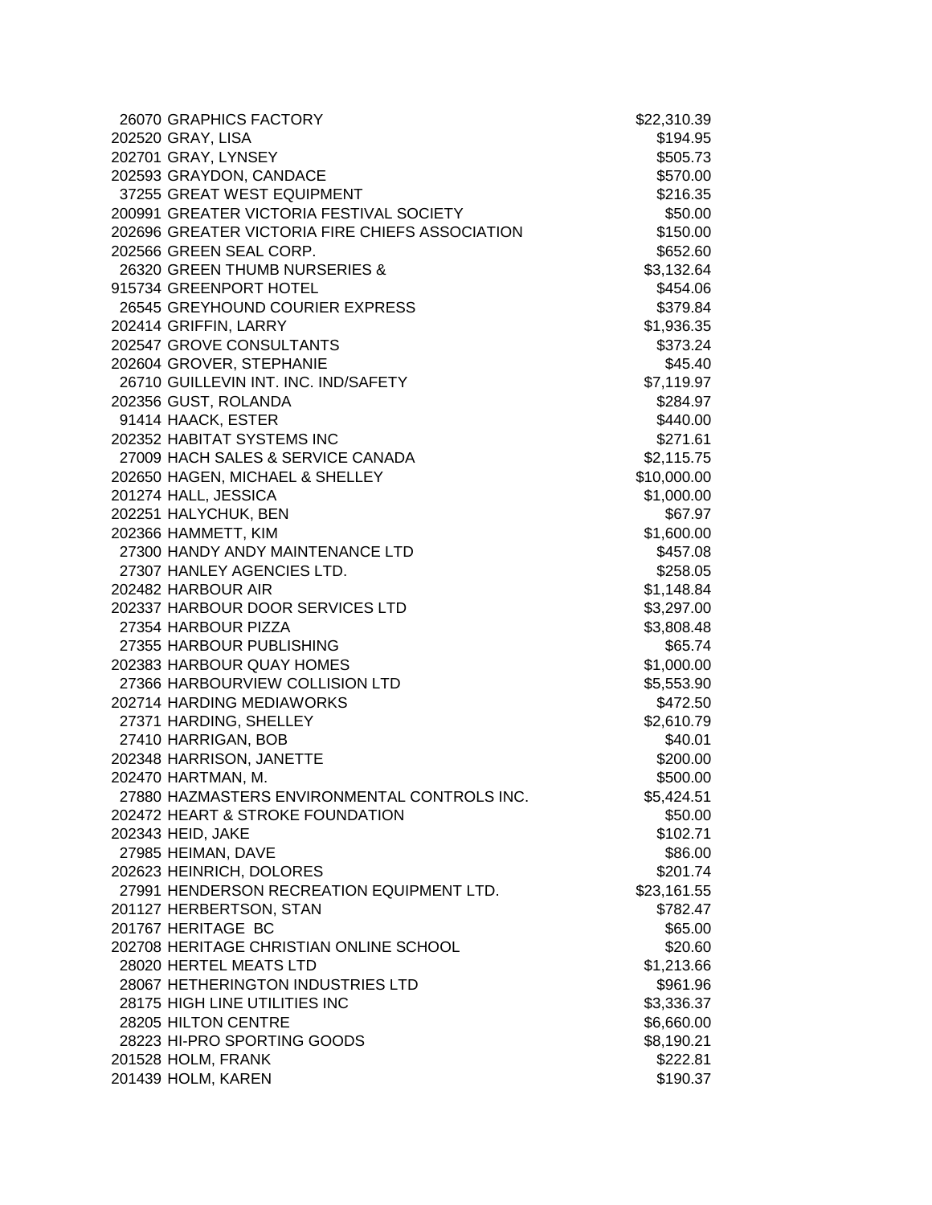| | | |
|---|---|---|
| 26070 | GRAPHICS FACTORY | $22,310.39 |
| 202520 | GRAY, LISA | $194.95 |
| 202701 | GRAY, LYNSEY | $505.73 |
| 202593 | GRAYDON, CANDACE | $570.00 |
| 37255 | GREAT WEST EQUIPMENT | $216.35 |
| 200991 | GREATER VICTORIA FESTIVAL SOCIETY | $50.00 |
| 202696 | GREATER VICTORIA FIRE CHIEFS ASSOCIATION | $150.00 |
| 202566 | GREEN SEAL CORP. | $652.60 |
| 26320 | GREEN THUMB NURSERIES & | $3,132.64 |
| 915734 | GREENPORT HOTEL | $454.06 |
| 26545 | GREYHOUND COURIER EXPRESS | $379.84 |
| 202414 | GRIFFIN, LARRY | $1,936.35 |
| 202547 | GROVE CONSULTANTS | $373.24 |
| 202604 | GROVER, STEPHANIE | $45.40 |
| 26710 | GUILLEVIN INT. INC. IND/SAFETY | $7,119.97 |
| 202356 | GUST, ROLANDA | $284.97 |
| 91414 | HAACK, ESTER | $440.00 |
| 202352 | HABITAT SYSTEMS INC | $271.61 |
| 27009 | HACH SALES & SERVICE CANADA | $2,115.75 |
| 202650 | HAGEN, MICHAEL & SHELLEY | $10,000.00 |
| 201274 | HALL, JESSICA | $1,000.00 |
| 202251 | HALYCHUK, BEN | $67.97 |
| 202366 | HAMMETT, KIM | $1,600.00 |
| 27300 | HANDY ANDY MAINTENANCE LTD | $457.08 |
| 27307 | HANLEY AGENCIES LTD. | $258.05 |
| 202482 | HARBOUR AIR | $1,148.84 |
| 202337 | HARBOUR DOOR SERVICES LTD | $3,297.00 |
| 27354 | HARBOUR PIZZA | $3,808.48 |
| 27355 | HARBOUR PUBLISHING | $65.74 |
| 202383 | HARBOUR QUAY HOMES | $1,000.00 |
| 27366 | HARBOURVIEW COLLISION LTD | $5,553.90 |
| 202714 | HARDING MEDIAWORKS | $472.50 |
| 27371 | HARDING, SHELLEY | $2,610.79 |
| 27410 | HARRIGAN, BOB | $40.01 |
| 202348 | HARRISON, JANETTE | $200.00 |
| 202470 | HARTMAN, M. | $500.00 |
| 27880 | HAZMASTERS ENVIRONMENTAL CONTROLS INC. | $5,424.51 |
| 202472 | HEART & STROKE FOUNDATION | $50.00 |
| 202343 | HEID, JAKE | $102.71 |
| 27985 | HEIMAN, DAVE | $86.00 |
| 202623 | HEINRICH, DOLORES | $201.74 |
| 27991 | HENDERSON RECREATION EQUIPMENT LTD. | $23,161.55 |
| 201127 | HERBERTSON, STAN | $782.47 |
| 201767 | HERITAGE BC | $65.00 |
| 202708 | HERITAGE CHRISTIAN ONLINE SCHOOL | $20.60 |
| 28020 | HERTEL MEATS LTD | $1,213.66 |
| 28067 | HETHERINGTON INDUSTRIES LTD | $961.96 |
| 28175 | HIGH LINE UTILITIES INC | $3,336.37 |
| 28205 | HILTON CENTRE | $6,660.00 |
| 28223 | HI-PRO SPORTING GOODS | $8,190.21 |
| 201528 | HOLM, FRANK | $222.81 |
| 201439 | HOLM, KAREN | $190.37 |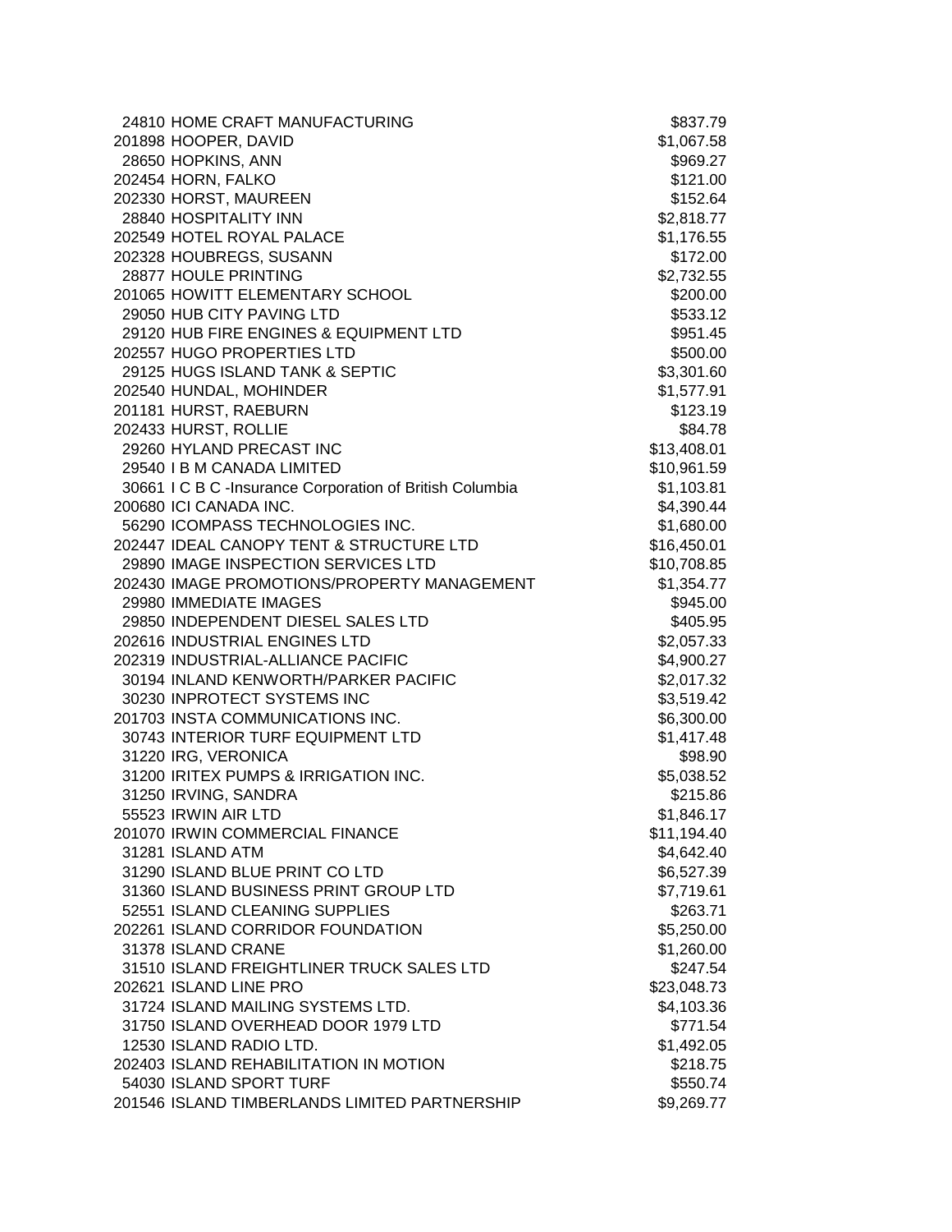| | | |
|---|---|---|
| 24810 | HOME CRAFT MANUFACTURING | $837.79 |
| 201898 | HOOPER, DAVID | $1,067.58 |
| 28650 | HOPKINS, ANN | $969.27 |
| 202454 | HORN, FALKO | $121.00 |
| 202330 | HORST, MAUREEN | $152.64 |
| 28840 | HOSPITALITY INN | $2,818.77 |
| 202549 | HOTEL ROYAL PALACE | $1,176.55 |
| 202328 | HOUBREGS, SUSANN | $172.00 |
| 28877 | HOULE PRINTING | $2,732.55 |
| 201065 | HOWITT ELEMENTARY SCHOOL | $200.00 |
| 29050 | HUB CITY PAVING LTD | $533.12 |
| 29120 | HUB FIRE ENGINES & EQUIPMENT LTD | $951.45 |
| 202557 | HUGO PROPERTIES LTD | $500.00 |
| 29125 | HUGS ISLAND TANK & SEPTIC | $3,301.60 |
| 202540 | HUNDAL, MOHINDER | $1,577.91 |
| 201181 | HURST, RAEBURN | $123.19 |
| 202433 | HURST, ROLLIE | $84.78 |
| 29260 | HYLAND PRECAST INC | $13,408.01 |
| 29540 | I B M CANADA LIMITED | $10,961.59 |
| 30661 | I C B C -Insurance Corporation of British Columbia | $1,103.81 |
| 200680 | ICI CANADA INC. | $4,390.44 |
| 56290 | ICOMPASS TECHNOLOGIES INC. | $1,680.00 |
| 202447 | IDEAL CANOPY TENT & STRUCTURE LTD | $16,450.01 |
| 29890 | IMAGE INSPECTION SERVICES LTD | $10,708.85 |
| 202430 | IMAGE PROMOTIONS/PROPERTY MANAGEMENT | $1,354.77 |
| 29980 | IMMEDIATE IMAGES | $945.00 |
| 29850 | INDEPENDENT DIESEL SALES LTD | $405.95 |
| 202616 | INDUSTRIAL ENGINES LTD | $2,057.33 |
| 202319 | INDUSTRIAL-ALLIANCE PACIFIC | $4,900.27 |
| 30194 | INLAND KENWORTH/PARKER PACIFIC | $2,017.32 |
| 30230 | INPROTECT SYSTEMS INC | $3,519.42 |
| 201703 | INSTA COMMUNICATIONS INC. | $6,300.00 |
| 30743 | INTERIOR TURF EQUIPMENT LTD | $1,417.48 |
| 31220 | IRG, VERONICA | $98.90 |
| 31200 | IRITEX PUMPS & IRRIGATION INC. | $5,038.52 |
| 31250 | IRVING, SANDRA | $215.86 |
| 55523 | IRWIN AIR LTD | $1,846.17 |
| 201070 | IRWIN COMMERCIAL FINANCE | $11,194.40 |
| 31281 | ISLAND ATM | $4,642.40 |
| 31290 | ISLAND BLUE PRINT CO LTD | $6,527.39 |
| 31360 | ISLAND BUSINESS PRINT GROUP LTD | $7,719.61 |
| 52551 | ISLAND CLEANING SUPPLIES | $263.71 |
| 202261 | ISLAND CORRIDOR FOUNDATION | $5,250.00 |
| 31378 | ISLAND CRANE | $1,260.00 |
| 31510 | ISLAND FREIGHTLINER TRUCK SALES LTD | $247.54 |
| 202621 | ISLAND LINE PRO | $23,048.73 |
| 31724 | ISLAND MAILING SYSTEMS LTD. | $4,103.36 |
| 31750 | ISLAND OVERHEAD DOOR 1979 LTD | $771.54 |
| 12530 | ISLAND RADIO LTD. | $1,492.05 |
| 202403 | ISLAND REHABILITATION IN MOTION | $218.75 |
| 54030 | ISLAND SPORT TURF | $550.74 |
| 201546 | ISLAND TIMBERLANDS LIMITED PARTNERSHIP | $9,269.77 |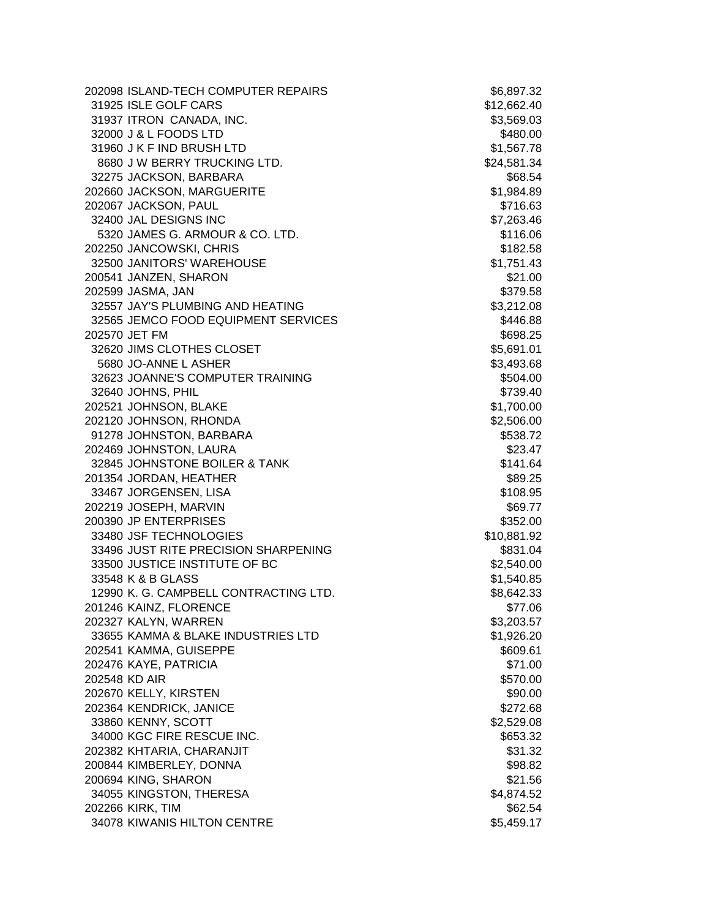| | | |
|---|---|---|
| 202098 | ISLAND-TECH COMPUTER REPAIRS | $6,897.32 |
| 31925 | ISLE GOLF CARS | $12,662.40 |
| 31937 | ITRON CANADA, INC. | $3,569.03 |
| 32000 | J & L FOODS LTD | $480.00 |
| 31960 | J K F IND BRUSH LTD | $1,567.78 |
| 8680 | J W BERRY TRUCKING LTD. | $24,581.34 |
| 32275 | JACKSON, BARBARA | $68.54 |
| 202660 | JACKSON, MARGUERITE | $1,984.89 |
| 202067 | JACKSON, PAUL | $716.63 |
| 32400 | JAL DESIGNS INC | $7,263.46 |
| 5320 | JAMES G. ARMOUR & CO. LTD. | $116.06 |
| 202250 | JANCOWSKI, CHRIS | $182.58 |
| 32500 | JANITORS' WAREHOUSE | $1,751.43 |
| 200541 | JANZEN, SHARON | $21.00 |
| 202599 | JASMA, JAN | $379.58 |
| 32557 | JAY'S PLUMBING AND HEATING | $3,212.08 |
| 32565 | JEMCO FOOD EQUIPMENT SERVICES | $446.88 |
| 202570 | JET FM | $698.25 |
| 32620 | JIMS CLOTHES CLOSET | $5,691.01 |
| 5680 | JO-ANNE L ASHER | $3,493.68 |
| 32623 | JOANNE'S COMPUTER TRAINING | $504.00 |
| 32640 | JOHNS, PHIL | $739.40 |
| 202521 | JOHNSON, BLAKE | $1,700.00 |
| 202120 | JOHNSON, RHONDA | $2,506.00 |
| 91278 | JOHNSTON, BARBARA | $538.72 |
| 202469 | JOHNSTON, LAURA | $23.47 |
| 32845 | JOHNSTONE BOILER & TANK | $141.64 |
| 201354 | JORDAN, HEATHER | $89.25 |
| 33467 | JORGENSEN, LISA | $108.95 |
| 202219 | JOSEPH, MARVIN | $69.77 |
| 200390 | JP ENTERPRISES | $352.00 |
| 33480 | JSF TECHNOLOGIES | $10,881.92 |
| 33496 | JUST RITE PRECISION SHARPENING | $831.04 |
| 33500 | JUSTICE INSTITUTE OF BC | $2,540.00 |
| 33548 | K & B GLASS | $1,540.85 |
| 12990 | K. G. CAMPBELL CONTRACTING LTD. | $8,642.33 |
| 201246 | KAINZ, FLORENCE | $77.06 |
| 202327 | KALYN, WARREN | $3,203.57 |
| 33655 | KAMMA & BLAKE INDUSTRIES LTD | $1,926.20 |
| 202541 | KAMMA, GUISEPPE | $609.61 |
| 202476 | KAYE, PATRICIA | $71.00 |
| 202548 | KD AIR | $570.00 |
| 202670 | KELLY, KIRSTEN | $90.00 |
| 202364 | KENDRICK, JANICE | $272.68 |
| 33860 | KENNY, SCOTT | $2,529.08 |
| 34000 | KGC FIRE RESCUE INC. | $653.32 |
| 202382 | KHTARIA, CHARANJIT | $31.32 |
| 200844 | KIMBERLEY, DONNA | $98.82 |
| 200694 | KING, SHARON | $21.56 |
| 34055 | KINGSTON, THERESA | $4,874.52 |
| 202266 | KIRK, TIM | $62.54 |
| 34078 | KIWANIS HILTON CENTRE | $5,459.17 |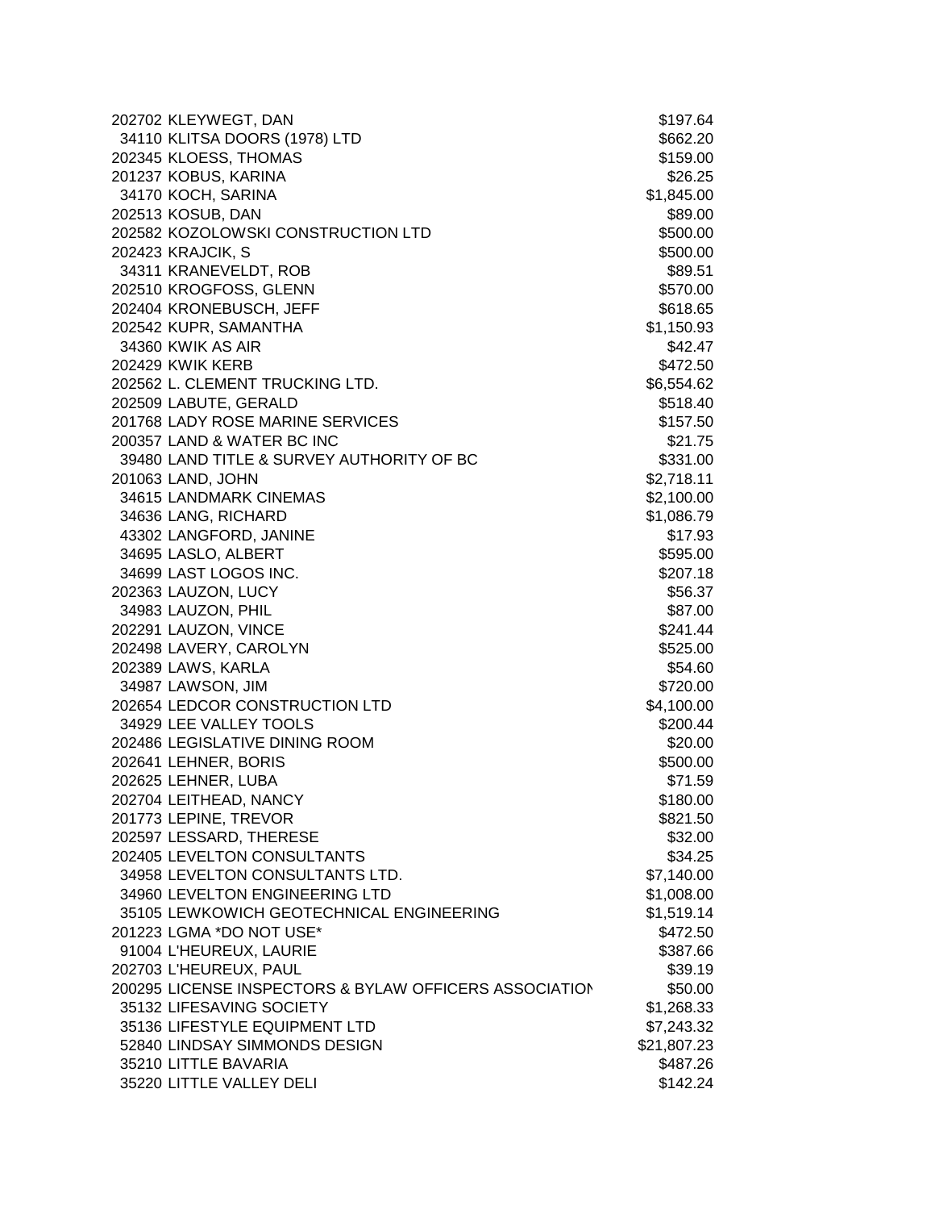| | | |
|---|---|---|
| 202702 | KLEYWEGT, DAN | $197.64 |
| 34110 | KLITSA DOORS (1978) LTD | $662.20 |
| 202345 | KLOESS, THOMAS | $159.00 |
| 201237 | KOBUS, KARINA | $26.25 |
| 34170 | KOCH, SARINA | $1,845.00 |
| 202513 | KOSUB, DAN | $89.00 |
| 202582 | KOZOLOWSKI CONSTRUCTION LTD | $500.00 |
| 202423 | KRAJCIK, S | $500.00 |
| 34311 | KRANEVELDT, ROB | $89.51 |
| 202510 | KROGFOSS, GLENN | $570.00 |
| 202404 | KRONEBUSCH, JEFF | $618.65 |
| 202542 | KUPR, SAMANTHA | $1,150.93 |
| 34360 | KWIK AS AIR | $42.47 |
| 202429 | KWIK KERB | $472.50 |
| 202562 | L. CLEMENT TRUCKING LTD. | $6,554.62 |
| 202509 | LABUTE, GERALD | $518.40 |
| 201768 | LADY ROSE MARINE SERVICES | $157.50 |
| 200357 | LAND & WATER BC INC | $21.75 |
| 39480 | LAND TITLE & SURVEY AUTHORITY OF BC | $331.00 |
| 201063 | LAND, JOHN | $2,718.11 |
| 34615 | LANDMARK CINEMAS | $2,100.00 |
| 34636 | LANG, RICHARD | $1,086.79 |
| 43302 | LANGFORD, JANINE | $17.93 |
| 34695 | LASLO, ALBERT | $595.00 |
| 34699 | LAST LOGOS INC. | $207.18 |
| 202363 | LAUZON, LUCY | $56.37 |
| 34983 | LAUZON, PHIL | $87.00 |
| 202291 | LAUZON, VINCE | $241.44 |
| 202498 | LAVERY, CAROLYN | $525.00 |
| 202389 | LAWS, KARLA | $54.60 |
| 34987 | LAWSON, JIM | $720.00 |
| 202654 | LEDCOR CONSTRUCTION LTD | $4,100.00 |
| 34929 | LEE VALLEY TOOLS | $200.44 |
| 202486 | LEGISLATIVE DINING ROOM | $20.00 |
| 202641 | LEHNER, BORIS | $500.00 |
| 202625 | LEHNER, LUBA | $71.59 |
| 202704 | LEITHEAD, NANCY | $180.00 |
| 201773 | LEPINE, TREVOR | $821.50 |
| 202597 | LESSARD, THERESE | $32.00 |
| 202405 | LEVELTON CONSULTANTS | $34.25 |
| 34958 | LEVELTON CONSULTANTS LTD. | $7,140.00 |
| 34960 | LEVELTON ENGINEERING LTD | $1,008.00 |
| 35105 | LEWKOWICH GEOTECHNICAL ENGINEERING | $1,519.14 |
| 201223 | LGMA *DO NOT USE* | $472.50 |
| 91004 | L'HEUREUX, LAURIE | $387.66 |
| 202703 | L'HEUREUX, PAUL | $39.19 |
| 200295 | LICENSE INSPECTORS & BYLAW OFFICERS ASSOCIATION | $50.00 |
| 35132 | LIFESAVING SOCIETY | $1,268.33 |
| 35136 | LIFESTYLE EQUIPMENT LTD | $7,243.32 |
| 52840 | LINDSAY SIMMONDS DESIGN | $21,807.23 |
| 35210 | LITTLE BAVARIA | $487.26 |
| 35220 | LITTLE VALLEY DELI | $142.24 |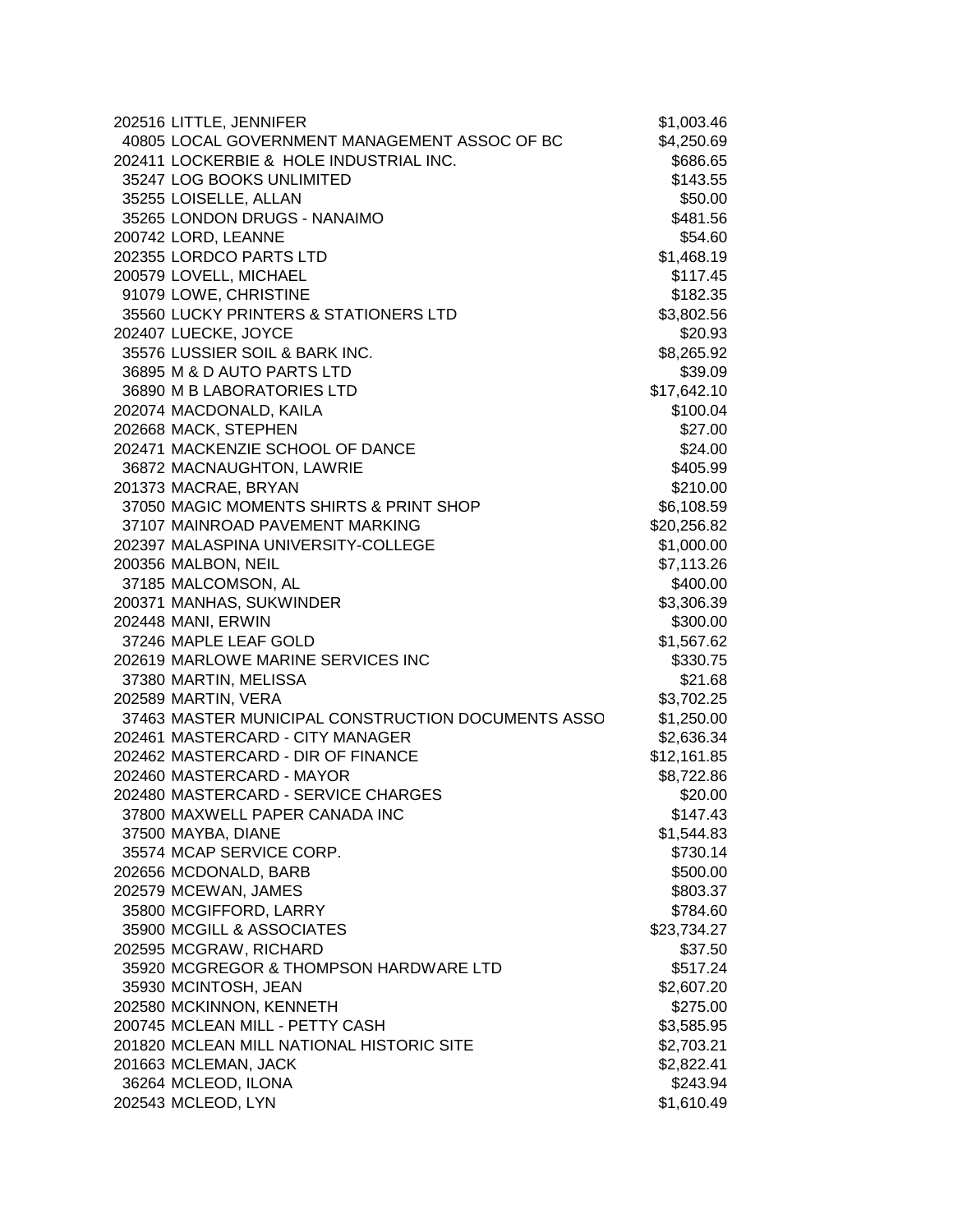| | | |
|---|---|---|
| 202516 | LITTLE, JENNIFER | $1,003.46 |
| 40805 | LOCAL GOVERNMENT MANAGEMENT ASSOC OF BC | $4,250.69 |
| 202411 | LOCKERBIE & HOLE INDUSTRIAL INC. | $686.65 |
| 35247 | LOG BOOKS UNLIMITED | $143.55 |
| 35255 | LOISELLE, ALLAN | $50.00 |
| 35265 | LONDON DRUGS - NANAIMO | $481.56 |
| 200742 | LORD, LEANNE | $54.60 |
| 202355 | LORDCO PARTS LTD | $1,468.19 |
| 200579 | LOVELL, MICHAEL | $117.45 |
| 91079 | LOWE, CHRISTINE | $182.35 |
| 35560 | LUCKY PRINTERS & STATIONERS LTD | $3,802.56 |
| 202407 | LUECKE, JOYCE | $20.93 |
| 35576 | LUSSIER SOIL & BARK INC. | $8,265.92 |
| 36895 | M & D AUTO PARTS LTD | $39.09 |
| 36890 | M B LABORATORIES LTD | $17,642.10 |
| 202074 | MACDONALD, KAILA | $100.04 |
| 202668 | MACK, STEPHEN | $27.00 |
| 202471 | MACKENZIE SCHOOL OF DANCE | $24.00 |
| 36872 | MACNAUGHTON, LAWRIE | $405.99 |
| 201373 | MACRAE, BRYAN | $210.00 |
| 37050 | MAGIC MOMENTS SHIRTS & PRINT SHOP | $6,108.59 |
| 37107 | MAINROAD PAVEMENT MARKING | $20,256.82 |
| 202397 | MALASPINA UNIVERSITY-COLLEGE | $1,000.00 |
| 200356 | MALBON, NEIL | $7,113.26 |
| 37185 | MALCOMSON, AL | $400.00 |
| 200371 | MANHAS, SUKWINDER | $3,306.39 |
| 202448 | MANI, ERWIN | $300.00 |
| 37246 | MAPLE LEAF GOLD | $1,567.62 |
| 202619 | MARLOWE MARINE SERVICES INC | $330.75 |
| 37380 | MARTIN, MELISSA | $21.68 |
| 202589 | MARTIN, VERA | $3,702.25 |
| 37463 | MASTER MUNICIPAL CONSTRUCTION DOCUMENTS ASSO | $1,250.00 |
| 202461 | MASTERCARD - CITY MANAGER | $2,636.34 |
| 202462 | MASTERCARD - DIR OF FINANCE | $12,161.85 |
| 202460 | MASTERCARD - MAYOR | $8,722.86 |
| 202480 | MASTERCARD - SERVICE CHARGES | $20.00 |
| 37800 | MAXWELL PAPER CANADA INC | $147.43 |
| 37500 | MAYBA, DIANE | $1,544.83 |
| 35574 | MCAP SERVICE CORP. | $730.14 |
| 202656 | MCDONALD, BARB | $500.00 |
| 202579 | MCEWAN, JAMES | $803.37 |
| 35800 | MCGIFFORD, LARRY | $784.60 |
| 35900 | MCGILL & ASSOCIATES | $23,734.27 |
| 202595 | MCGRAW, RICHARD | $37.50 |
| 35920 | MCGREGOR & THOMPSON HARDWARE LTD | $517.24 |
| 35930 | MCINTOSH, JEAN | $2,607.20 |
| 202580 | MCKINNON, KENNETH | $275.00 |
| 200745 | MCLEAN MILL - PETTY CASH | $3,585.95 |
| 201820 | MCLEAN MILL NATIONAL HISTORIC SITE | $2,703.21 |
| 201663 | MCLEMAN, JACK | $2,822.41 |
| 36264 | MCLEOD, ILONA | $243.94 |
| 202543 | MCLEOD, LYN | $1,610.49 |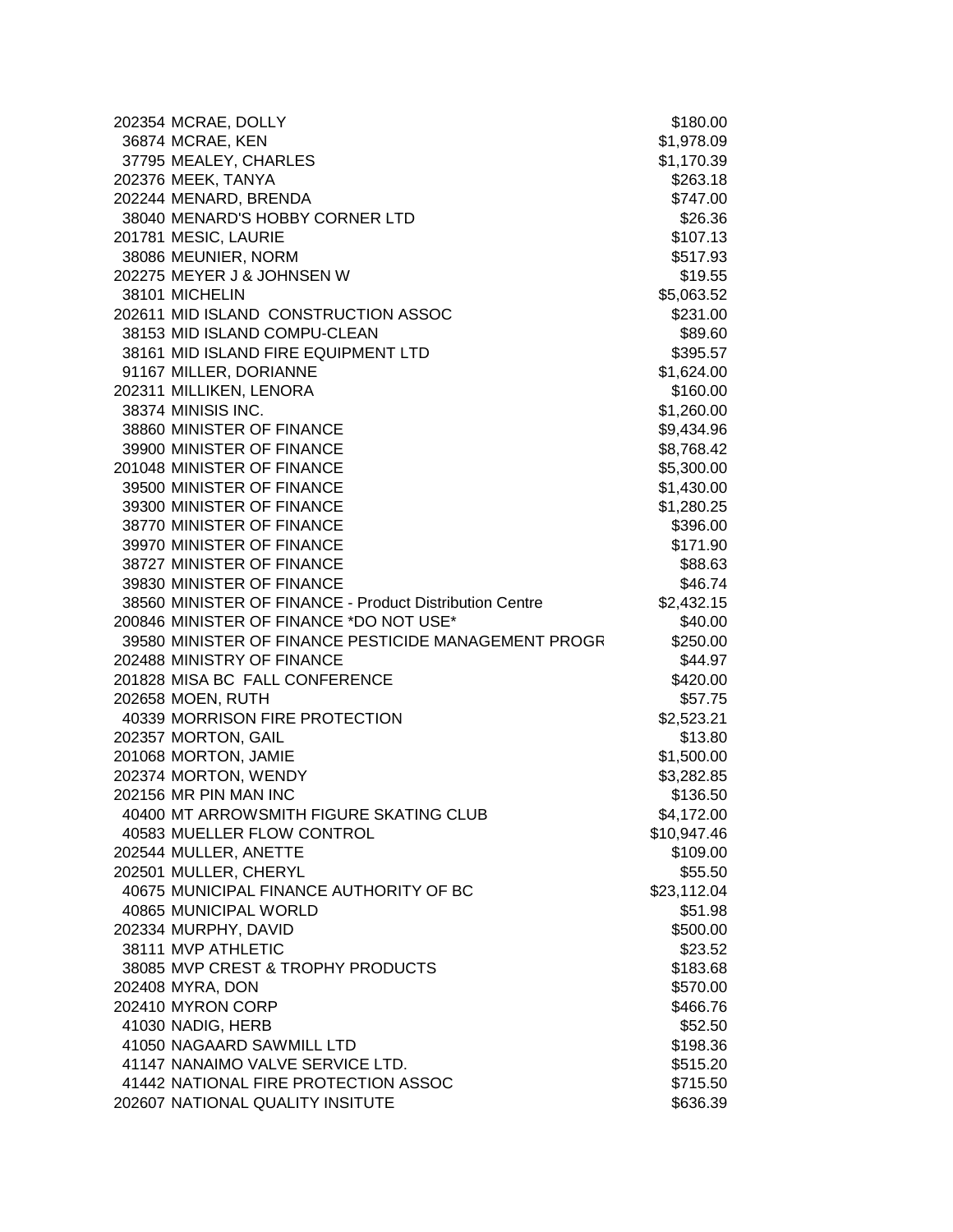| | | |
|---|---|---|
| 202354 | MCRAE, DOLLY | $180.00 |
| 36874 | MCRAE, KEN | $1,978.09 |
| 37795 | MEALEY, CHARLES | $1,170.39 |
| 202376 | MEEK, TANYA | $263.18 |
| 202244 | MENARD, BRENDA | $747.00 |
| 38040 | MENARD'S HOBBY CORNER LTD | $26.36 |
| 201781 | MESIC, LAURIE | $107.13 |
| 38086 | MEUNIER, NORM | $517.93 |
| 202275 | MEYER J & JOHNSEN W | $19.55 |
| 38101 | MICHELIN | $5,063.52 |
| 202611 | MID ISLAND CONSTRUCTION ASSOC | $231.00 |
| 38153 | MID ISLAND COMPU-CLEAN | $89.60 |
| 38161 | MID ISLAND FIRE EQUIPMENT LTD | $395.57 |
| 91167 | MILLER, DORIANNE | $1,624.00 |
| 202311 | MILLIKEN, LENORA | $160.00 |
| 38374 | MINISIS INC. | $1,260.00 |
| 38860 | MINISTER OF FINANCE | $9,434.96 |
| 39900 | MINISTER OF FINANCE | $8,768.42 |
| 201048 | MINISTER OF FINANCE | $5,300.00 |
| 39500 | MINISTER OF FINANCE | $1,430.00 |
| 39300 | MINISTER OF FINANCE | $1,280.25 |
| 38770 | MINISTER OF FINANCE | $396.00 |
| 39970 | MINISTER OF FINANCE | $171.90 |
| 38727 | MINISTER OF FINANCE | $88.63 |
| 39830 | MINISTER OF FINANCE | $46.74 |
| 38560 | MINISTER OF FINANCE - Product Distribution Centre | $2,432.15 |
| 200846 | MINISTER OF FINANCE *DO NOT USE* | $40.00 |
| 39580 | MINISTER OF FINANCE PESTICIDE MANAGEMENT PROGR | $250.00 |
| 202488 | MINISTRY OF FINANCE | $44.97 |
| 201828 | MISA BC FALL CONFERENCE | $420.00 |
| 202658 | MOEN, RUTH | $57.75 |
| 40339 | MORRISON FIRE PROTECTION | $2,523.21 |
| 202357 | MORTON, GAIL | $13.80 |
| 201068 | MORTON, JAMIE | $1,500.00 |
| 202374 | MORTON, WENDY | $3,282.85 |
| 202156 | MR PIN MAN INC | $136.50 |
| 40400 | MT ARROWSMITH FIGURE SKATING CLUB | $4,172.00 |
| 40583 | MUELLER FLOW CONTROL | $10,947.46 |
| 202544 | MULLER, ANETTE | $109.00 |
| 202501 | MULLER, CHERYL | $55.50 |
| 40675 | MUNICIPAL FINANCE AUTHORITY OF BC | $23,112.04 |
| 40865 | MUNICIPAL WORLD | $51.98 |
| 202334 | MURPHY, DAVID | $500.00 |
| 38111 | MVP ATHLETIC | $23.52 |
| 38085 | MVP CREST & TROPHY PRODUCTS | $183.68 |
| 202408 | MYRA, DON | $570.00 |
| 202410 | MYRON CORP | $466.76 |
| 41030 | NADIG, HERB | $52.50 |
| 41050 | NAGAARD SAWMILL LTD | $198.36 |
| 41147 | NANAIMO VALVE SERVICE LTD. | $515.20 |
| 41442 | NATIONAL FIRE PROTECTION ASSOC | $715.50 |
| 202607 | NATIONAL QUALITY INSITUTE | $636.39 |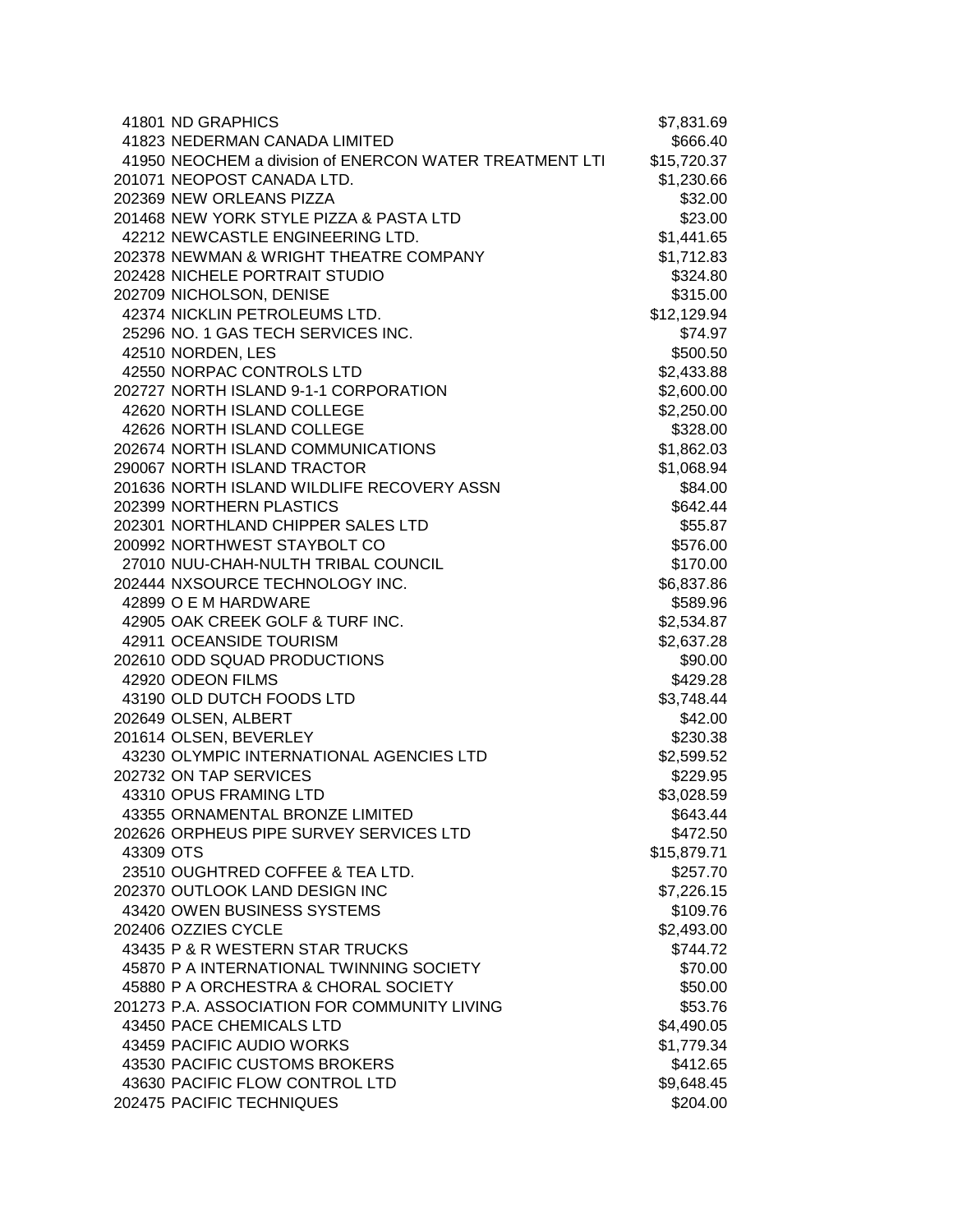| | | |
|---|---|---|
| 41801 | ND GRAPHICS | $7,831.69 |
| 41823 | NEDERMAN CANADA LIMITED | $666.40 |
| 41950 | NEOCHEM a division of ENERCON WATER TREATMENT LTI | $15,720.37 |
| 201071 | NEOPOST CANADA LTD. | $1,230.66 |
| 202369 | NEW ORLEANS PIZZA | $32.00 |
| 201468 | NEW YORK STYLE PIZZA & PASTA LTD | $23.00 |
| 42212 | NEWCASTLE ENGINEERING LTD. | $1,441.65 |
| 202378 | NEWMAN & WRIGHT THEATRE COMPANY | $1,712.83 |
| 202428 | NICHELE PORTRAIT STUDIO | $324.80 |
| 202709 | NICHOLSON, DENISE | $315.00 |
| 42374 | NICKLIN PETROLEUMS LTD. | $12,129.94 |
| 25296 | NO. 1 GAS TECH SERVICES INC. | $74.97 |
| 42510 | NORDEN, LES | $500.50 |
| 42550 | NORPAC CONTROLS LTD | $2,433.88 |
| 202727 | NORTH ISLAND 9-1-1 CORPORATION | $2,600.00 |
| 42620 | NORTH ISLAND COLLEGE | $2,250.00 |
| 42626 | NORTH ISLAND COLLEGE | $328.00 |
| 202674 | NORTH ISLAND COMMUNICATIONS | $1,862.03 |
| 290067 | NORTH ISLAND TRACTOR | $1,068.94 |
| 201636 | NORTH ISLAND WILDLIFE RECOVERY ASSN | $84.00 |
| 202399 | NORTHERN PLASTICS | $642.44 |
| 202301 | NORTHLAND CHIPPER SALES LTD | $55.87 |
| 200992 | NORTHWEST STAYBOLT CO | $576.00 |
| 27010 | NUU-CHAH-NULTH TRIBAL COUNCIL | $170.00 |
| 202444 | NXSOURCE TECHNOLOGY INC. | $6,837.86 |
| 42899 | O E M HARDWARE | $589.96 |
| 42905 | OAK CREEK GOLF & TURF INC. | $2,534.87 |
| 42911 | OCEANSIDE TOURISM | $2,637.28 |
| 202610 | ODD SQUAD PRODUCTIONS | $90.00 |
| 42920 | ODEON FILMS | $429.28 |
| 43190 | OLD DUTCH FOODS LTD | $3,748.44 |
| 202649 | OLSEN, ALBERT | $42.00 |
| 201614 | OLSEN, BEVERLEY | $230.38 |
| 43230 | OLYMPIC INTERNATIONAL AGENCIES LTD | $2,599.52 |
| 202732 | ON TAP SERVICES | $229.95 |
| 43310 | OPUS FRAMING LTD | $3,028.59 |
| 43355 | ORNAMENTAL BRONZE LIMITED | $643.44 |
| 202626 | ORPHEUS PIPE SURVEY SERVICES LTD | $472.50 |
| 43309 | OTS | $15,879.71 |
| 23510 | OUGHTRED COFFEE & TEA LTD. | $257.70 |
| 202370 | OUTLOOK LAND DESIGN INC | $7,226.15 |
| 43420 | OWEN BUSINESS SYSTEMS | $109.76 |
| 202406 | OZZIES CYCLE | $2,493.00 |
| 43435 | P & R WESTERN STAR TRUCKS | $744.72 |
| 45870 | P A INTERNATIONAL TWINNING SOCIETY | $70.00 |
| 45880 | P A ORCHESTRA & CHORAL SOCIETY | $50.00 |
| 201273 | P.A. ASSOCIATION FOR COMMUNITY LIVING | $53.76 |
| 43450 | PACE CHEMICALS LTD | $4,490.05 |
| 43459 | PACIFIC AUDIO WORKS | $1,779.34 |
| 43530 | PACIFIC CUSTOMS BROKERS | $412.65 |
| 43630 | PACIFIC FLOW CONTROL LTD | $9,648.45 |
| 202475 | PACIFIC TECHNIQUES | $204.00 |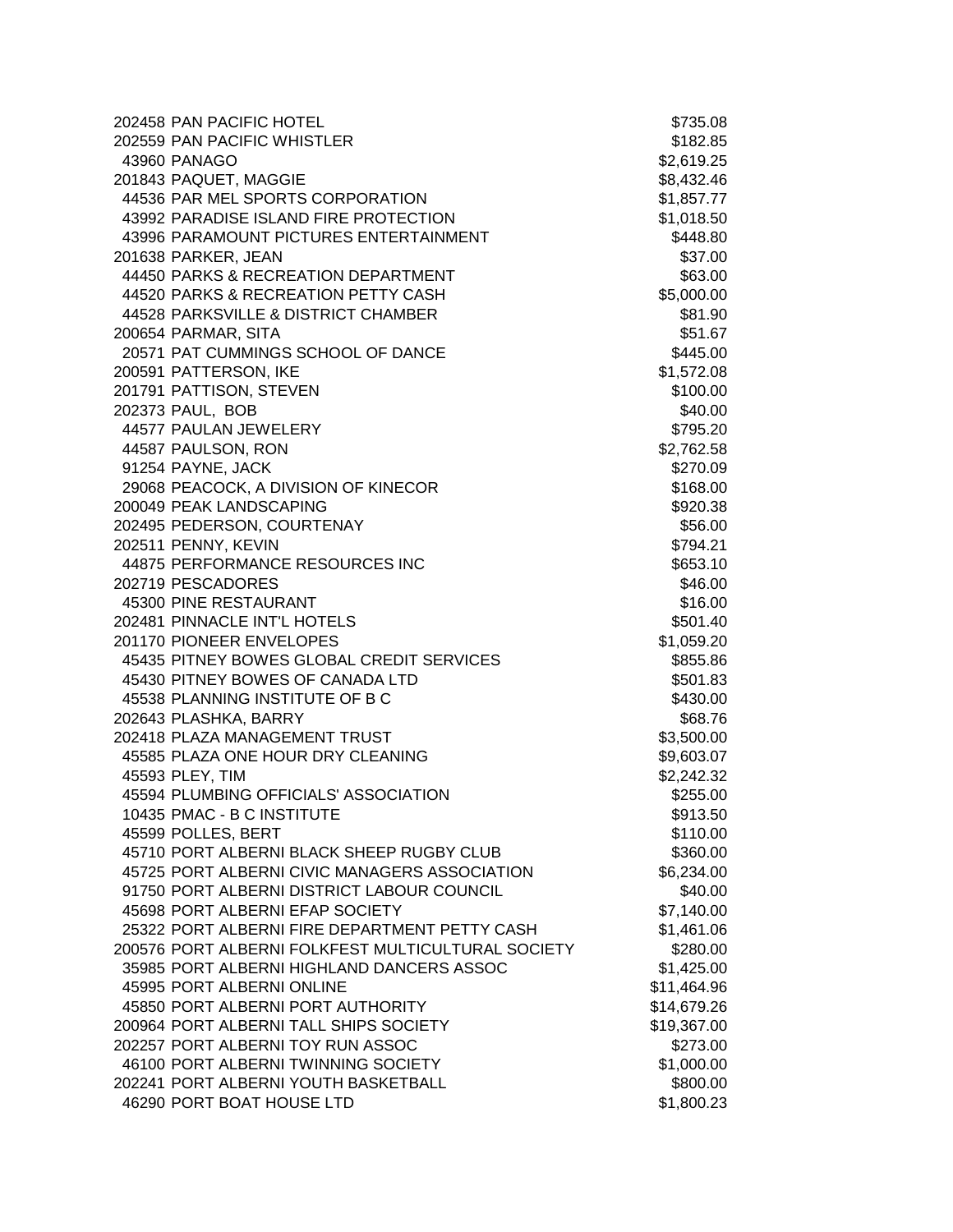| | | |
|---|---|---|
| 202458 | PAN PACIFIC HOTEL | $735.08 |
| 202559 | PAN PACIFIC WHISTLER | $182.85 |
| 43960 | PANAGO | $2,619.25 |
| 201843 | PAQUET, MAGGIE | $8,432.46 |
| 44536 | PAR MEL SPORTS CORPORATION | $1,857.77 |
| 43992 | PARADISE ISLAND FIRE PROTECTION | $1,018.50 |
| 43996 | PARAMOUNT PICTURES ENTERTAINMENT | $448.80 |
| 201638 | PARKER, JEAN | $37.00 |
| 44450 | PARKS & RECREATION DEPARTMENT | $63.00 |
| 44520 | PARKS & RECREATION PETTY CASH | $5,000.00 |
| 44528 | PARKSVILLE & DISTRICT CHAMBER | $81.90 |
| 200654 | PARMAR, SITA | $51.67 |
| 20571 | PAT CUMMINGS SCHOOL OF DANCE | $445.00 |
| 200591 | PATTERSON, IKE | $1,572.08 |
| 201791 | PATTISON, STEVEN | $100.00 |
| 202373 | PAUL, BOB | $40.00 |
| 44577 | PAULAN JEWELERY | $795.20 |
| 44587 | PAULSON, RON | $2,762.58 |
| 91254 | PAYNE, JACK | $270.09 |
| 29068 | PEACOCK, A DIVISION OF KINECOR | $168.00 |
| 200049 | PEAK LANDSCAPING | $920.38 |
| 202495 | PEDERSON, COURTENAY | $56.00 |
| 202511 | PENNY, KEVIN | $794.21 |
| 44875 | PERFORMANCE RESOURCES INC | $653.10 |
| 202719 | PESCADORES | $46.00 |
| 45300 | PINE RESTAURANT | $16.00 |
| 202481 | PINNACLE INT'L HOTELS | $501.40 |
| 201170 | PIONEER ENVELOPES | $1,059.20 |
| 45435 | PITNEY BOWES GLOBAL CREDIT SERVICES | $855.86 |
| 45430 | PITNEY BOWES OF CANADA LTD | $501.83 |
| 45538 | PLANNING INSTITUTE OF B C | $430.00 |
| 202643 | PLASHKA, BARRY | $68.76 |
| 202418 | PLAZA MANAGEMENT TRUST | $3,500.00 |
| 45585 | PLAZA ONE HOUR DRY CLEANING | $9,603.07 |
| 45593 | PLEY, TIM | $2,242.32 |
| 45594 | PLUMBING OFFICIALS' ASSOCIATION | $255.00 |
| 10435 | PMAC - B C INSTITUTE | $913.50 |
| 45599 | POLLES, BERT | $110.00 |
| 45710 | PORT ALBERNI BLACK SHEEP RUGBY CLUB | $360.00 |
| 45725 | PORT ALBERNI CIVIC MANAGERS ASSOCIATION | $6,234.00 |
| 91750 | PORT ALBERNI DISTRICT LABOUR COUNCIL | $40.00 |
| 45698 | PORT ALBERNI EFAP SOCIETY | $7,140.00 |
| 25322 | PORT ALBERNI FIRE DEPARTMENT PETTY CASH | $1,461.06 |
| 200576 | PORT ALBERNI FOLKFEST MULTICULTURAL SOCIETY | $280.00 |
| 35985 | PORT ALBERNI HIGHLAND DANCERS ASSOC | $1,425.00 |
| 45995 | PORT ALBERNI ONLINE | $11,464.96 |
| 45850 | PORT ALBERNI PORT AUTHORITY | $14,679.26 |
| 200964 | PORT ALBERNI TALL SHIPS SOCIETY | $19,367.00 |
| 202257 | PORT ALBERNI TOY RUN ASSOC | $273.00 |
| 46100 | PORT ALBERNI TWINNING SOCIETY | $1,000.00 |
| 202241 | PORT ALBERNI YOUTH BASKETBALL | $800.00 |
| 46290 | PORT BOAT HOUSE LTD | $1,800.23 |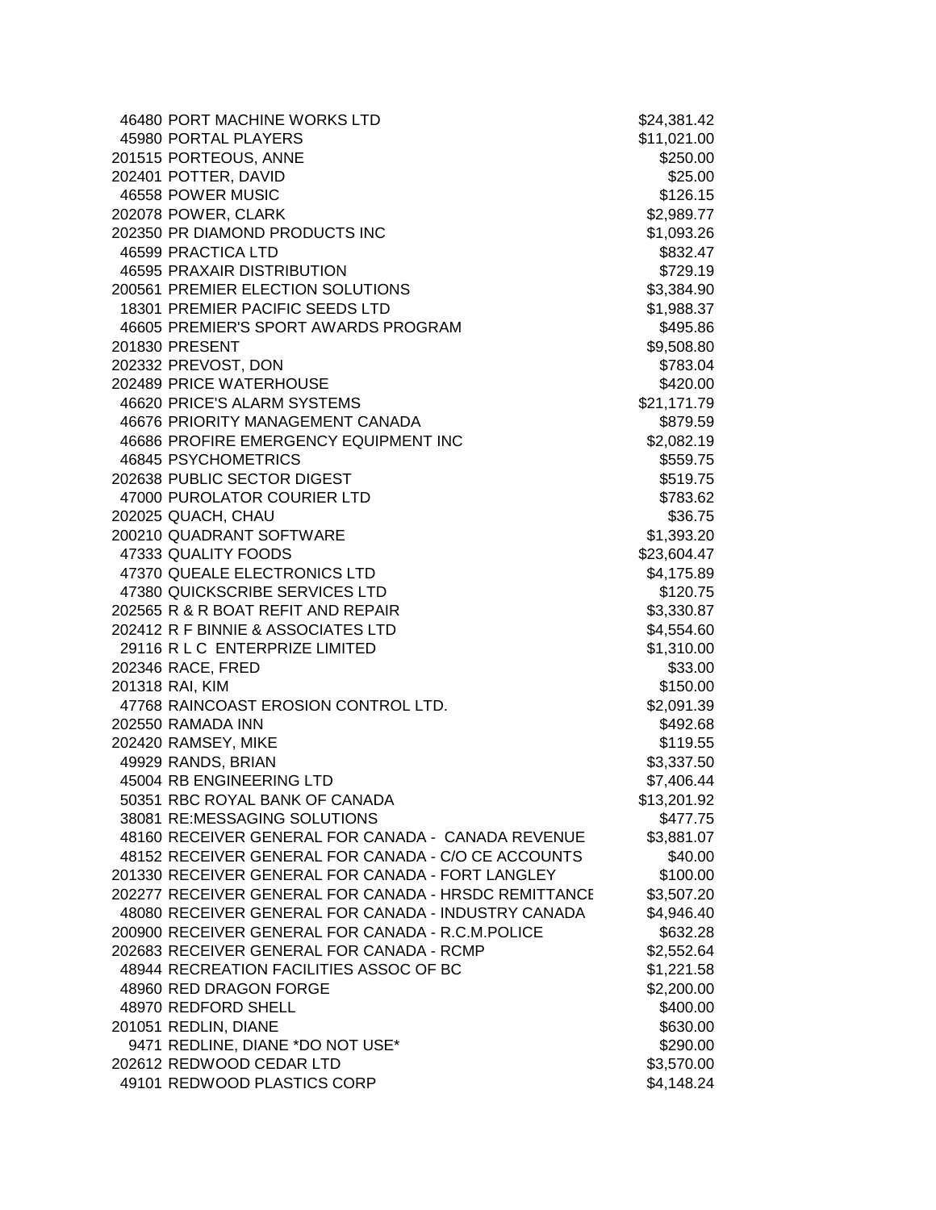| | | |
|---|---|---|
| 46480 | PORT MACHINE WORKS LTD | $24,381.42 |
| 45980 | PORTAL PLAYERS | $11,021.00 |
| 201515 | PORTEOUS, ANNE | $250.00 |
| 202401 | POTTER, DAVID | $25.00 |
| 46558 | POWER MUSIC | $126.15 |
| 202078 | POWER, CLARK | $2,989.77 |
| 202350 | PR DIAMOND PRODUCTS INC | $1,093.26 |
| 46599 | PRACTICA LTD | $832.47 |
| 46595 | PRAXAIR DISTRIBUTION | $729.19 |
| 200561 | PREMIER ELECTION SOLUTIONS | $3,384.90 |
| 18301 | PREMIER PACIFIC SEEDS LTD | $1,988.37 |
| 46605 | PREMIER'S SPORT AWARDS PROGRAM | $495.86 |
| 201830 | PRESENT | $9,508.80 |
| 202332 | PREVOST, DON | $783.04 |
| 202489 | PRICE WATERHOUSE | $420.00 |
| 46620 | PRICE'S ALARM SYSTEMS | $21,171.79 |
| 46676 | PRIORITY MANAGEMENT CANADA | $879.59 |
| 46686 | PROFIRE EMERGENCY EQUIPMENT INC | $2,082.19 |
| 46845 | PSYCHOMETRICS | $559.75 |
| 202638 | PUBLIC SECTOR DIGEST | $519.75 |
| 47000 | PUROLATOR COURIER LTD | $783.62 |
| 202025 | QUACH, CHAU | $36.75 |
| 200210 | QUADRANT SOFTWARE | $1,393.20 |
| 47333 | QUALITY FOODS | $23,604.47 |
| 47370 | QUEALE ELECTRONICS LTD | $4,175.89 |
| 47380 | QUICKSCRIBE SERVICES LTD | $120.75 |
| 202565 | R & R BOAT REFIT AND REPAIR | $3,330.87 |
| 202412 | R F BINNIE & ASSOCIATES LTD | $4,554.60 |
| 29116 | R L C ENTERPRIZE LIMITED | $1,310.00 |
| 202346 | RACE, FRED | $33.00 |
| 201318 | RAI, KIM | $150.00 |
| 47768 | RAINCOAST EROSION CONTROL LTD. | $2,091.39 |
| 202550 | RAMADA INN | $492.68 |
| 202420 | RAMSEY, MIKE | $119.55 |
| 49929 | RANDS, BRIAN | $3,337.50 |
| 45004 | RB ENGINEERING LTD | $7,406.44 |
| 50351 | RBC ROYAL BANK OF CANADA | $13,201.92 |
| 38081 | RE:MESSAGING SOLUTIONS | $477.75 |
| 48160 | RECEIVER GENERAL FOR CANADA - CANADA REVENUE | $3,881.07 |
| 48152 | RECEIVER GENERAL FOR CANADA - C/O CE ACCOUNTS | $40.00 |
| 201330 | RECEIVER GENERAL FOR CANADA - FORT LANGLEY | $100.00 |
| 202277 | RECEIVER GENERAL FOR CANADA - HRSDC REMITTANCE | $3,507.20 |
| 48080 | RECEIVER GENERAL FOR CANADA - INDUSTRY CANADA | $4,946.40 |
| 200900 | RECEIVER GENERAL FOR CANADA - R.C.M.POLICE | $632.28 |
| 202683 | RECEIVER GENERAL FOR CANADA - RCMP | $2,552.64 |
| 48944 | RECREATION FACILITIES ASSOC OF BC | $1,221.58 |
| 48960 | RED DRAGON FORGE | $2,200.00 |
| 48970 | REDFORD SHELL | $400.00 |
| 201051 | REDLIN, DIANE | $630.00 |
| 9471 | REDLINE, DIANE *DO NOT USE* | $290.00 |
| 202612 | REDWOOD CEDAR LTD | $3,570.00 |
| 49101 | REDWOOD PLASTICS CORP | $4,148.24 |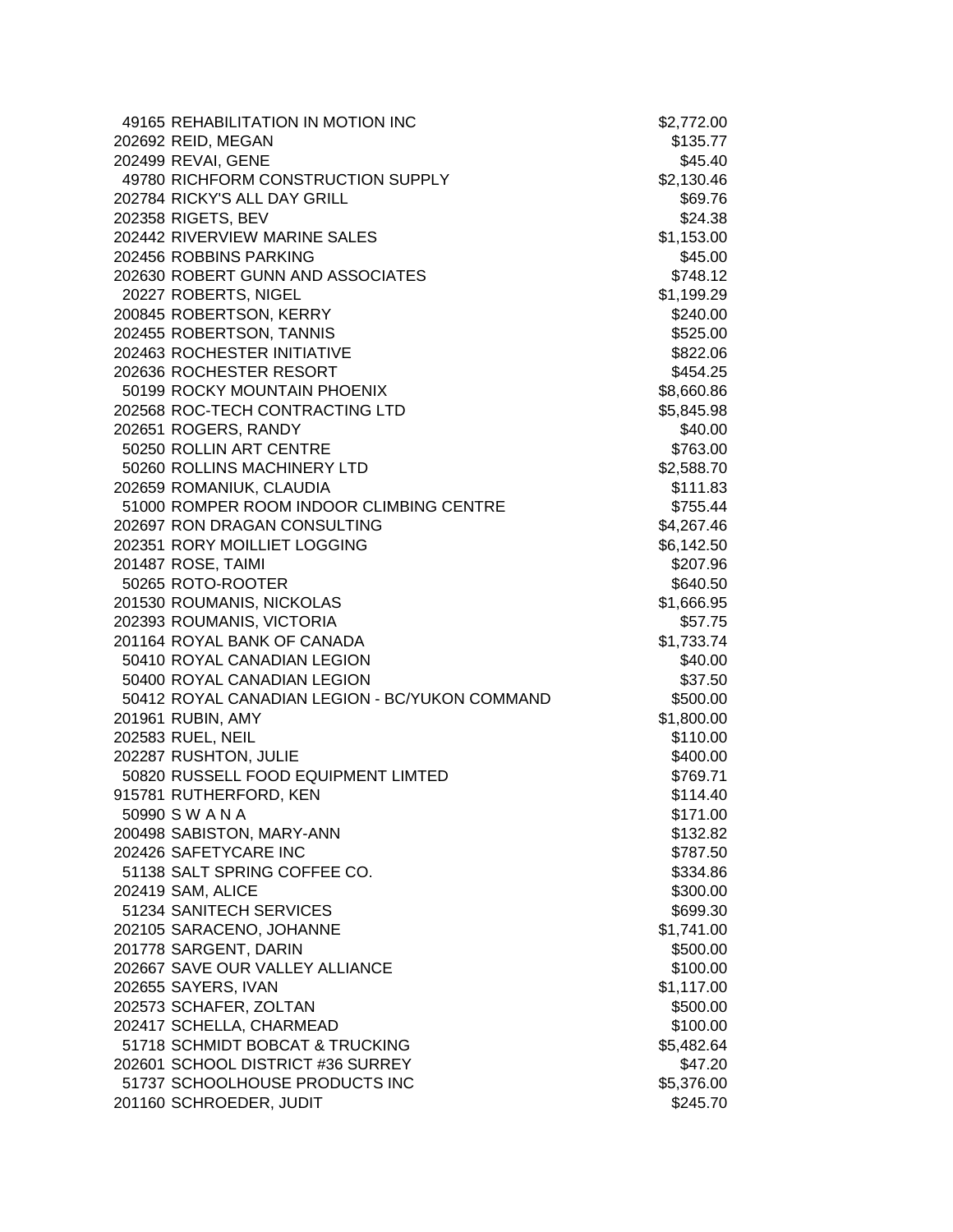| | | |
|---|---|---|
| 49165 | REHABILITATION IN MOTION INC | $2,772.00 |
| 202692 | REID, MEGAN | $135.77 |
| 202499 | REVAI, GENE | $45.40 |
| 49780 | RICHFORM CONSTRUCTION SUPPLY | $2,130.46 |
| 202784 | RICKY'S ALL DAY GRILL | $69.76 |
| 202358 | RIGETS, BEV | $24.38 |
| 202442 | RIVERVIEW MARINE SALES | $1,153.00 |
| 202456 | ROBBINS PARKING | $45.00 |
| 202630 | ROBERT GUNN AND ASSOCIATES | $748.12 |
| 20227 | ROBERTS, NIGEL | $1,199.29 |
| 200845 | ROBERTSON, KERRY | $240.00 |
| 202455 | ROBERTSON, TANNIS | $525.00 |
| 202463 | ROCHESTER INITIATIVE | $822.06 |
| 202636 | ROCHESTER RESORT | $454.25 |
| 50199 | ROCKY MOUNTAIN PHOENIX | $8,660.86 |
| 202568 | ROC-TECH CONTRACTING LTD | $5,845.98 |
| 202651 | ROGERS, RANDY | $40.00 |
| 50250 | ROLLIN ART CENTRE | $763.00 |
| 50260 | ROLLINS MACHINERY LTD | $2,588.70 |
| 202659 | ROMANIUK, CLAUDIA | $111.83 |
| 51000 | ROMPER ROOM INDOOR CLIMBING CENTRE | $755.44 |
| 202697 | RON DRAGAN CONSULTING | $4,267.46 |
| 202351 | RORY MOILLIET LOGGING | $6,142.50 |
| 201487 | ROSE, TAIMI | $207.96 |
| 50265 | ROTO-ROOTER | $640.50 |
| 201530 | ROUMANIS, NICKOLAS | $1,666.95 |
| 202393 | ROUMANIS, VICTORIA | $57.75 |
| 201164 | ROYAL BANK OF CANADA | $1,733.74 |
| 50410 | ROYAL CANADIAN LEGION | $40.00 |
| 50400 | ROYAL CANADIAN LEGION | $37.50 |
| 50412 | ROYAL CANADIAN LEGION - BC/YUKON COMMAND | $500.00 |
| 201961 | RUBIN, AMY | $1,800.00 |
| 202583 | RUEL, NEIL | $110.00 |
| 202287 | RUSHTON, JULIE | $400.00 |
| 50820 | RUSSELL FOOD EQUIPMENT LIMTED | $769.71 |
| 915781 | RUTHERFORD, KEN | $114.40 |
| 50990 | S W A N A | $171.00 |
| 200498 | SABISTON, MARY-ANN | $132.82 |
| 202426 | SAFETYCARE INC | $787.50 |
| 51138 | SALT SPRING COFFEE CO. | $334.86 |
| 202419 | SAM, ALICE | $300.00 |
| 51234 | SANITECH SERVICES | $699.30 |
| 202105 | SARACENO, JOHANNE | $1,741.00 |
| 201778 | SARGENT, DARIN | $500.00 |
| 202667 | SAVE OUR VALLEY ALLIANCE | $100.00 |
| 202655 | SAYERS, IVAN | $1,117.00 |
| 202573 | SCHAFER, ZOLTAN | $500.00 |
| 202417 | SCHELLA, CHARMEAD | $100.00 |
| 51718 | SCHMIDT BOBCAT & TRUCKING | $5,482.64 |
| 202601 | SCHOOL DISTRICT #36 SURREY | $47.20 |
| 51737 | SCHOOLHOUSE PRODUCTS INC | $5,376.00 |
| 201160 | SCHROEDER, JUDIT | $245.70 |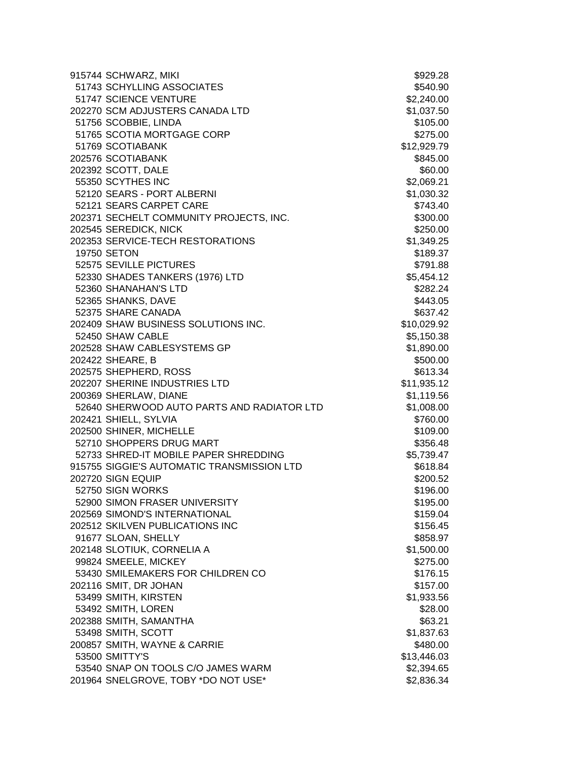| | | |
|---|---|---|
| 915744 | SCHWARZ, MIKI | $929.28 |
| 51743 | SCHYLLING ASSOCIATES | $540.90 |
| 51747 | SCIENCE VENTURE | $2,240.00 |
| 202270 | SCM ADJUSTERS CANADA LTD | $1,037.50 |
| 51756 | SCOBBIE, LINDA | $105.00 |
| 51765 | SCOTIA MORTGAGE CORP | $275.00 |
| 51769 | SCOTIABANK | $12,929.79 |
| 202576 | SCOTIABANK | $845.00 |
| 202392 | SCOTT, DALE | $60.00 |
| 55350 | SCYTHES INC | $2,069.21 |
| 52120 | SEARS - PORT ALBERNI | $1,030.32 |
| 52121 | SEARS CARPET CARE | $743.40 |
| 202371 | SECHELT COMMUNITY PROJECTS, INC. | $300.00 |
| 202545 | SEREDICK, NICK | $250.00 |
| 202353 | SERVICE-TECH RESTORATIONS | $1,349.25 |
| 19750 | SETON | $189.37 |
| 52575 | SEVILLE PICTURES | $791.88 |
| 52330 | SHADES TANKERS (1976) LTD | $5,454.12 |
| 52360 | SHANAHAN'S LTD | $282.24 |
| 52365 | SHANKS, DAVE | $443.05 |
| 52375 | SHARE CANADA | $637.42 |
| 202409 | SHAW BUSINESS SOLUTIONS INC. | $10,029.92 |
| 52450 | SHAW CABLE | $5,150.38 |
| 202528 | SHAW CABLESYSTEMS GP | $1,890.00 |
| 202422 | SHEARE, B | $500.00 |
| 202575 | SHEPHERD, ROSS | $613.34 |
| 202207 | SHERINE INDUSTRIES LTD | $11,935.12 |
| 200369 | SHERLAW, DIANE | $1,119.56 |
| 52640 | SHERWOOD AUTO PARTS AND RADIATOR LTD | $1,008.00 |
| 202421 | SHIELL, SYLVIA | $760.00 |
| 202500 | SHINER, MICHELLE | $109.00 |
| 52710 | SHOPPERS DRUG MART | $356.48 |
| 52733 | SHRED-IT MOBILE PAPER SHREDDING | $5,739.47 |
| 915755 | SIGGIE'S AUTOMATIC TRANSMISSION LTD | $618.84 |
| 202720 | SIGN EQUIP | $200.52 |
| 52750 | SIGN WORKS | $196.00 |
| 52900 | SIMON FRASER UNIVERSITY | $195.00 |
| 202569 | SIMOND'S INTERNATIONAL | $159.04 |
| 202512 | SKILVEN PUBLICATIONS INC | $156.45 |
| 91677 | SLOAN, SHELLY | $858.97 |
| 202148 | SLOTIUK, CORNELIA A | $1,500.00 |
| 99824 | SMEELE, MICKEY | $275.00 |
| 53430 | SMILEMAKERS FOR CHILDREN CO | $176.15 |
| 202116 | SMIT, DR JOHAN | $157.00 |
| 53499 | SMITH, KIRSTEN | $1,933.56 |
| 53492 | SMITH, LOREN | $28.00 |
| 202388 | SMITH, SAMANTHA | $63.21 |
| 53498 | SMITH, SCOTT | $1,837.63 |
| 200857 | SMITH, WAYNE & CARRIE | $480.00 |
| 53500 | SMITTY'S | $13,446.03 |
| 53540 | SNAP ON TOOLS C/O JAMES WARM | $2,394.65 |
| 201964 | SNELGROVE, TOBY *DO NOT USE* | $2,836.34 |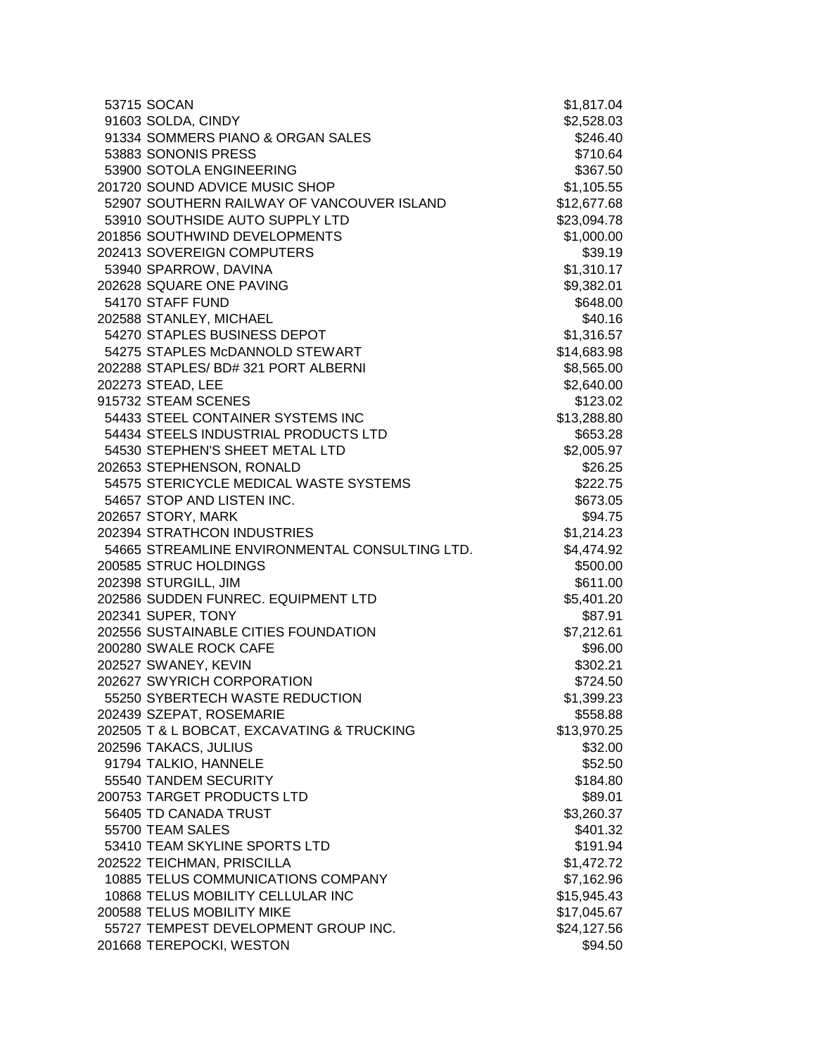| | | |
|---|---|---|
| 53715 | SOCAN | $1,817.04 |
| 91603 | SOLDA, CINDY | $2,528.03 |
| 91334 | SOMMERS PIANO & ORGAN SALES | $246.40 |
| 53883 | SONONIS PRESS | $710.64 |
| 53900 | SOTOLA ENGINEERING | $367.50 |
| 201720 | SOUND ADVICE MUSIC SHOP | $1,105.55 |
| 52907 | SOUTHERN RAILWAY OF VANCOUVER ISLAND | $12,677.68 |
| 53910 | SOUTHSIDE AUTO SUPPLY LTD | $23,094.78 |
| 201856 | SOUTHWIND DEVELOPMENTS | $1,000.00 |
| 202413 | SOVEREIGN COMPUTERS | $39.19 |
| 53940 | SPARROW, DAVINA | $1,310.17 |
| 202628 | SQUARE ONE PAVING | $9,382.01 |
| 54170 | STAFF FUND | $648.00 |
| 202588 | STANLEY, MICHAEL | $40.16 |
| 54270 | STAPLES BUSINESS DEPOT | $1,316.57 |
| 54275 | STAPLES McDANNOLD STEWART | $14,683.98 |
| 202288 | STAPLES/ BD# 321 PORT ALBERNI | $8,565.00 |
| 202273 | STEAD, LEE | $2,640.00 |
| 915732 | STEAM SCENES | $123.02 |
| 54433 | STEEL CONTAINER SYSTEMS INC | $13,288.80 |
| 54434 | STEELS INDUSTRIAL PRODUCTS LTD | $653.28 |
| 54530 | STEPHEN'S SHEET METAL LTD | $2,005.97 |
| 202653 | STEPHENSON, RONALD | $26.25 |
| 54575 | STERICYCLE MEDICAL WASTE SYSTEMS | $222.75 |
| 54657 | STOP AND LISTEN INC. | $673.05 |
| 202657 | STORY, MARK | $94.75 |
| 202394 | STRATHCON INDUSTRIES | $1,214.23 |
| 54665 | STREAMLINE ENVIRONMENTAL CONSULTING LTD. | $4,474.92 |
| 200585 | STRUC HOLDINGS | $500.00 |
| 202398 | STURGILL, JIM | $611.00 |
| 202586 | SUDDEN FUNREC. EQUIPMENT LTD | $5,401.20 |
| 202341 | SUPER, TONY | $87.91 |
| 202556 | SUSTAINABLE CITIES FOUNDATION | $7,212.61 |
| 200280 | SWALE ROCK CAFE | $96.00 |
| 202527 | SWANEY, KEVIN | $302.21 |
| 202627 | SWYRICH CORPORATION | $724.50 |
| 55250 | SYBERTECH WASTE REDUCTION | $1,399.23 |
| 202439 | SZEPAT, ROSEMARIE | $558.88 |
| 202505 | T & L BOBCAT, EXCAVATING & TRUCKING | $13,970.25 |
| 202596 | TAKACS, JULIUS | $32.00 |
| 91794 | TALKIO, HANNELE | $52.50 |
| 55540 | TANDEM SECURITY | $184.80 |
| 200753 | TARGET PRODUCTS LTD | $89.01 |
| 56405 | TD CANADA TRUST | $3,260.37 |
| 55700 | TEAM SALES | $401.32 |
| 53410 | TEAM SKYLINE SPORTS LTD | $191.94 |
| 202522 | TEICHMAN, PRISCILLA | $1,472.72 |
| 10885 | TELUS COMMUNICATIONS COMPANY | $7,162.96 |
| 10868 | TELUS MOBILITY CELLULAR INC | $15,945.43 |
| 200588 | TELUS MOBILITY MIKE | $17,045.67 |
| 55727 | TEMPEST DEVELOPMENT GROUP INC. | $24,127.56 |
| 201668 | TEREPOCKI, WESTON | $94.50 |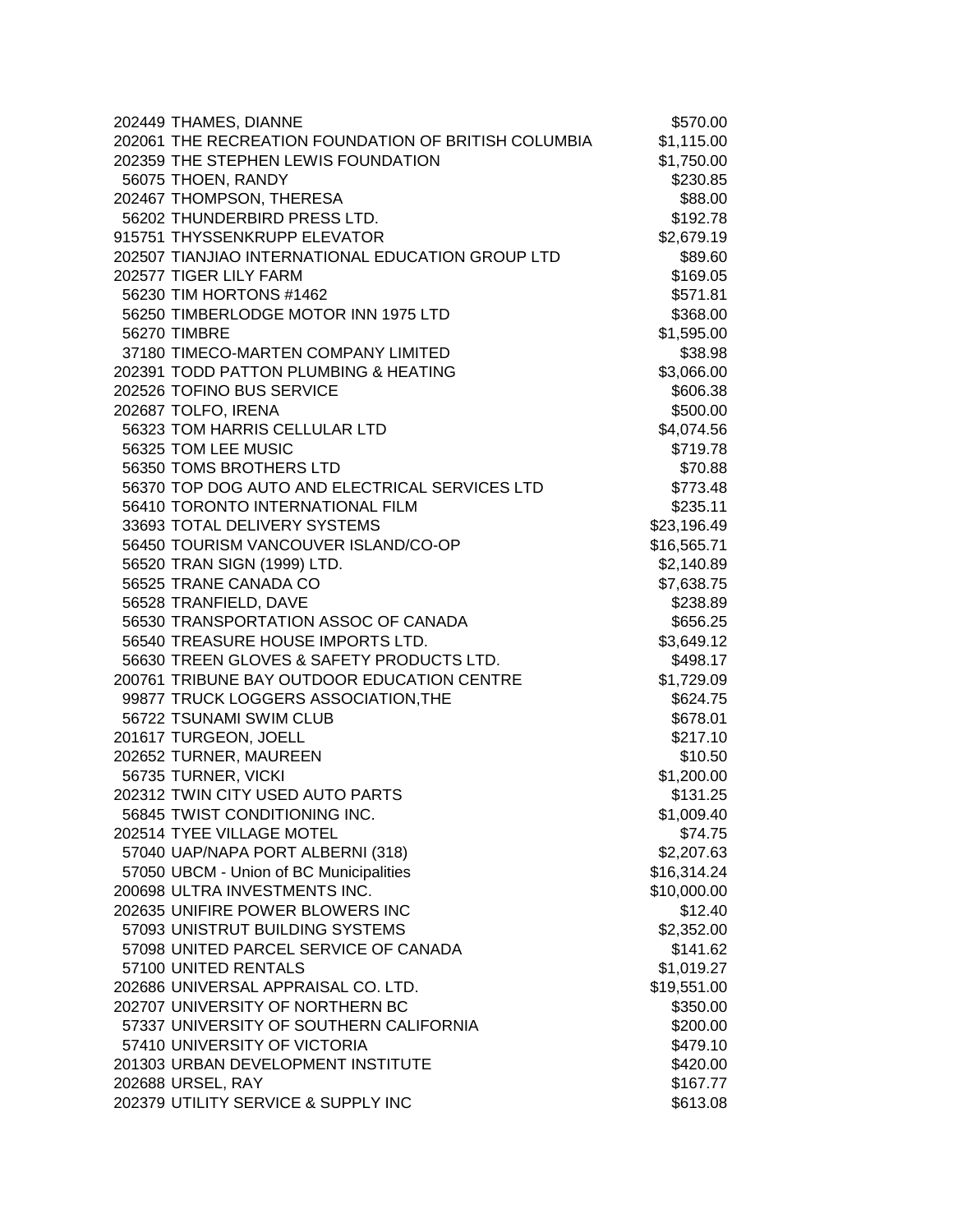| | | |
|---|---|---|
| 202449 | THAMES, DIANNE | $570.00 |
| 202061 | THE RECREATION FOUNDATION OF BRITISH COLUMBIA | $1,115.00 |
| 202359 | THE STEPHEN LEWIS FOUNDATION | $1,750.00 |
| 56075 | THOEN, RANDY | $230.85 |
| 202467 | THOMPSON, THERESA | $88.00 |
| 56202 | THUNDERBIRD PRESS LTD. | $192.78 |
| 915751 | THYSSENKRUPP ELEVATOR | $2,679.19 |
| 202507 | TIANJIAO INTERNATIONAL EDUCATION GROUP LTD | $89.60 |
| 202577 | TIGER LILY FARM | $169.05 |
| 56230 | TIM HORTONS #1462 | $571.81 |
| 56250 | TIMBERLODGE MOTOR INN 1975 LTD | $368.00 |
| 56270 | TIMBRE | $1,595.00 |
| 37180 | TIMECO-MARTEN COMPANY LIMITED | $38.98 |
| 202391 | TODD PATTON PLUMBING & HEATING | $3,066.00 |
| 202526 | TOFINO BUS SERVICE | $606.38 |
| 202687 | TOLFO, IRENA | $500.00 |
| 56323 | TOM HARRIS CELLULAR LTD | $4,074.56 |
| 56325 | TOM LEE MUSIC | $719.78 |
| 56350 | TOMS BROTHERS LTD | $70.88 |
| 56370 | TOP DOG AUTO AND ELECTRICAL SERVICES LTD | $773.48 |
| 56410 | TORONTO INTERNATIONAL FILM | $235.11 |
| 33693 | TOTAL DELIVERY SYSTEMS | $23,196.49 |
| 56450 | TOURISM VANCOUVER ISLAND/CO-OP | $16,565.71 |
| 56520 | TRAN SIGN (1999) LTD. | $2,140.89 |
| 56525 | TRANE CANADA CO | $7,638.75 |
| 56528 | TRANFIELD, DAVE | $238.89 |
| 56530 | TRANSPORTATION ASSOC OF CANADA | $656.25 |
| 56540 | TREASURE HOUSE IMPORTS LTD. | $3,649.12 |
| 56630 | TREEN GLOVES & SAFETY PRODUCTS LTD. | $498.17 |
| 200761 | TRIBUNE BAY OUTDOOR EDUCATION CENTRE | $1,729.09 |
| 99877 | TRUCK LOGGERS ASSOCIATION,THE | $624.75 |
| 56722 | TSUNAMI SWIM CLUB | $678.01 |
| 201617 | TURGEON, JOELL | $217.10 |
| 202652 | TURNER, MAUREEN | $10.50 |
| 56735 | TURNER, VICKI | $1,200.00 |
| 202312 | TWIN CITY USED AUTO PARTS | $131.25 |
| 56845 | TWIST CONDITIONING INC. | $1,009.40 |
| 202514 | TYEE VILLAGE MOTEL | $74.75 |
| 57040 | UAP/NAPA PORT ALBERNI (318) | $2,207.63 |
| 57050 | UBCM - Union of BC Municipalities | $16,314.24 |
| 200698 | ULTRA INVESTMENTS INC. | $10,000.00 |
| 202635 | UNIFIRE POWER BLOWERS INC | $12.40 |
| 57093 | UNISTRUT BUILDING SYSTEMS | $2,352.00 |
| 57098 | UNITED PARCEL SERVICE OF CANADA | $141.62 |
| 57100 | UNITED RENTALS | $1,019.27 |
| 202686 | UNIVERSAL APPRAISAL CO. LTD. | $19,551.00 |
| 202707 | UNIVERSITY OF NORTHERN BC | $350.00 |
| 57337 | UNIVERSITY OF SOUTHERN CALIFORNIA | $200.00 |
| 57410 | UNIVERSITY OF VICTORIA | $479.10 |
| 201303 | URBAN DEVELOPMENT INSTITUTE | $420.00 |
| 202688 | URSEL, RAY | $167.77 |
| 202379 | UTILITY SERVICE & SUPPLY INC | $613.08 |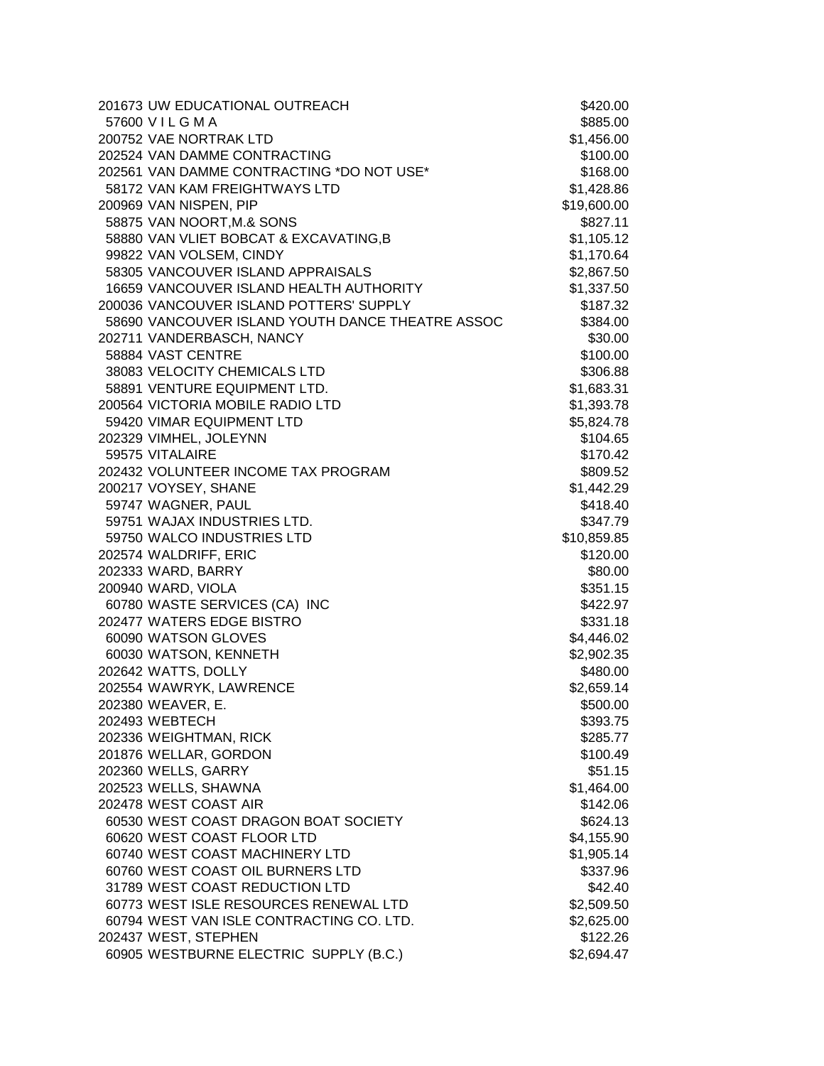| | | |
|---|---|---|
| 201673 | UW EDUCATIONAL OUTREACH | $420.00 |
| 57600 | V I L G M A | $885.00 |
| 200752 | VAE NORTRAK LTD | $1,456.00 |
| 202524 | VAN DAMME CONTRACTING | $100.00 |
| 202561 | VAN DAMME CONTRACTING *DO NOT USE* | $168.00 |
| 58172 | VAN KAM FREIGHTWAYS LTD | $1,428.86 |
| 200969 | VAN NISPEN, PIP | $19,600.00 |
| 58875 | VAN NOORT,M.& SONS | $827.11 |
| 58880 | VAN VLIET BOBCAT & EXCAVATING,B | $1,105.12 |
| 99822 | VAN VOLSEM, CINDY | $1,170.64 |
| 58305 | VANCOUVER ISLAND APPRAISALS | $2,867.50 |
| 16659 | VANCOUVER ISLAND HEALTH AUTHORITY | $1,337.50 |
| 200036 | VANCOUVER ISLAND POTTERS' SUPPLY | $187.32 |
| 58690 | VANCOUVER ISLAND YOUTH DANCE THEATRE ASSOC | $384.00 |
| 202711 | VANDERBASCH, NANCY | $30.00 |
| 58884 | VAST CENTRE | $100.00 |
| 38083 | VELOCITY CHEMICALS LTD | $306.88 |
| 58891 | VENTURE EQUIPMENT LTD. | $1,683.31 |
| 200564 | VICTORIA MOBILE RADIO LTD | $1,393.78 |
| 59420 | VIMAR EQUIPMENT LTD | $5,824.78 |
| 202329 | VIMHEL, JOLEYNN | $104.65 |
| 59575 | VITALAIRE | $170.42 |
| 202432 | VOLUNTEER INCOME TAX PROGRAM | $809.52 |
| 200217 | VOYSEY, SHANE | $1,442.29 |
| 59747 | WAGNER, PAUL | $418.40 |
| 59751 | WAJAX INDUSTRIES LTD. | $347.79 |
| 59750 | WALCO INDUSTRIES LTD | $10,859.85 |
| 202574 | WALDRIFF, ERIC | $120.00 |
| 202333 | WARD, BARRY | $80.00 |
| 200940 | WARD, VIOLA | $351.15 |
| 60780 | WASTE SERVICES (CA) INC | $422.97 |
| 202477 | WATERS EDGE BISTRO | $331.18 |
| 60090 | WATSON GLOVES | $4,446.02 |
| 60030 | WATSON, KENNETH | $2,902.35 |
| 202642 | WATTS, DOLLY | $480.00 |
| 202554 | WAWRYK, LAWRENCE | $2,659.14 |
| 202380 | WEAVER, E. | $500.00 |
| 202493 | WEBTECH | $393.75 |
| 202336 | WEIGHTMAN, RICK | $285.77 |
| 201876 | WELLAR, GORDON | $100.49 |
| 202360 | WELLS, GARRY | $51.15 |
| 202523 | WELLS, SHAWNA | $1,464.00 |
| 202478 | WEST COAST AIR | $142.06 |
| 60530 | WEST COAST DRAGON BOAT SOCIETY | $624.13 |
| 60620 | WEST COAST FLOOR LTD | $4,155.90 |
| 60740 | WEST COAST MACHINERY LTD | $1,905.14 |
| 60760 | WEST COAST OIL BURNERS LTD | $337.96 |
| 31789 | WEST COAST REDUCTION LTD | $42.40 |
| 60773 | WEST ISLE RESOURCES RENEWAL LTD | $2,509.50 |
| 60794 | WEST VAN ISLE CONTRACTING CO. LTD. | $2,625.00 |
| 202437 | WEST, STEPHEN | $122.26 |
| 60905 | WESTBURNE ELECTRIC SUPPLY (B.C.) | $2,694.47 |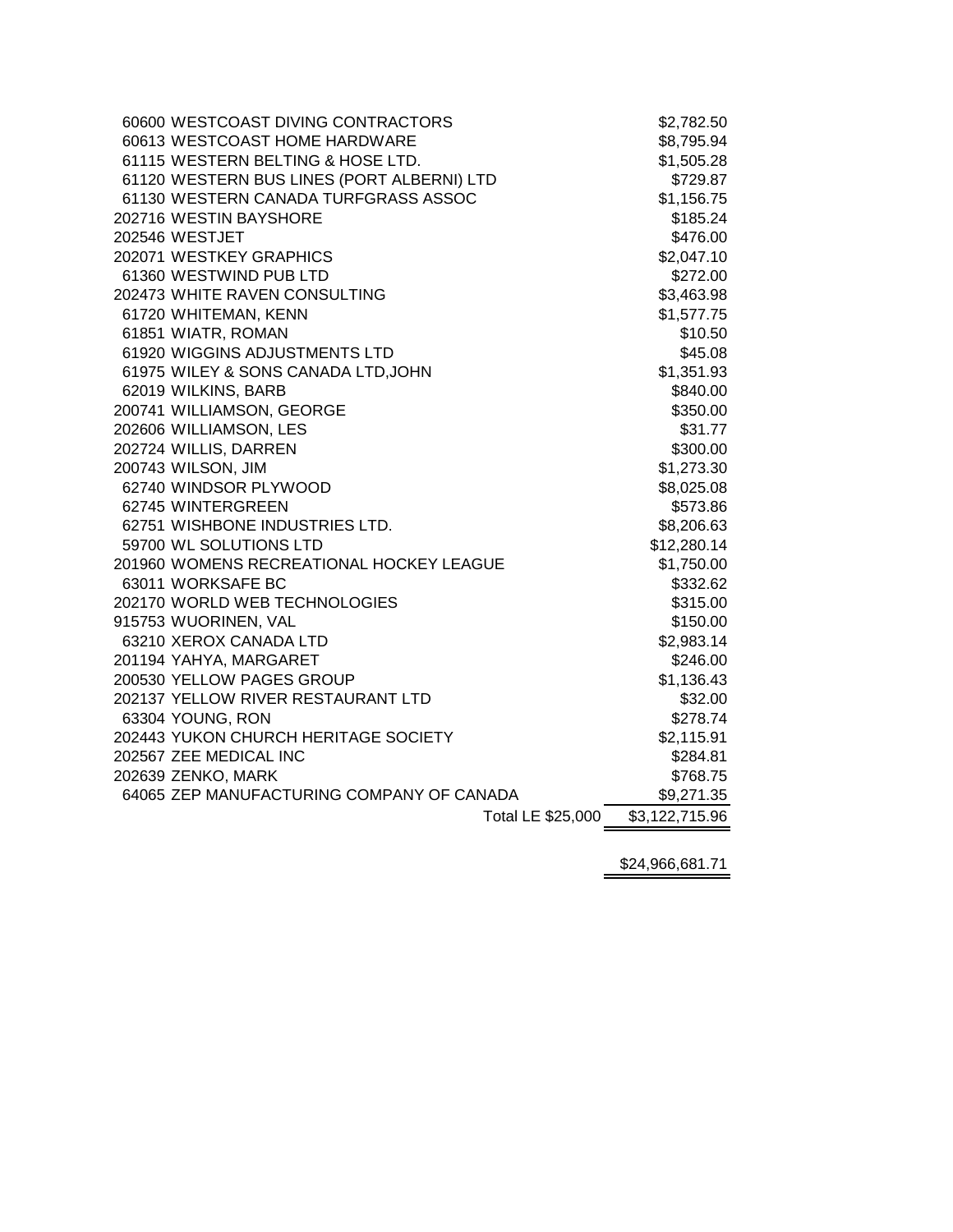| | | |
|---|---|---|
| 60600 | WESTCOAST DIVING CONTRACTORS | $2,782.50 |
| 60613 | WESTCOAST HOME HARDWARE | $8,795.94 |
| 61115 | WESTERN BELTING & HOSE LTD. | $1,505.28 |
| 61120 | WESTERN BUS LINES (PORT ALBERNI) LTD | $729.87 |
| 61130 | WESTERN CANADA TURFGRASS ASSOC | $1,156.75 |
| 202716 | WESTIN BAYSHORE | $185.24 |
| 202546 | WESTJET | $476.00 |
| 202071 | WESTKEY GRAPHICS | $2,047.10 |
| 61360 | WESTWIND PUB LTD | $272.00 |
| 202473 | WHITE RAVEN CONSULTING | $3,463.98 |
| 61720 | WHITEMAN, KENN | $1,577.75 |
| 61851 | WIATR, ROMAN | $10.50 |
| 61920 | WIGGINS ADJUSTMENTS LTD | $45.08 |
| 61975 | WILEY & SONS CANADA LTD,JOHN | $1,351.93 |
| 62019 | WILKINS, BARB | $840.00 |
| 200741 | WILLIAMSON, GEORGE | $350.00 |
| 202606 | WILLIAMSON, LES | $31.77 |
| 202724 | WILLIS, DARREN | $300.00 |
| 200743 | WILSON, JIM | $1,273.30 |
| 62740 | WINDSOR PLYWOOD | $8,025.08 |
| 62745 | WINTERGREEN | $573.86 |
| 62751 | WISHBONE INDUSTRIES LTD. | $8,206.63 |
| 59700 | WL SOLUTIONS LTD | $12,280.14 |
| 201960 | WOMENS RECREATIONAL HOCKEY LEAGUE | $1,750.00 |
| 63011 | WORKSAFE BC | $332.62 |
| 202170 | WORLD WEB TECHNOLOGIES | $315.00 |
| 915753 | WUORINEN, VAL | $150.00 |
| 63210 | XEROX CANADA LTD | $2,983.14 |
| 201194 | YAHYA, MARGARET | $246.00 |
| 200530 | YELLOW PAGES GROUP | $1,136.43 |
| 202137 | YELLOW RIVER RESTAURANT LTD | $32.00 |
| 63304 | YOUNG, RON | $278.74 |
| 202443 | YUKON CHURCH HERITAGE SOCIETY | $2,115.91 |
| 202567 | ZEE MEDICAL INC | $284.81 |
| 202639 | ZENKO, MARK | $768.75 |
| 64065 | ZEP MANUFACTURING COMPANY OF CANADA | $9,271.35 |
| | Total LE $25,000 | $3,122,715.96 |
| | | |
| | | $24,966,681.71 |